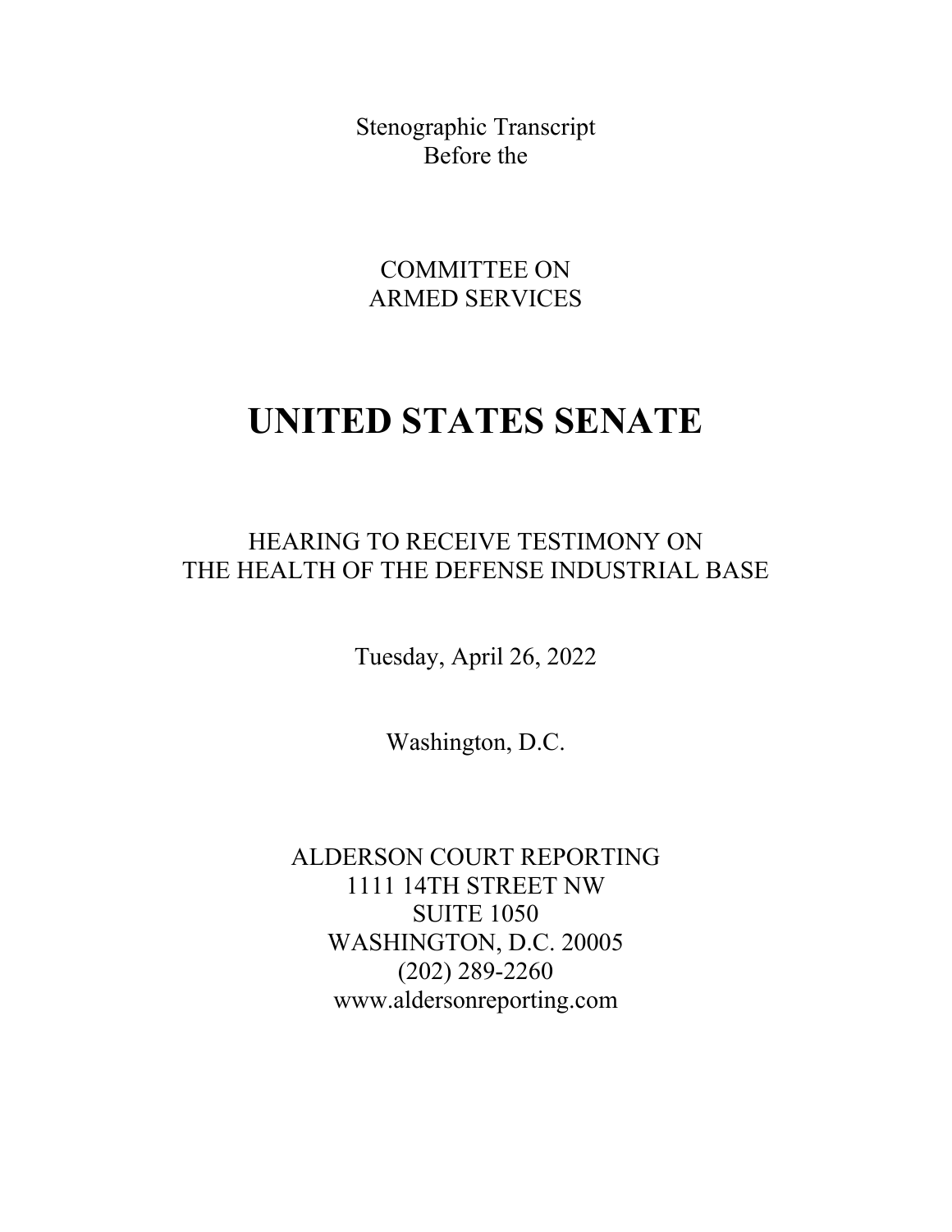Stenographic Transcript
Before the

COMMITTEE ON
ARMED SERVICES

# UNITED STATES SENATE

HEARING TO RECEIVE TESTIMONY ON
THE HEALTH OF THE DEFENSE INDUSTRIAL BASE

Tuesday, April 26, 2022

Washington, D.C.

ALDERSON COURT REPORTING
1111 14TH STREET NW
SUITE 1050
WASHINGTON, D.C. 20005
(202) 289-2260
www.aldersonreporting.com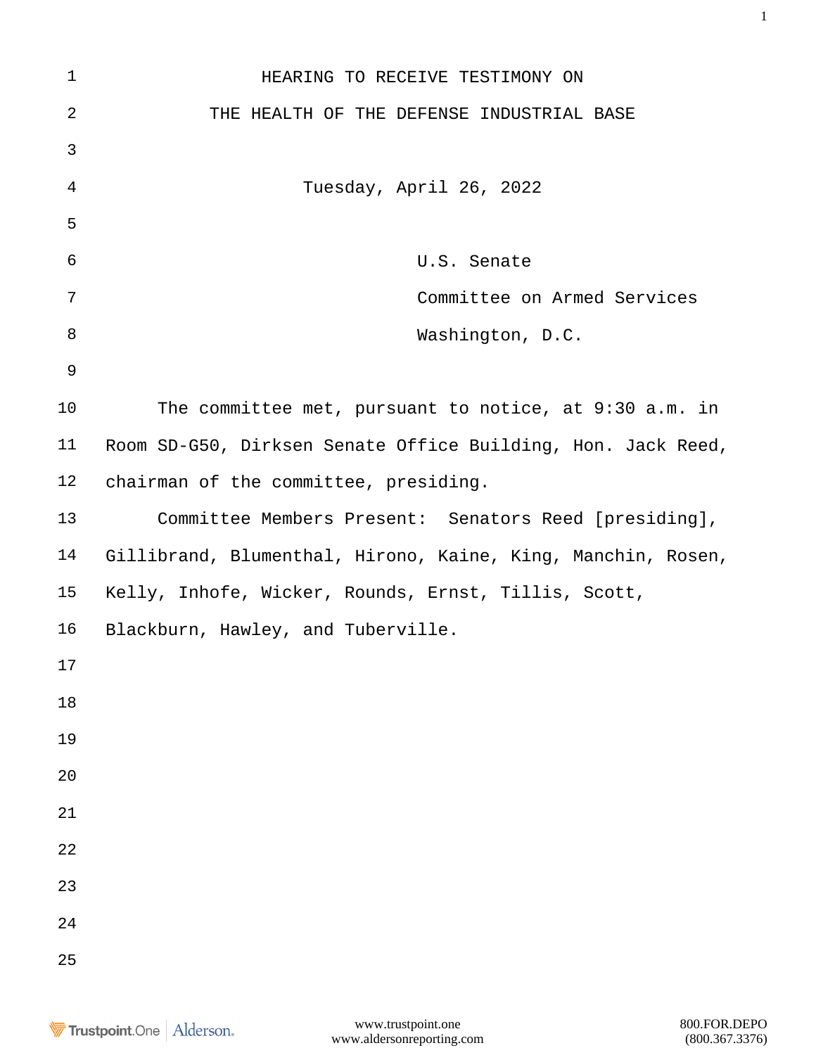HEARING TO RECEIVE TESTIMONY ON

THE HEALTH OF THE DEFENSE INDUSTRIAL BASE

Tuesday, April 26, 2022

U.S. Senate

Committee on Armed Services

Washington, D.C.

The committee met, pursuant to notice, at 9:30 a.m. in Room SD-G50, Dirksen Senate Office Building, Hon. Jack Reed, chairman of the committee, presiding.

Committee Members Present: Senators Reed [presiding], Gillibrand, Blumenthal, Hirono, Kaine, King, Manchin, Rosen, Kelly, Inhofe, Wicker, Rounds, Ernst, Tillis, Scott, Blackburn, Hawley, and Tuberville.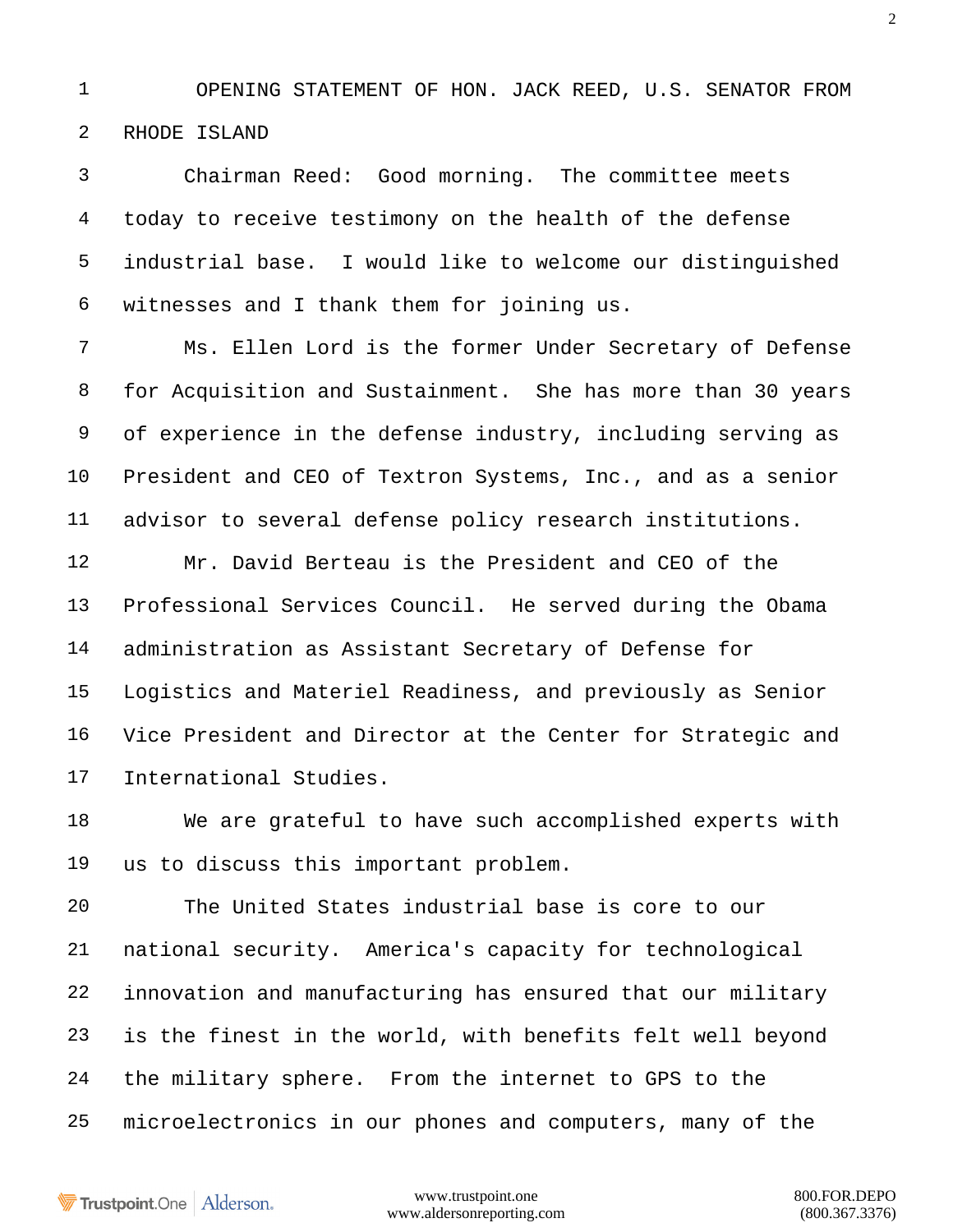OPENING STATEMENT OF HON. JACK REED, U.S. SENATOR FROM RHODE ISLAND

Chairman Reed: Good morning. The committee meets today to receive testimony on the health of the defense industrial base. I would like to welcome our distinguished witnesses and I thank them for joining us.

Ms. Ellen Lord is the former Under Secretary of Defense for Acquisition and Sustainment. She has more than 30 years of experience in the defense industry, including serving as President and CEO of Textron Systems, Inc., and as a senior advisor to several defense policy research institutions.

Mr. David Berteau is the President and CEO of the Professional Services Council. He served during the Obama administration as Assistant Secretary of Defense for Logistics and Materiel Readiness, and previously as Senior Vice President and Director at the Center for Strategic and International Studies.

We are grateful to have such accomplished experts with us to discuss this important problem.

The United States industrial base is core to our national security. America's capacity for technological innovation and manufacturing has ensured that our military is the finest in the world, with benefits felt well beyond the military sphere. From the internet to GPS to the microelectronics in our phones and computers, many of the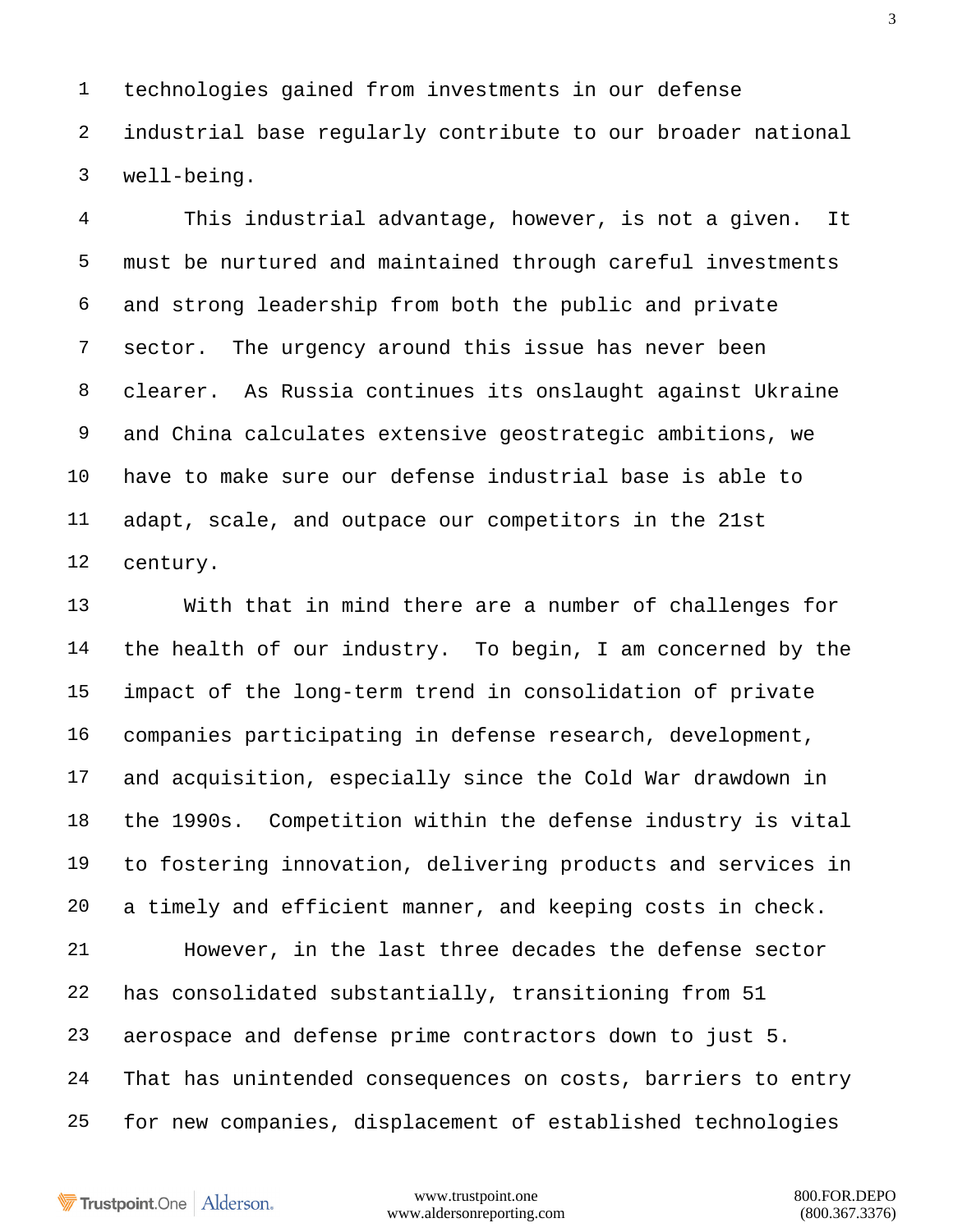technologies gained from investments in our defense industrial base regularly contribute to our broader national well-being.

This industrial advantage, however, is not a given. It must be nurtured and maintained through careful investments and strong leadership from both the public and private sector. The urgency around this issue has never been clearer. As Russia continues its onslaught against Ukraine and China calculates extensive geostrategic ambitions, we have to make sure our defense industrial base is able to adapt, scale, and outpace our competitors in the 21st century.

With that in mind there are a number of challenges for the health of our industry. To begin, I am concerned by the impact of the long-term trend in consolidation of private companies participating in defense research, development, and acquisition, especially since the Cold War drawdown in the 1990s. Competition within the defense industry is vital to fostering innovation, delivering products and services in a timely and efficient manner, and keeping costs in check.

However, in the last three decades the defense sector has consolidated substantially, transitioning from 51 aerospace and defense prime contractors down to just 5. That has unintended consequences on costs, barriers to entry for new companies, displacement of established technologies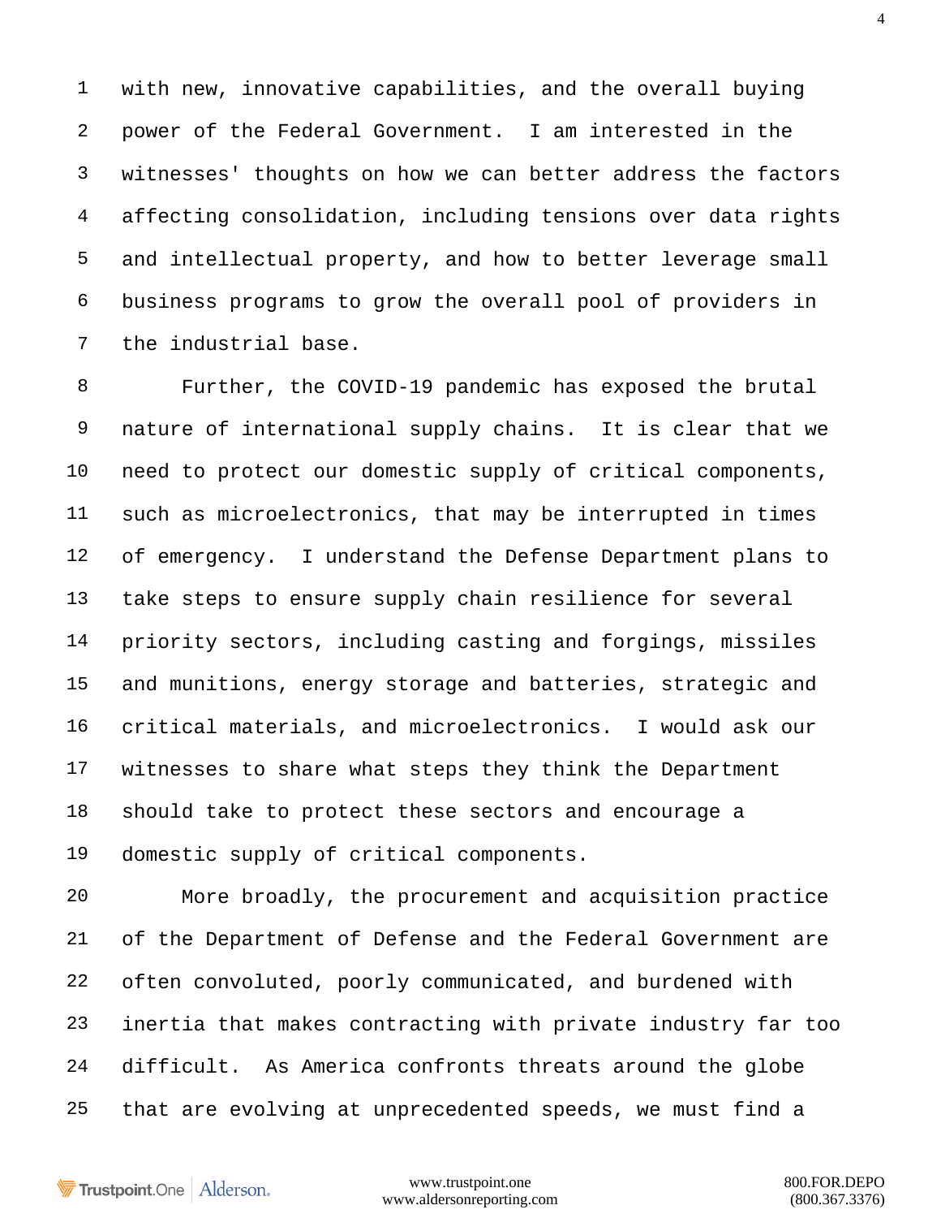with new, innovative capabilities, and the overall buying power of the Federal Government. I am interested in the witnesses' thoughts on how we can better address the factors affecting consolidation, including tensions over data rights and intellectual property, and how to better leverage small business programs to grow the overall pool of providers in the industrial base.

Further, the COVID-19 pandemic has exposed the brutal nature of international supply chains. It is clear that we need to protect our domestic supply of critical components, such as microelectronics, that may be interrupted in times of emergency. I understand the Defense Department plans to take steps to ensure supply chain resilience for several priority sectors, including casting and forgings, missiles and munitions, energy storage and batteries, strategic and critical materials, and microelectronics. I would ask our witnesses to share what steps they think the Department should take to protect these sectors and encourage a domestic supply of critical components.

More broadly, the procurement and acquisition practice of the Department of Defense and the Federal Government are often convoluted, poorly communicated, and burdened with inertia that makes contracting with private industry far too difficult. As America confronts threats around the globe that are evolving at unprecedented speeds, we must find a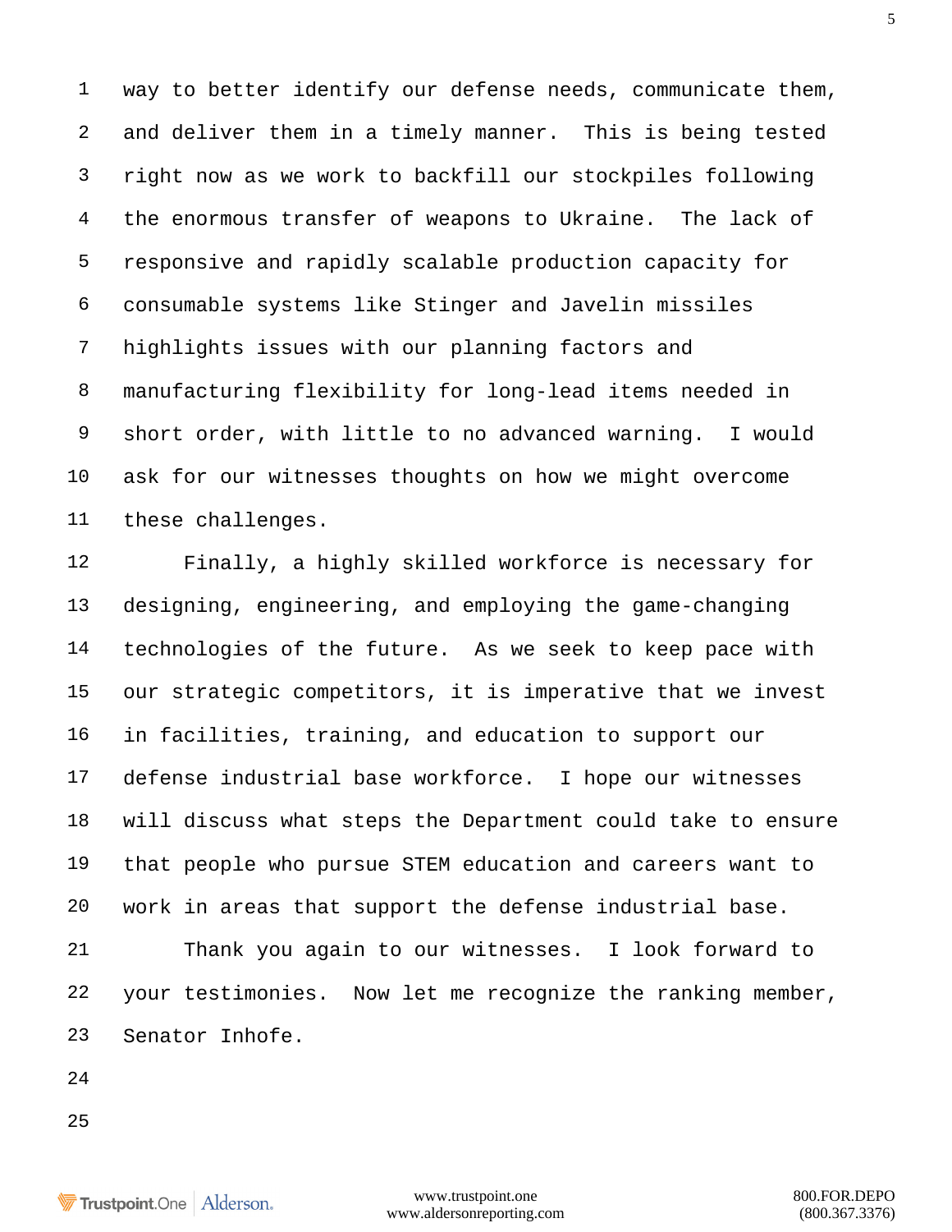way to better identify our defense needs, communicate them, and deliver them in a timely manner. This is being tested right now as we work to backfill our stockpiles following the enormous transfer of weapons to Ukraine. The lack of responsive and rapidly scalable production capacity for consumable systems like Stinger and Javelin missiles highlights issues with our planning factors and manufacturing flexibility for long-lead items needed in short order, with little to no advanced warning. I would ask for our witnesses thoughts on how we might overcome these challenges.

Finally, a highly skilled workforce is necessary for designing, engineering, and employing the game-changing technologies of the future. As we seek to keep pace with our strategic competitors, it is imperative that we invest in facilities, training, and education to support our defense industrial base workforce. I hope our witnesses will discuss what steps the Department could take to ensure that people who pursue STEM education and careers want to work in areas that support the defense industrial base.

Thank you again to our witnesses. I look forward to your testimonies. Now let me recognize the ranking member, Senator Inhofe.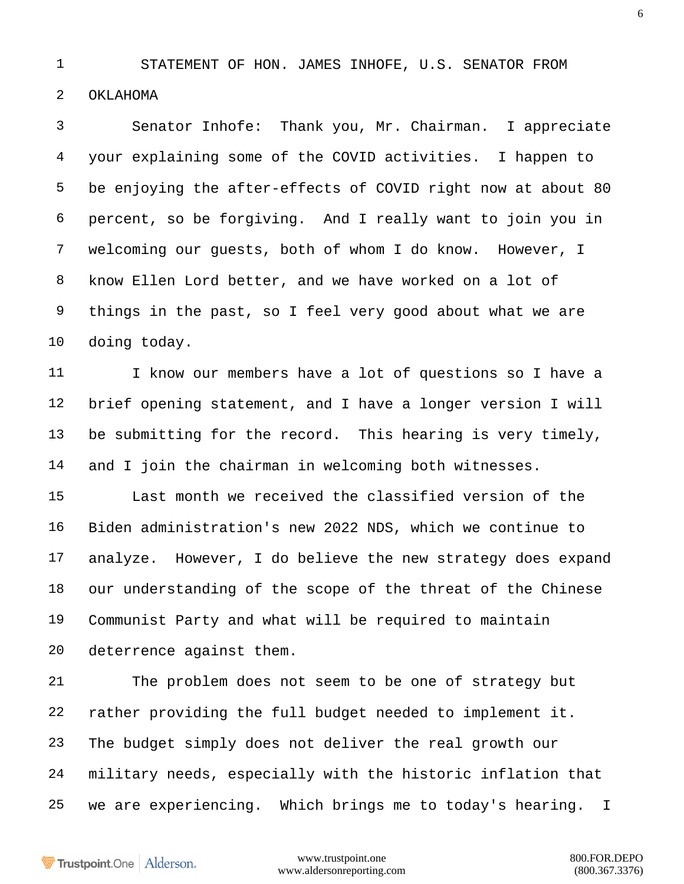STATEMENT OF HON. JAMES INHOFE, U.S. SENATOR FROM OKLAHOMA

Senator Inhofe: Thank you, Mr. Chairman. I appreciate your explaining some of the COVID activities. I happen to be enjoying the after-effects of COVID right now at about 80 percent, so be forgiving. And I really want to join you in welcoming our guests, both of whom I do know. However, I know Ellen Lord better, and we have worked on a lot of things in the past, so I feel very good about what we are doing today.

I know our members have a lot of questions so I have a brief opening statement, and I have a longer version I will be submitting for the record. This hearing is very timely, and I join the chairman in welcoming both witnesses.

Last month we received the classified version of the Biden administration's new 2022 NDS, which we continue to analyze. However, I do believe the new strategy does expand our understanding of the scope of the threat of the Chinese Communist Party and what will be required to maintain deterrence against them.

The problem does not seem to be one of strategy but rather providing the full budget needed to implement it. The budget simply does not deliver the real growth our military needs, especially with the historic inflation that we are experiencing. Which brings me to today's hearing. I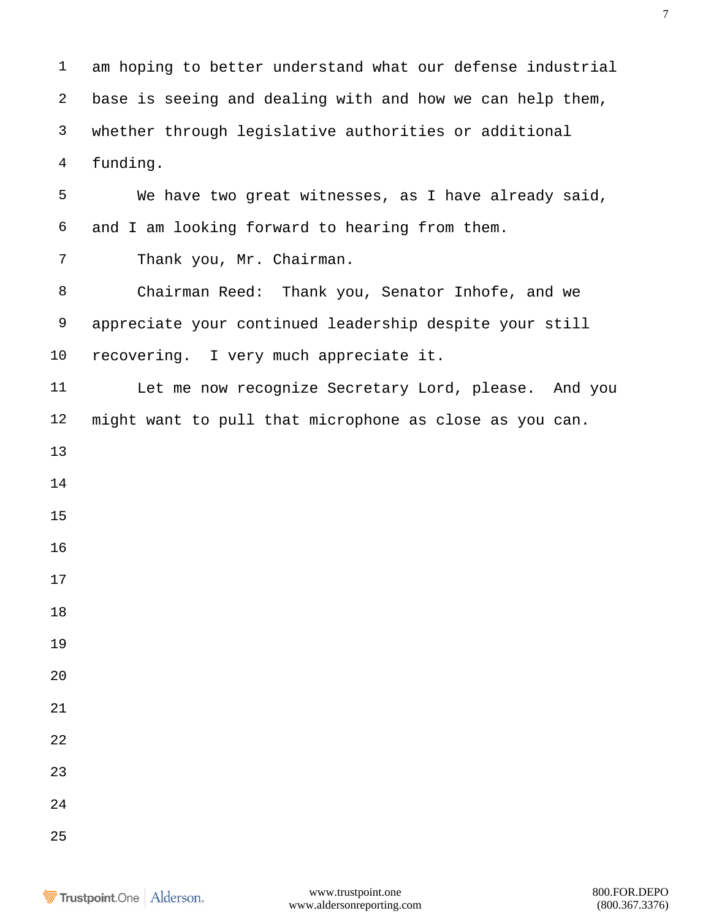am hoping to better understand what our defense industrial base is seeing and dealing with and how we can help them, whether through legislative authorities or additional funding.

We have two great witnesses, as I have already said, and I am looking forward to hearing from them.

Thank you, Mr. Chairman.

Chairman Reed: Thank you, Senator Inhofe, and we appreciate your continued leadership despite your still recovering. I very much appreciate it.

Let me now recognize Secretary Lord, please. And you might want to pull that microphone as close as you can.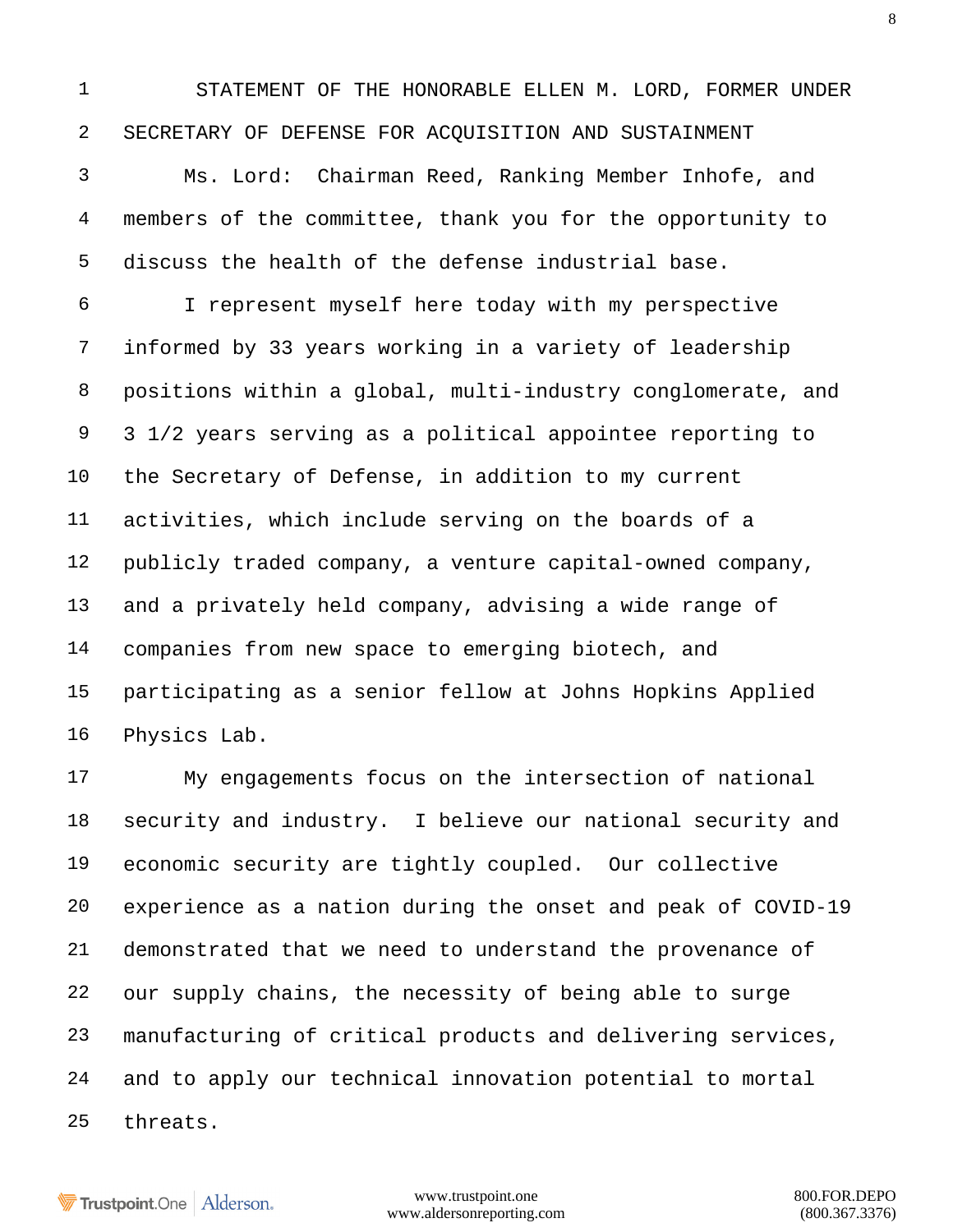STATEMENT OF THE HONORABLE ELLEN M. LORD, FORMER UNDER SECRETARY OF DEFENSE FOR ACQUISITION AND SUSTAINMENT

Ms. Lord: Chairman Reed, Ranking Member Inhofe, and members of the committee, thank you for the opportunity to discuss the health of the defense industrial base.

I represent myself here today with my perspective informed by 33 years working in a variety of leadership positions within a global, multi-industry conglomerate, and 3 1/2 years serving as a political appointee reporting to the Secretary of Defense, in addition to my current activities, which include serving on the boards of a publicly traded company, a venture capital-owned company, and a privately held company, advising a wide range of companies from new space to emerging biotech, and participating as a senior fellow at Johns Hopkins Applied Physics Lab.

My engagements focus on the intersection of national security and industry. I believe our national security and economic security are tightly coupled. Our collective experience as a nation during the onset and peak of COVID-19 demonstrated that we need to understand the provenance of our supply chains, the necessity of being able to surge manufacturing of critical products and delivering services, and to apply our technical innovation potential to mortal threats.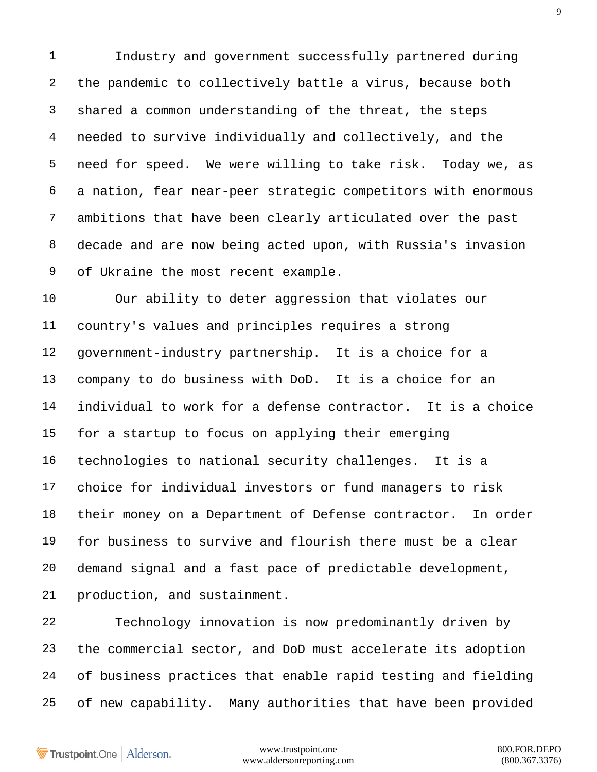Industry and government successfully partnered during the pandemic to collectively battle a virus, because both shared a common understanding of the threat, the steps needed to survive individually and collectively, and the need for speed. We were willing to take risk. Today we, as a nation, fear near-peer strategic competitors with enormous ambitions that have been clearly articulated over the past decade and are now being acted upon, with Russia's invasion of Ukraine the most recent example.

Our ability to deter aggression that violates our country's values and principles requires a strong government-industry partnership. It is a choice for a company to do business with DoD. It is a choice for an individual to work for a defense contractor. It is a choice for a startup to focus on applying their emerging technologies to national security challenges. It is a choice for individual investors or fund managers to risk their money on a Department of Defense contractor. In order for business to survive and flourish there must be a clear demand signal and a fast pace of predictable development, production, and sustainment.

Technology innovation is now predominantly driven by the commercial sector, and DoD must accelerate its adoption of business practices that enable rapid testing and fielding of new capability. Many authorities that have been provided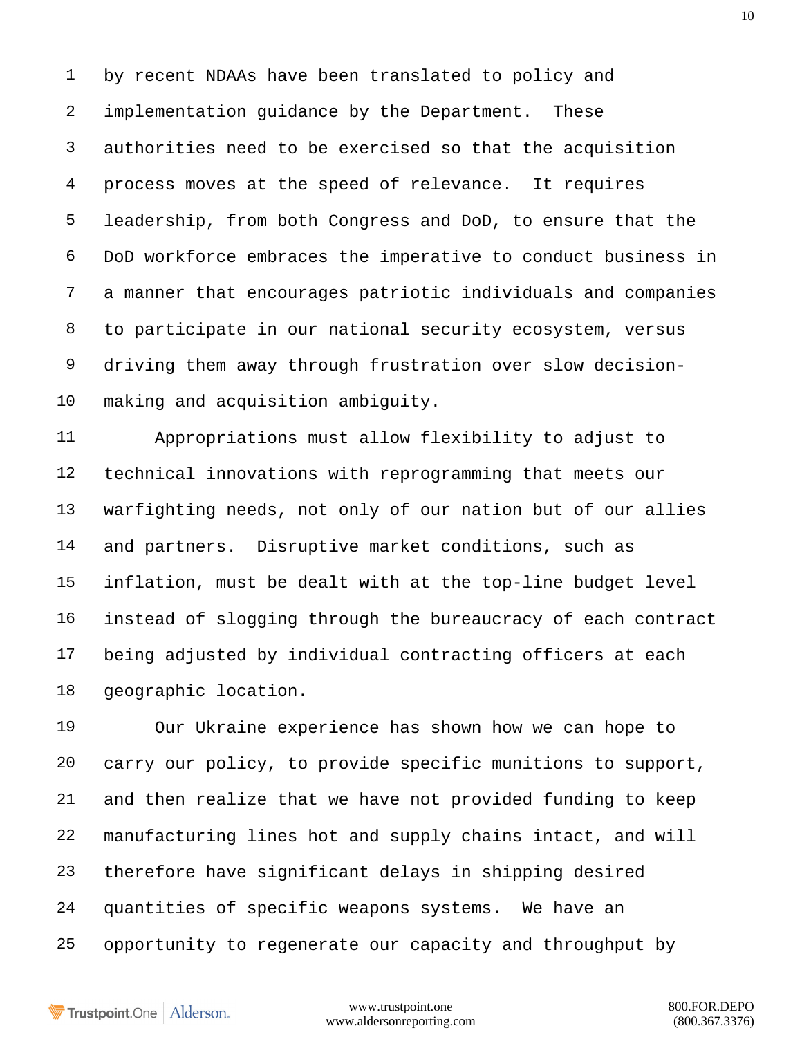by recent NDAAs have been translated to policy and implementation guidance by the Department. These authorities need to be exercised so that the acquisition process moves at the speed of relevance. It requires leadership, from both Congress and DoD, to ensure that the DoD workforce embraces the imperative to conduct business in a manner that encourages patriotic individuals and companies to participate in our national security ecosystem, versus driving them away through frustration over slow decision-making and acquisition ambiguity.

Appropriations must allow flexibility to adjust to technical innovations with reprogramming that meets our warfighting needs, not only of our nation but of our allies and partners. Disruptive market conditions, such as inflation, must be dealt with at the top-line budget level instead of slogging through the bureaucracy of each contract being adjusted by individual contracting officers at each geographic location.

Our Ukraine experience has shown how we can hope to carry our policy, to provide specific munitions to support, and then realize that we have not provided funding to keep manufacturing lines hot and supply chains intact, and will therefore have significant delays in shipping desired quantities of specific weapons systems. We have an opportunity to regenerate our capacity and throughput by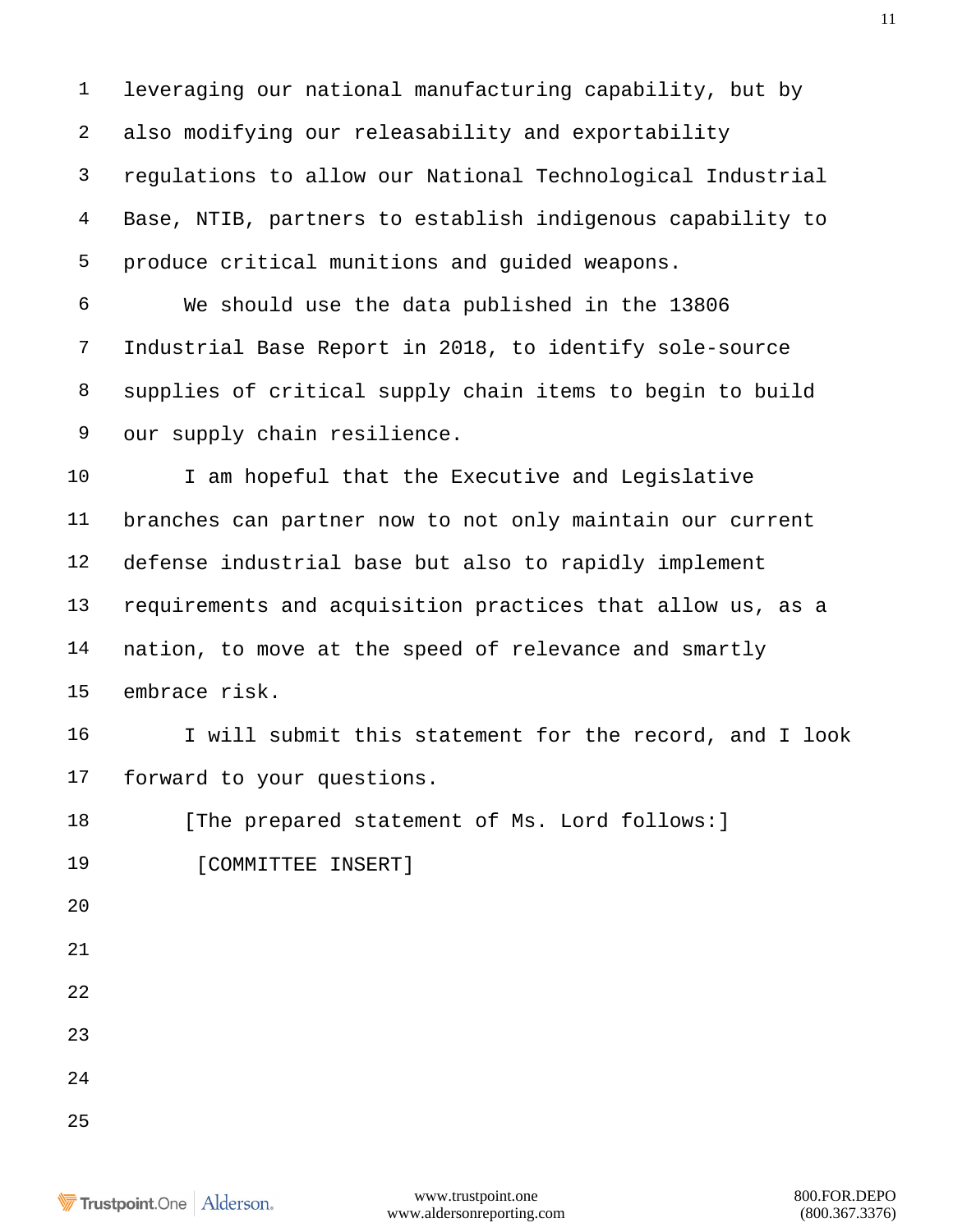leveraging our national manufacturing capability, but by also modifying our releasability and exportability regulations to allow our National Technological Industrial Base, NTIB, partners to establish indigenous capability to produce critical munitions and guided weapons.

We should use the data published in the 13806 Industrial Base Report in 2018, to identify sole-source supplies of critical supply chain items to begin to build our supply chain resilience.

I am hopeful that the Executive and Legislative branches can partner now to not only maintain our current defense industrial base but also to rapidly implement requirements and acquisition practices that allow us, as a nation, to move at the speed of relevance and smartly embrace risk.

I will submit this statement for the record, and I look forward to your questions.

[The prepared statement of Ms. Lord follows:]

[COMMITTEE INSERT]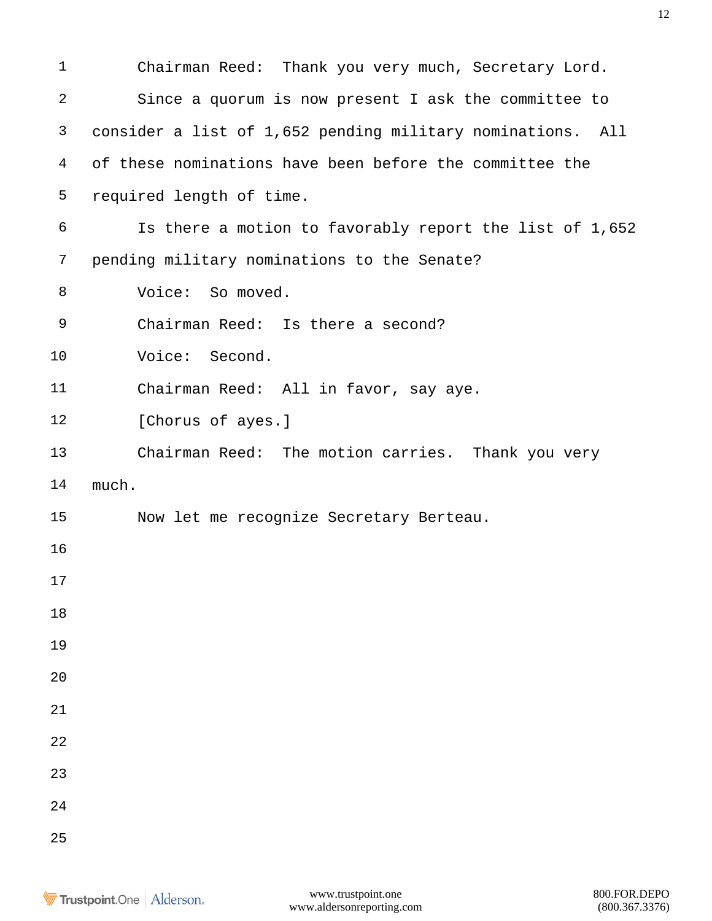Chairman Reed: Thank you very much, Secretary Lord.

Since a quorum is now present I ask the committee to consider a list of 1,652 pending military nominations. All of these nominations have been before the committee the required length of time.

Is there a motion to favorably report the list of 1,652 pending military nominations to the Senate?

Voice: So moved.

Chairman Reed: Is there a second?

Voice: Second.

Chairman Reed: All in favor, say aye.

[Chorus of ayes.]

Chairman Reed: The motion carries. Thank you very much.

Now let me recognize Secretary Berteau.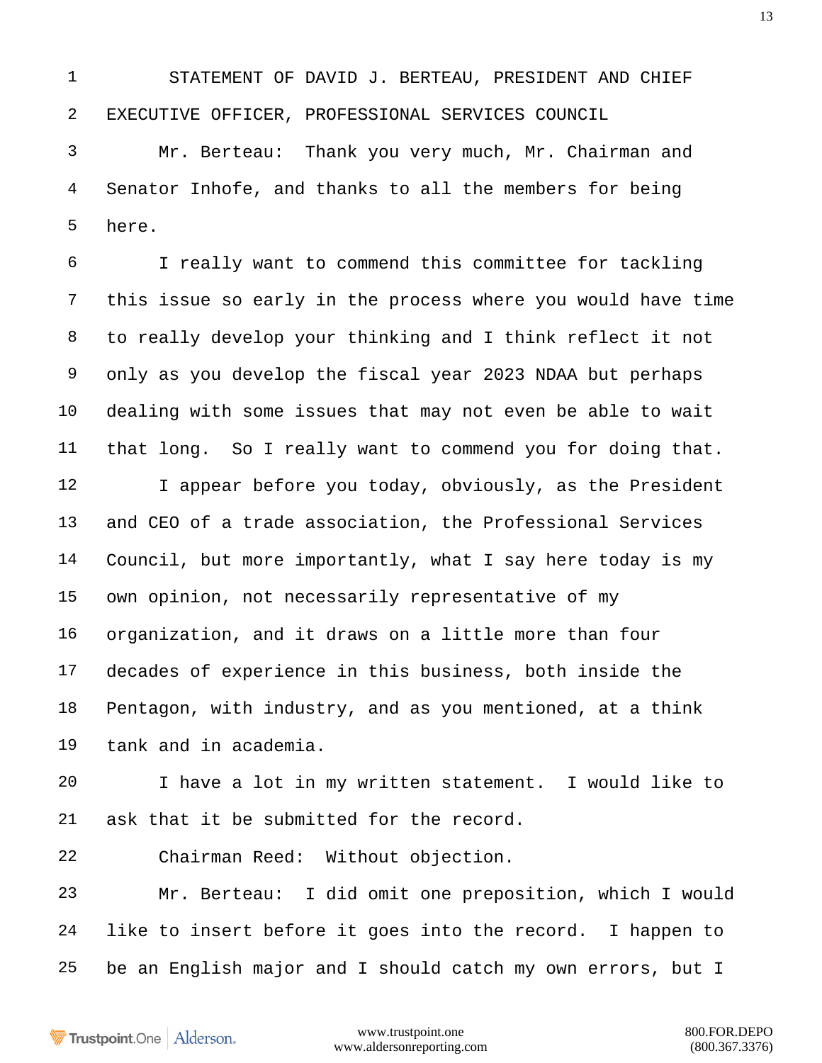STATEMENT OF DAVID J. BERTEAU, PRESIDENT AND CHIEF EXECUTIVE OFFICER, PROFESSIONAL SERVICES COUNCIL

Mr. Berteau: Thank you very much, Mr. Chairman and Senator Inhofe, and thanks to all the members for being here.

I really want to commend this committee for tackling this issue so early in the process where you would have time to really develop your thinking and I think reflect it not only as you develop the fiscal year 2023 NDAA but perhaps dealing with some issues that may not even be able to wait that long. So I really want to commend you for doing that.

I appear before you today, obviously, as the President and CEO of a trade association, the Professional Services Council, but more importantly, what I say here today is my own opinion, not necessarily representative of my organization, and it draws on a little more than four decades of experience in this business, both inside the Pentagon, with industry, and as you mentioned, at a think tank and in academia.

I have a lot in my written statement. I would like to ask that it be submitted for the record.

Chairman Reed: Without objection.

Mr. Berteau: I did omit one preposition, which I would like to insert before it goes into the record. I happen to be an English major and I should catch my own errors, but I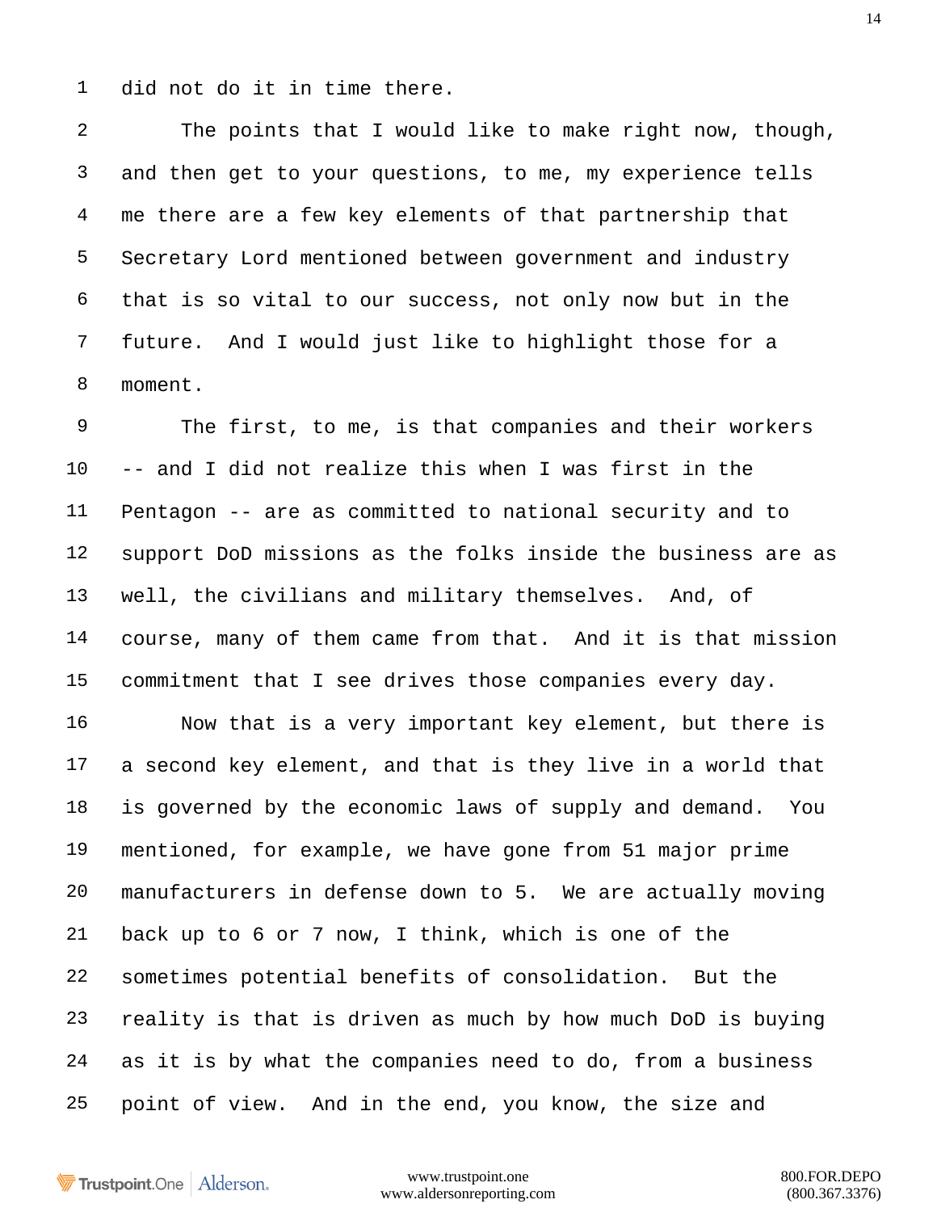did not do it in time there.

The points that I would like to make right now, though, and then get to your questions, to me, my experience tells me there are a few key elements of that partnership that Secretary Lord mentioned between government and industry that is so vital to our success, not only now but in the future. And I would just like to highlight those for a moment.

The first, to me, is that companies and their workers -- and I did not realize this when I was first in the Pentagon -- are as committed to national security and to support DoD missions as the folks inside the business are as well, the civilians and military themselves. And, of course, many of them came from that. And it is that mission commitment that I see drives those companies every day.

Now that is a very important key element, but there is a second key element, and that is they live in a world that is governed by the economic laws of supply and demand. You mentioned, for example, we have gone from 51 major prime manufacturers in defense down to 5. We are actually moving back up to 6 or 7 now, I think, which is one of the sometimes potential benefits of consolidation. But the reality is that is driven as much by how much DoD is buying as it is by what the companies need to do, from a business point of view. And in the end, you know, the size and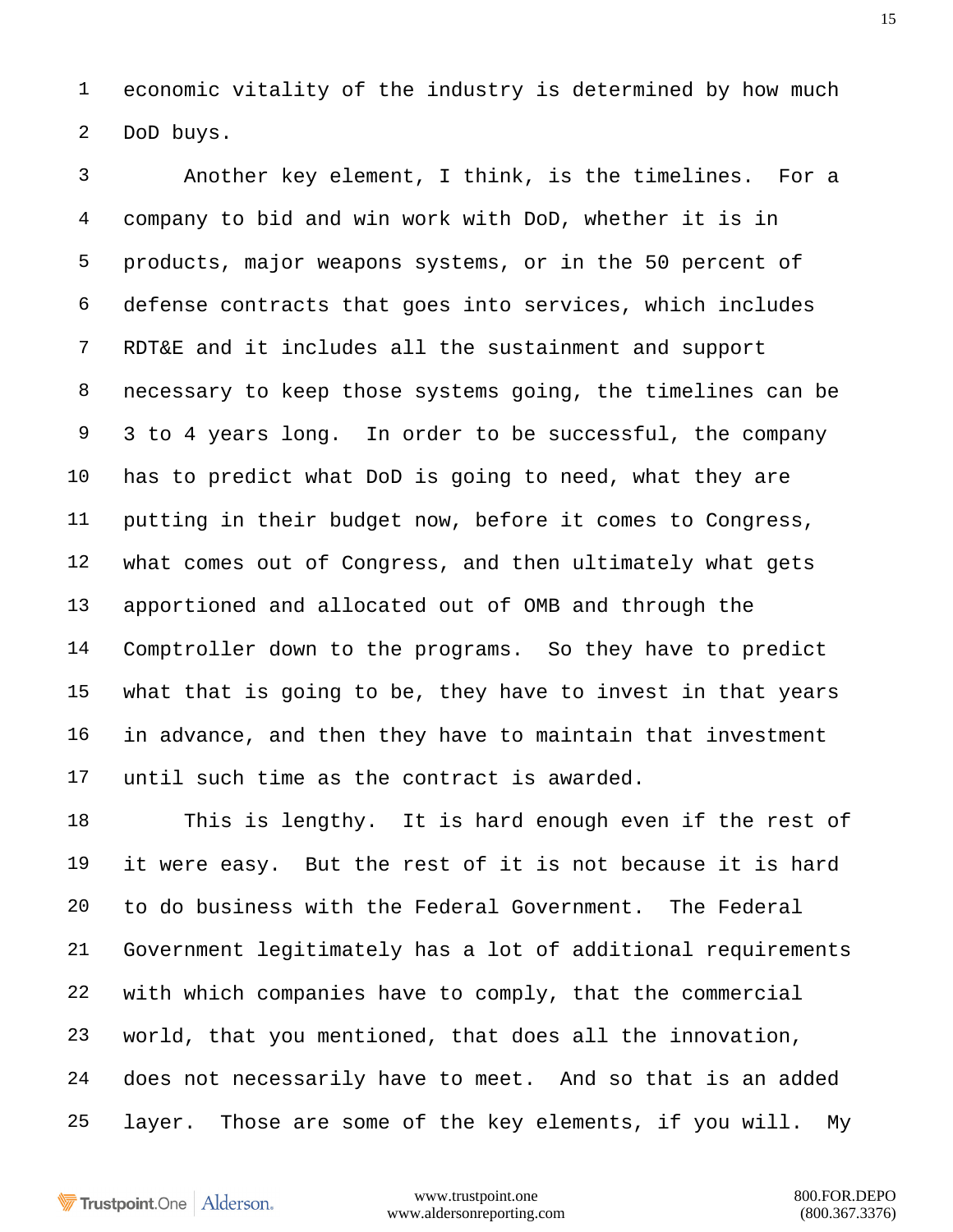economic vitality of the industry is determined by how much DoD buys.

Another key element, I think, is the timelines. For a company to bid and win work with DoD, whether it is in products, major weapons systems, or in the 50 percent of defense contracts that goes into services, which includes RDT&E and it includes all the sustainment and support necessary to keep those systems going, the timelines can be 3 to 4 years long. In order to be successful, the company has to predict what DoD is going to need, what they are putting in their budget now, before it comes to Congress, what comes out of Congress, and then ultimately what gets apportioned and allocated out of OMB and through the Comptroller down to the programs. So they have to predict what that is going to be, they have to invest in that years in advance, and then they have to maintain that investment until such time as the contract is awarded.

This is lengthy. It is hard enough even if the rest of it were easy. But the rest of it is not because it is hard to do business with the Federal Government. The Federal Government legitimately has a lot of additional requirements with which companies have to comply, that the commercial world, that you mentioned, that does all the innovation, does not necessarily have to meet. And so that is an added layer. Those are some of the key elements, if you will. My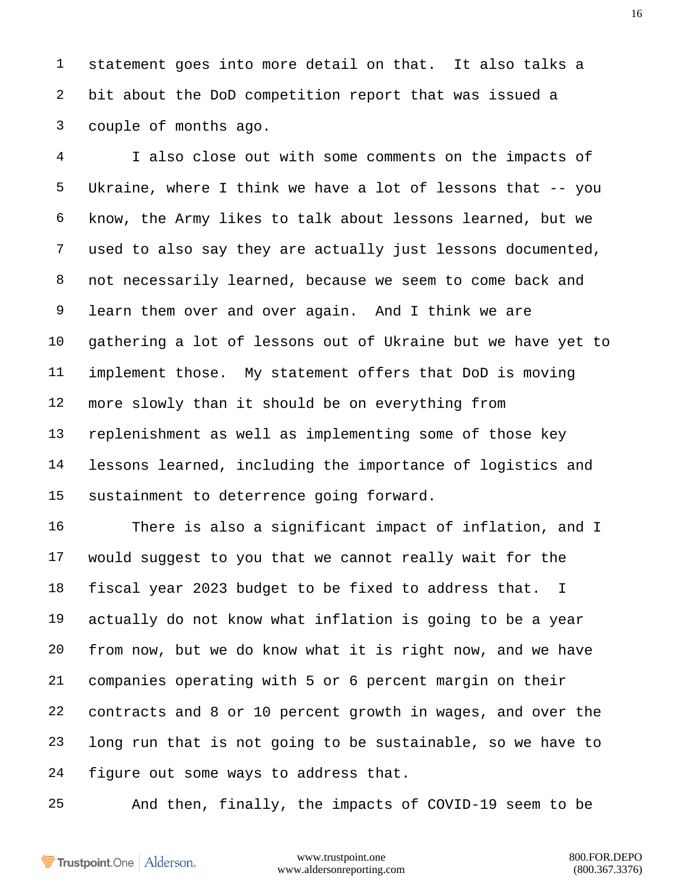statement goes into more detail on that. It also talks a bit about the DoD competition report that was issued a couple of months ago.

I also close out with some comments on the impacts of Ukraine, where I think we have a lot of lessons that -- you know, the Army likes to talk about lessons learned, but we used to also say they are actually just lessons documented, not necessarily learned, because we seem to come back and learn them over and over again. And I think we are gathering a lot of lessons out of Ukraine but we have yet to implement those. My statement offers that DoD is moving more slowly than it should be on everything from replenishment as well as implementing some of those key lessons learned, including the importance of logistics and sustainment to deterrence going forward.

There is also a significant impact of inflation, and I would suggest to you that we cannot really wait for the fiscal year 2023 budget to be fixed to address that. I actually do not know what inflation is going to be a year from now, but we do know what it is right now, and we have companies operating with 5 or 6 percent margin on their contracts and 8 or 10 percent growth in wages, and over the long run that is not going to be sustainable, so we have to figure out some ways to address that.

And then, finally, the impacts of COVID-19 seem to be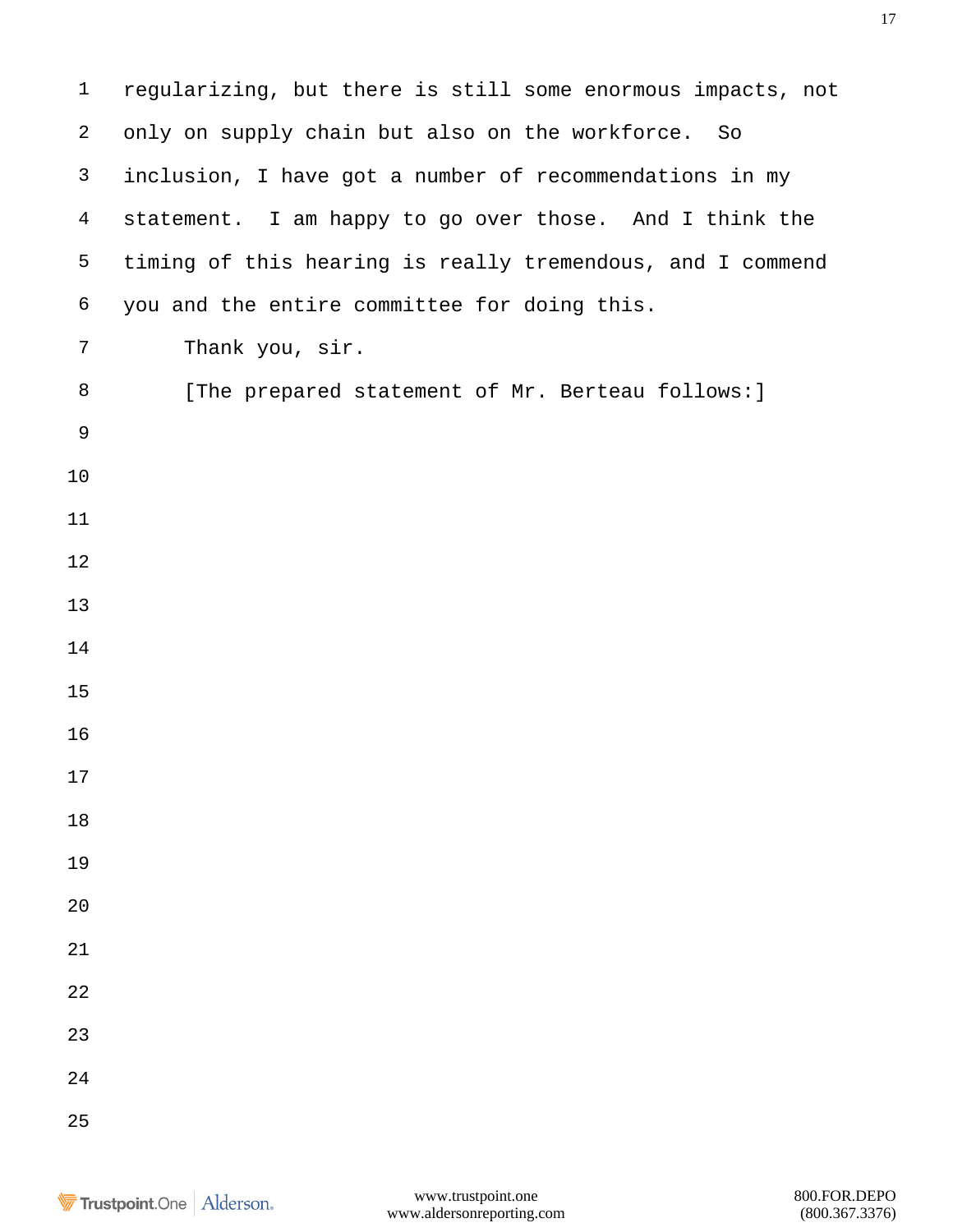regularizing, but there is still some enormous impacts, not only on supply chain but also on the workforce. So inclusion, I have got a number of recommendations in my statement. I am happy to go over those. And I think the timing of this hearing is really tremendous, and I commend you and the entire committee for doing this.

Thank you, sir.

[The prepared statement of Mr. Berteau follows:]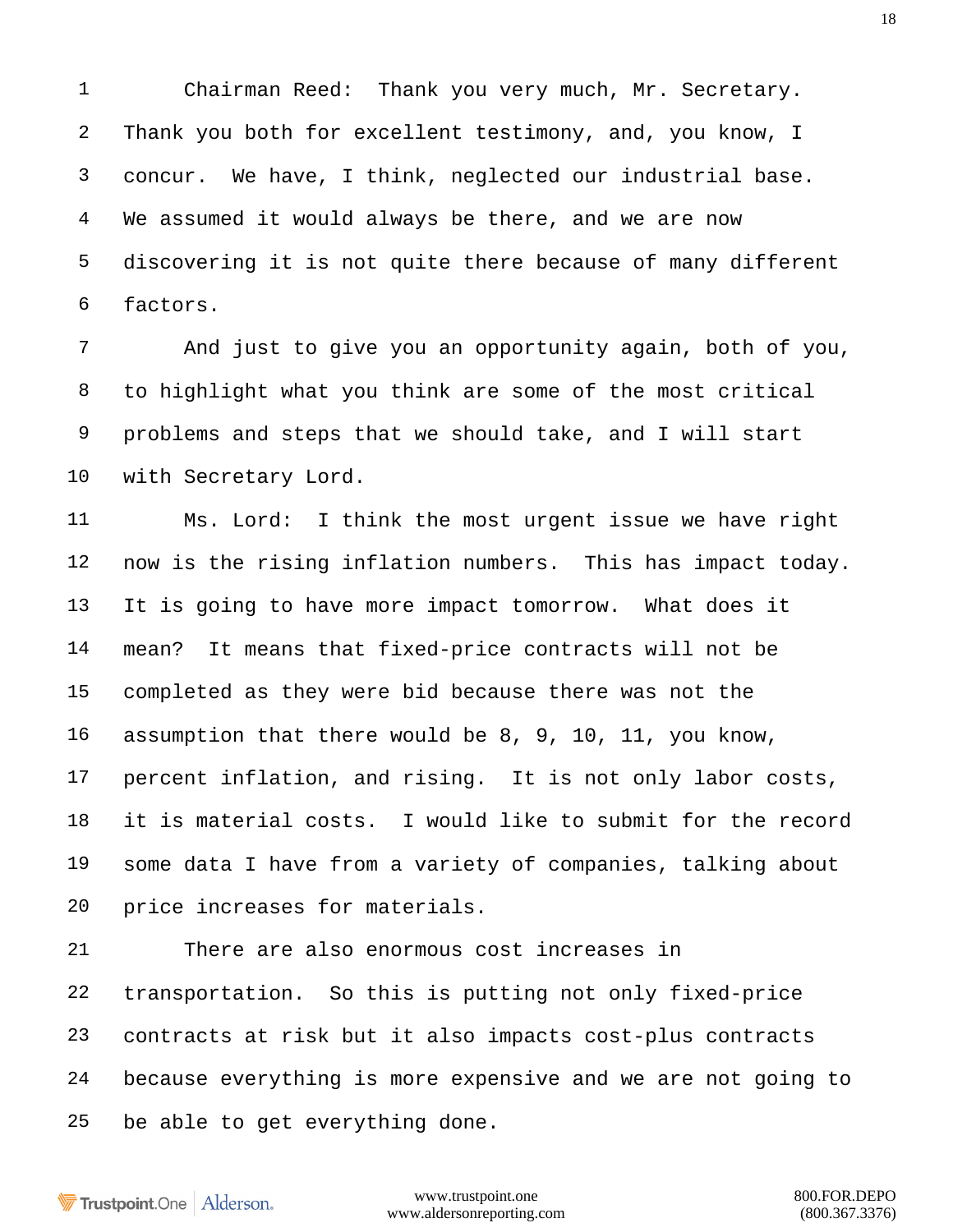Chairman Reed: Thank you very much, Mr. Secretary. Thank you both for excellent testimony, and, you know, I concur. We have, I think, neglected our industrial base. We assumed it would always be there, and we are now discovering it is not quite there because of many different factors.

And just to give you an opportunity again, both of you, to highlight what you think are some of the most critical problems and steps that we should take, and I will start with Secretary Lord.

Ms. Lord: I think the most urgent issue we have right now is the rising inflation numbers. This has impact today. It is going to have more impact tomorrow. What does it mean? It means that fixed-price contracts will not be completed as they were bid because there was not the assumption that there would be 8, 9, 10, 11, you know, percent inflation, and rising. It is not only labor costs, it is material costs. I would like to submit for the record some data I have from a variety of companies, talking about price increases for materials.

There are also enormous cost increases in transportation. So this is putting not only fixed-price contracts at risk but it also impacts cost-plus contracts because everything is more expensive and we are not going to be able to get everything done.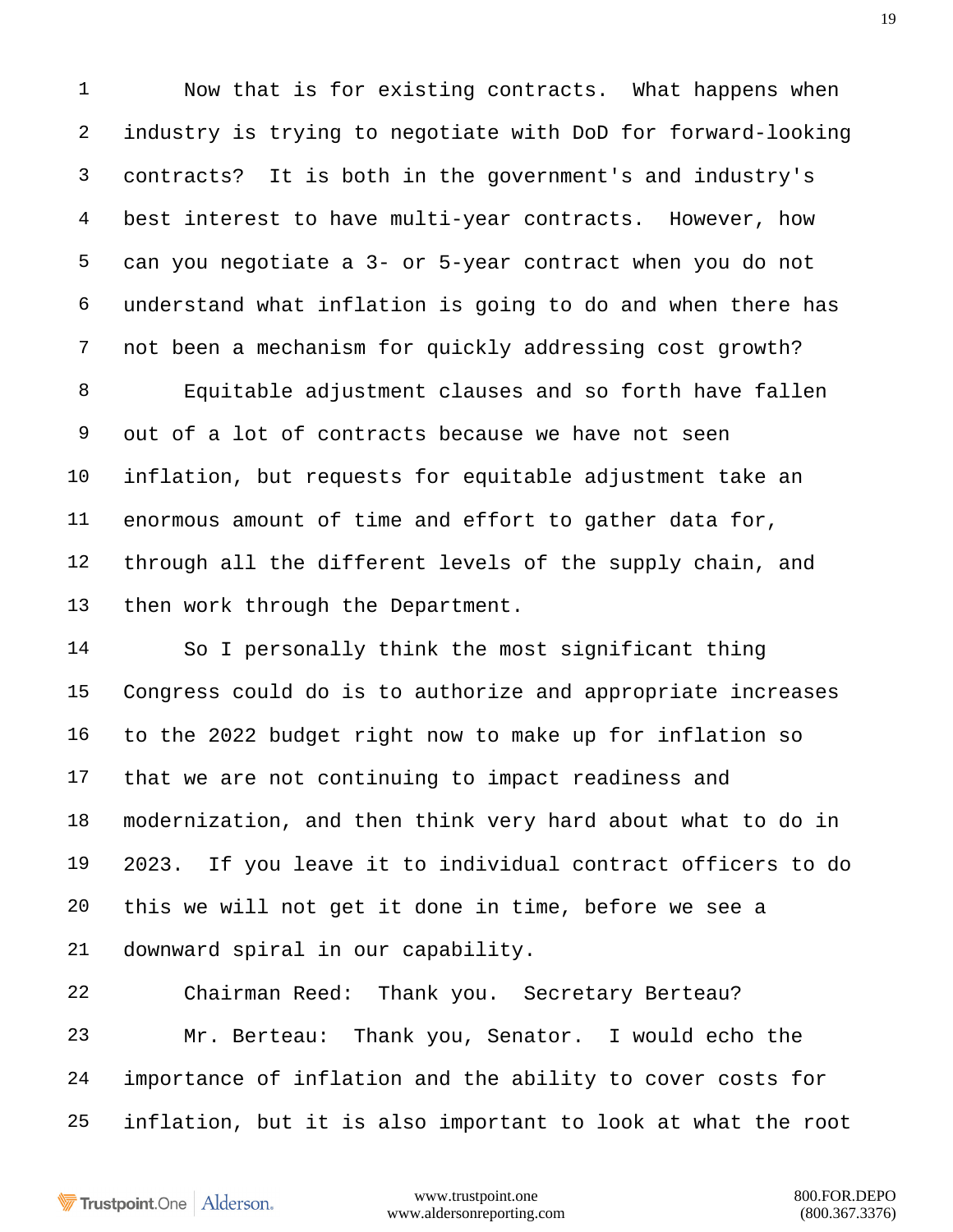Now that is for existing contracts. What happens when industry is trying to negotiate with DoD for forward-looking contracts? It is both in the government's and industry's best interest to have multi-year contracts. However, how can you negotiate a 3- or 5-year contract when you do not understand what inflation is going to do and when there has not been a mechanism for quickly addressing cost growth?

Equitable adjustment clauses and so forth have fallen out of a lot of contracts because we have not seen inflation, but requests for equitable adjustment take an enormous amount of time and effort to gather data for, through all the different levels of the supply chain, and then work through the Department.

So I personally think the most significant thing Congress could do is to authorize and appropriate increases to the 2022 budget right now to make up for inflation so that we are not continuing to impact readiness and modernization, and then think very hard about what to do in 2023. If you leave it to individual contract officers to do this we will not get it done in time, before we see a downward spiral in our capability.

Chairman Reed: Thank you. Secretary Berteau?

Mr. Berteau: Thank you, Senator. I would echo the importance of inflation and the ability to cover costs for inflation, but it is also important to look at what the root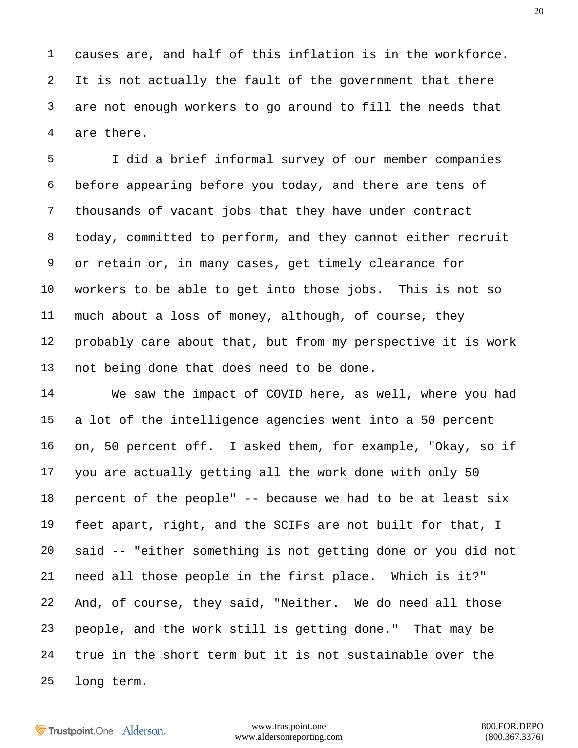causes are, and half of this inflation is in the workforce. It is not actually the fault of the government that there are not enough workers to go around to fill the needs that are there.

I did a brief informal survey of our member companies before appearing before you today, and there are tens of thousands of vacant jobs that they have under contract today, committed to perform, and they cannot either recruit or retain or, in many cases, get timely clearance for workers to be able to get into those jobs. This is not so much about a loss of money, although, of course, they probably care about that, but from my perspective it is work not being done that does need to be done.

We saw the impact of COVID here, as well, where you had a lot of the intelligence agencies went into a 50 percent on, 50 percent off. I asked them, for example, "Okay, so if you are actually getting all the work done with only 50 percent of the people" -- because we had to be at least six feet apart, right, and the SCIFs are not built for that, I said -- "either something is not getting done or you did not need all those people in the first place. Which is it?" And, of course, they said, "Neither. We do need all those people, and the work still is getting done." That may be true in the short term but it is not sustainable over the long term.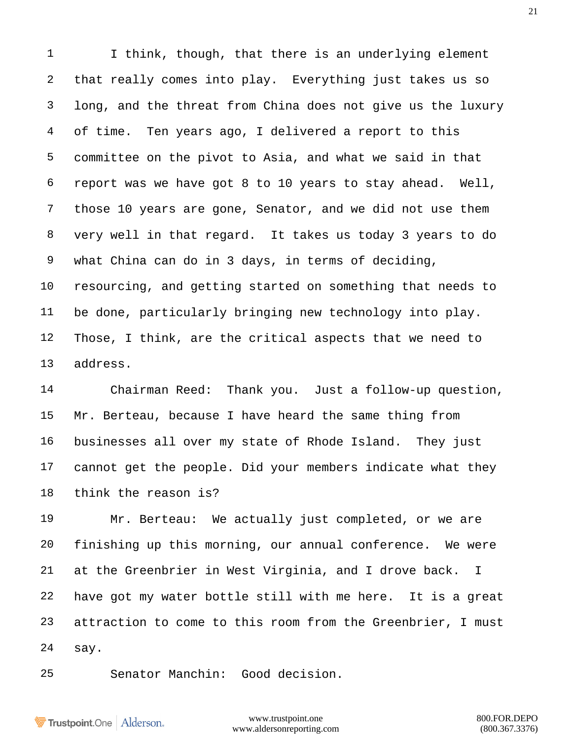I think, though, that there is an underlying element that really comes into play. Everything just takes us so long, and the threat from China does not give us the luxury of time. Ten years ago, I delivered a report to this committee on the pivot to Asia, and what we said in that report was we have got 8 to 10 years to stay ahead. Well, those 10 years are gone, Senator, and we did not use them very well in that regard. It takes us today 3 years to do what China can do in 3 days, in terms of deciding, resourcing, and getting started on something that needs to be done, particularly bringing new technology into play. Those, I think, are the critical aspects that we need to address.

Chairman Reed: Thank you. Just a follow-up question, Mr. Berteau, because I have heard the same thing from businesses all over my state of Rhode Island. They just cannot get the people. Did your members indicate what they think the reason is?

Mr. Berteau: We actually just completed, or we are finishing up this morning, our annual conference. We were at the Greenbrier in West Virginia, and I drove back. I have got my water bottle still with me here. It is a great attraction to come to this room from the Greenbrier, I must say.

Senator Manchin: Good decision.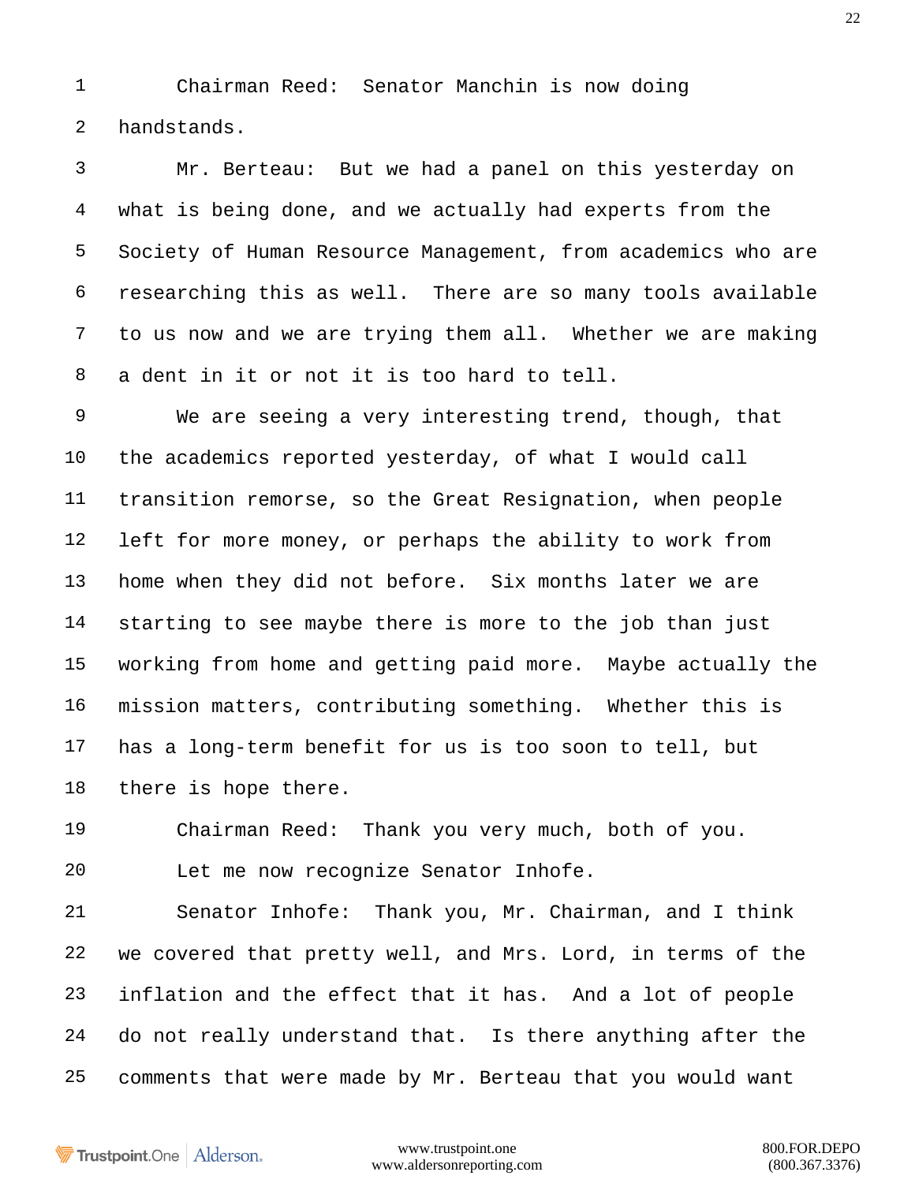Chairman Reed: Senator Manchin is now doing handstands.

Mr. Berteau: But we had a panel on this yesterday on what is being done, and we actually had experts from the Society of Human Resource Management, from academics who are researching this as well. There are so many tools available to us now and we are trying them all. Whether we are making a dent in it or not it is too hard to tell.

We are seeing a very interesting trend, though, that the academics reported yesterday, of what I would call transition remorse, so the Great Resignation, when people left for more money, or perhaps the ability to work from home when they did not before. Six months later we are starting to see maybe there is more to the job than just working from home and getting paid more. Maybe actually the mission matters, contributing something. Whether this is has a long-term benefit for us is too soon to tell, but there is hope there.

Chairman Reed: Thank you very much, both of you.

Let me now recognize Senator Inhofe.

Senator Inhofe: Thank you, Mr. Chairman, and I think we covered that pretty well, and Mrs. Lord, in terms of the inflation and the effect that it has. And a lot of people do not really understand that. Is there anything after the comments that were made by Mr. Berteau that you would want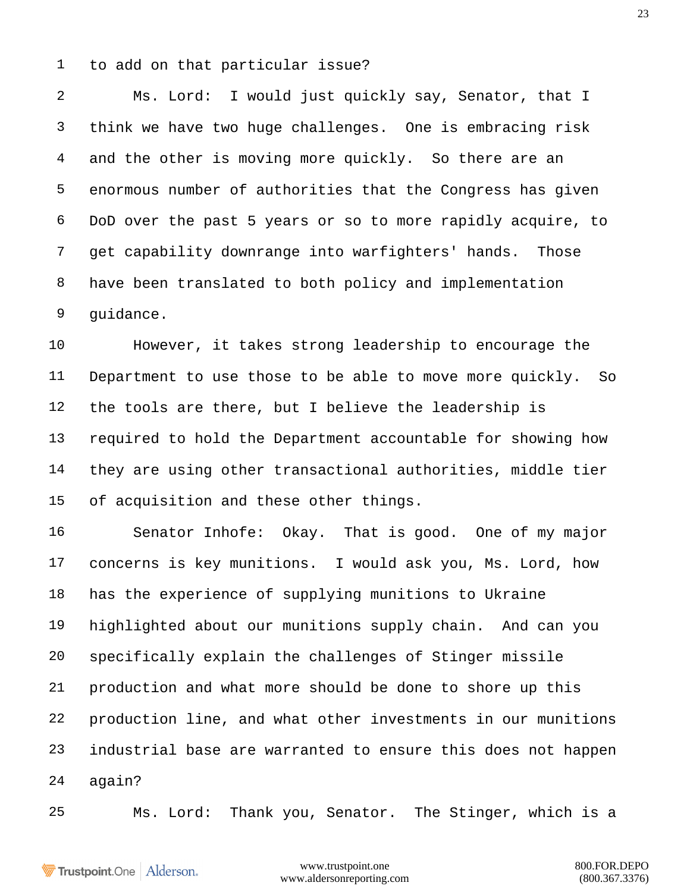to add on that particular issue?

Ms. Lord: I would just quickly say, Senator, that I think we have two huge challenges. One is embracing risk and the other is moving more quickly. So there are an enormous number of authorities that the Congress has given DoD over the past 5 years or so to more rapidly acquire, to get capability downrange into warfighters' hands. Those have been translated to both policy and implementation guidance.

However, it takes strong leadership to encourage the Department to use those to be able to move more quickly. So the tools are there, but I believe the leadership is required to hold the Department accountable for showing how they are using other transactional authorities, middle tier of acquisition and these other things.

Senator Inhofe: Okay. That is good. One of my major concerns is key munitions. I would ask you, Ms. Lord, how has the experience of supplying munitions to Ukraine highlighted about our munitions supply chain. And can you specifically explain the challenges of Stinger missile production and what more should be done to shore up this production line, and what other investments in our munitions industrial base are warranted to ensure this does not happen again?

Ms. Lord: Thank you, Senator. The Stinger, which is a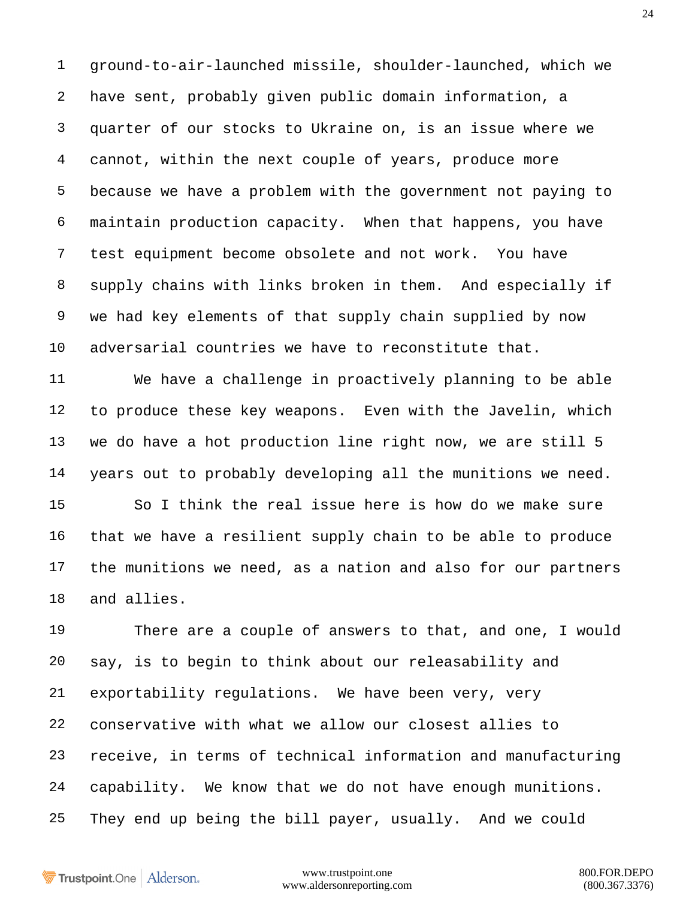ground-to-air-launched missile, shoulder-launched, which we have sent, probably given public domain information, a quarter of our stocks to Ukraine on, is an issue where we cannot, within the next couple of years, produce more because we have a problem with the government not paying to maintain production capacity. When that happens, you have test equipment become obsolete and not work. You have supply chains with links broken in them. And especially if we had key elements of that supply chain supplied by now adversarial countries we have to reconstitute that.

We have a challenge in proactively planning to be able to produce these key weapons. Even with the Javelin, which we do have a hot production line right now, we are still 5 years out to probably developing all the munitions we need.

So I think the real issue here is how do we make sure that we have a resilient supply chain to be able to produce the munitions we need, as a nation and also for our partners and allies.

There are a couple of answers to that, and one, I would say, is to begin to think about our releasability and exportability regulations. We have been very, very conservative with what we allow our closest allies to receive, in terms of technical information and manufacturing capability. We know that we do not have enough munitions. They end up being the bill payer, usually. And we could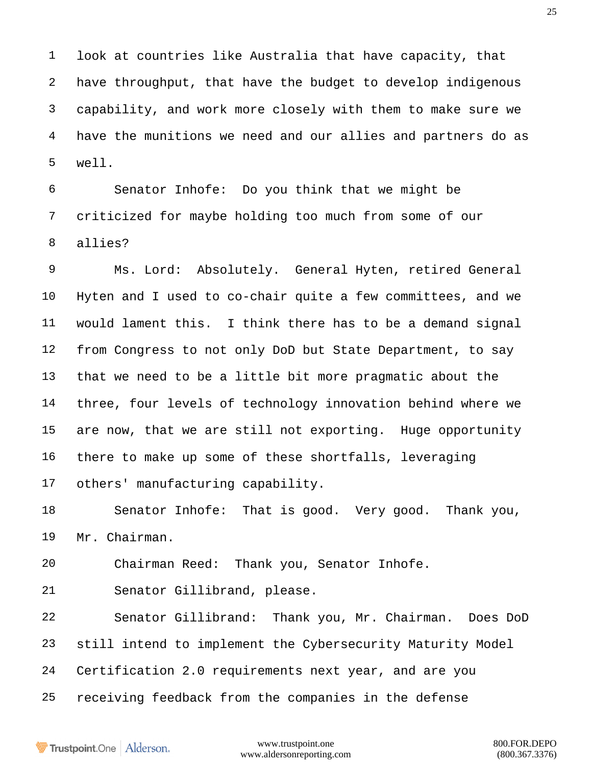look at countries like Australia that have capacity, that have throughput, that have the budget to develop indigenous capability, and work more closely with them to make sure we have the munitions we need and our allies and partners do as well.

Senator Inhofe: Do you think that we might be criticized for maybe holding too much from some of our allies?

Ms. Lord: Absolutely. General Hyten, retired General Hyten and I used to co-chair quite a few committees, and we would lament this. I think there has to be a demand signal from Congress to not only DoD but State Department, to say that we need to be a little bit more pragmatic about the three, four levels of technology innovation behind where we are now, that we are still not exporting. Huge opportunity there to make up some of these shortfalls, leveraging others' manufacturing capability.

Senator Inhofe: That is good. Very good. Thank you, Mr. Chairman.

Chairman Reed: Thank you, Senator Inhofe.

Senator Gillibrand, please.

Senator Gillibrand: Thank you, Mr. Chairman. Does DoD still intend to implement the Cybersecurity Maturity Model Certification 2.0 requirements next year, and are you receiving feedback from the companies in the defense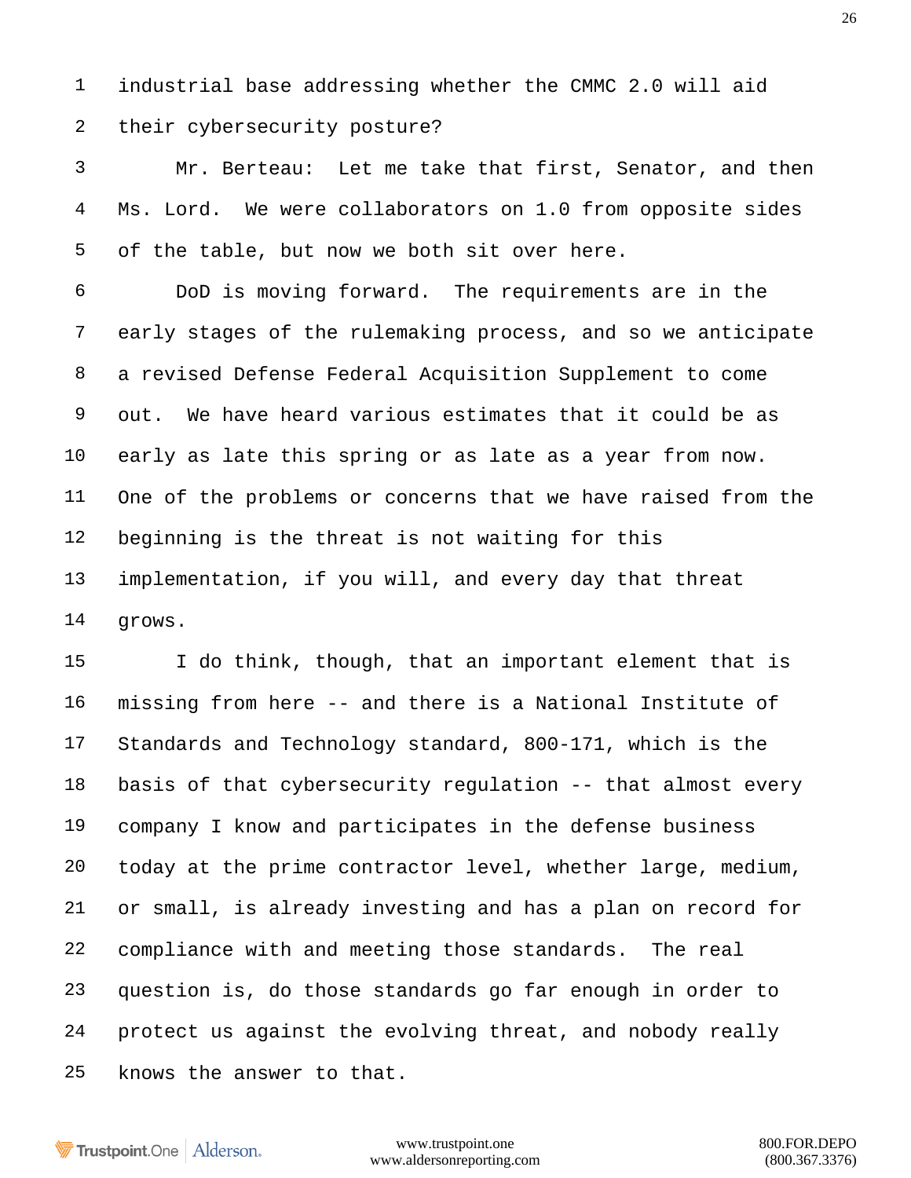industrial base addressing whether the CMMC 2.0 will aid their cybersecurity posture?

Mr. Berteau: Let me take that first, Senator, and then Ms. Lord. We were collaborators on 1.0 from opposite sides of the table, but now we both sit over here.

DoD is moving forward. The requirements are in the early stages of the rulemaking process, and so we anticipate a revised Defense Federal Acquisition Supplement to come out. We have heard various estimates that it could be as early as late this spring or as late as a year from now. One of the problems or concerns that we have raised from the beginning is the threat is not waiting for this implementation, if you will, and every day that threat grows.

I do think, though, that an important element that is missing from here -- and there is a National Institute of Standards and Technology standard, 800-171, which is the basis of that cybersecurity regulation -- that almost every company I know and participates in the defense business today at the prime contractor level, whether large, medium, or small, is already investing and has a plan on record for compliance with and meeting those standards. The real question is, do those standards go far enough in order to protect us against the evolving threat, and nobody really knows the answer to that.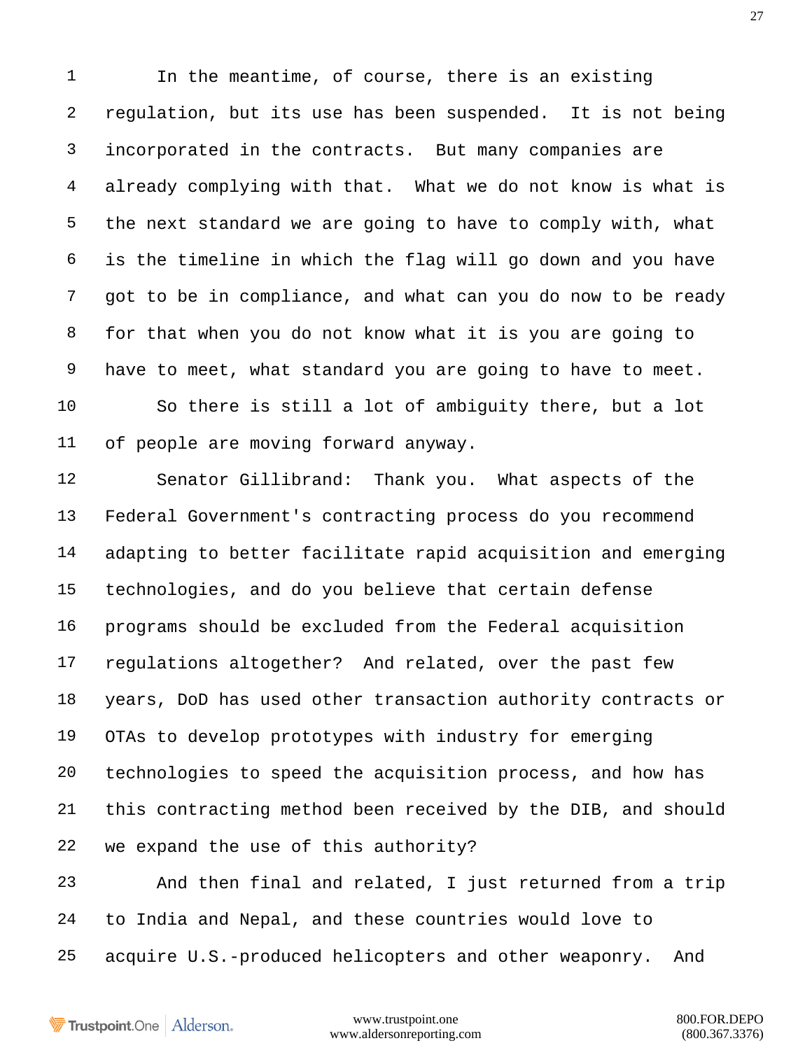In the meantime, of course, there is an existing regulation, but its use has been suspended. It is not being incorporated in the contracts. But many companies are already complying with that. What we do not know is what is the next standard we are going to have to comply with, what is the timeline in which the flag will go down and you have got to be in compliance, and what can you do now to be ready for that when you do not know what it is you are going to have to meet, what standard you are going to have to meet.

So there is still a lot of ambiguity there, but a lot of people are moving forward anyway.

Senator Gillibrand: Thank you. What aspects of the Federal Government's contracting process do you recommend adapting to better facilitate rapid acquisition and emerging technologies, and do you believe that certain defense programs should be excluded from the Federal acquisition regulations altogether? And related, over the past few years, DoD has used other transaction authority contracts or OTAs to develop prototypes with industry for emerging technologies to speed the acquisition process, and how has this contracting method been received by the DIB, and should we expand the use of this authority?

And then final and related, I just returned from a trip to India and Nepal, and these countries would love to acquire U.S.-produced helicopters and other weaponry. And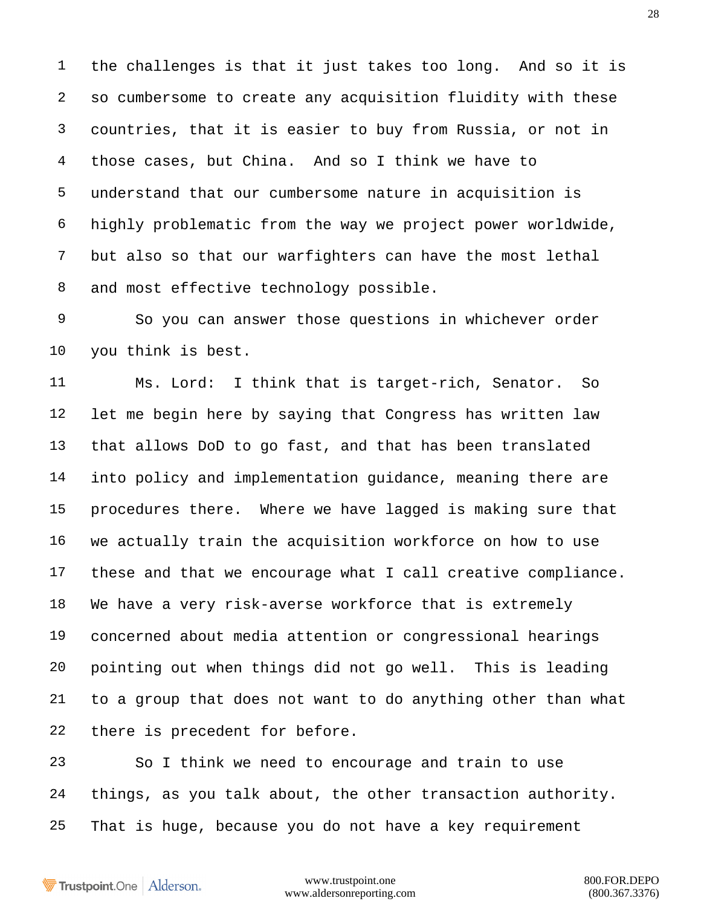the challenges is that it just takes too long. And so it is so cumbersome to create any acquisition fluidity with these countries, that it is easier to buy from Russia, or not in those cases, but China. And so I think we have to understand that our cumbersome nature in acquisition is highly problematic from the way we project power worldwide, but also so that our warfighters can have the most lethal and most effective technology possible.

So you can answer those questions in whichever order you think is best.

Ms. Lord: I think that is target-rich, Senator. So let me begin here by saying that Congress has written law that allows DoD to go fast, and that has been translated into policy and implementation guidance, meaning there are procedures there. Where we have lagged is making sure that we actually train the acquisition workforce on how to use these and that we encourage what I call creative compliance. We have a very risk-averse workforce that is extremely concerned about media attention or congressional hearings pointing out when things did not go well. This is leading to a group that does not want to do anything other than what there is precedent for before.

So I think we need to encourage and train to use things, as you talk about, the other transaction authority. That is huge, because you do not have a key requirement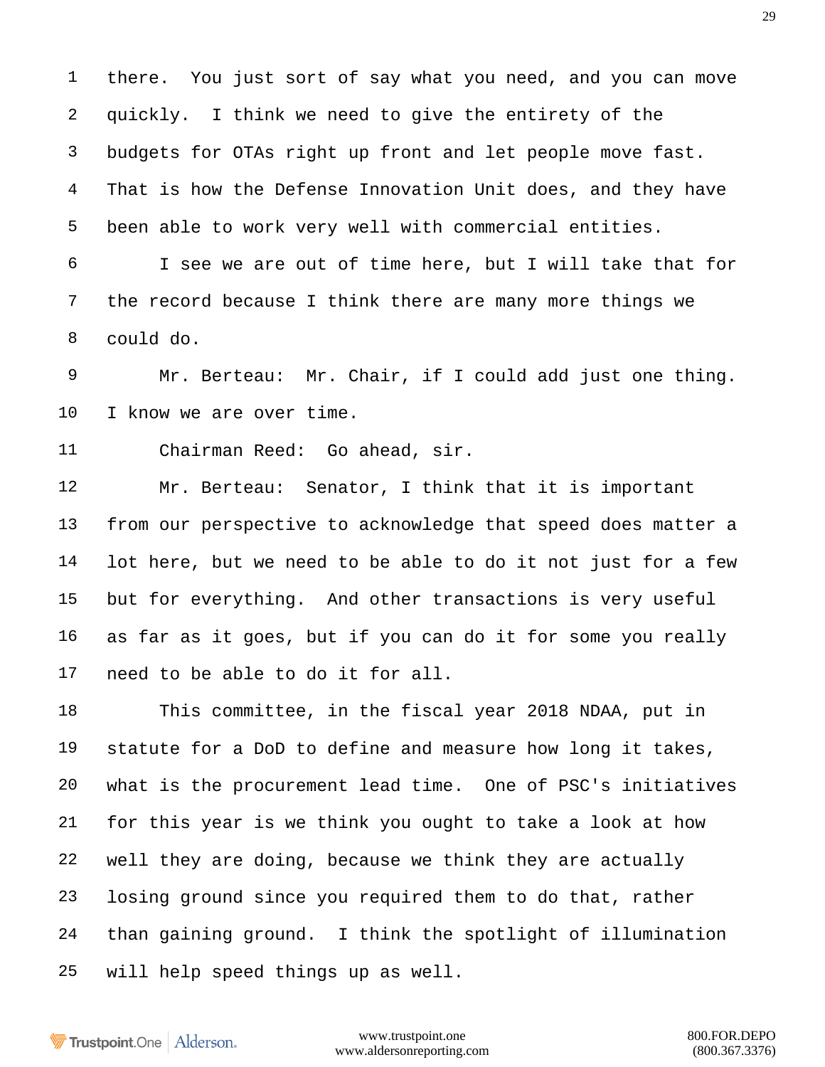there. You just sort of say what you need, and you can move quickly. I think we need to give the entirety of the budgets for OTAs right up front and let people move fast. That is how the Defense Innovation Unit does, and they have been able to work very well with commercial entities.

I see we are out of time here, but I will take that for the record because I think there are many more things we could do.

Mr. Berteau: Mr. Chair, if I could add just one thing. I know we are over time.

Chairman Reed: Go ahead, sir.

Mr. Berteau: Senator, I think that it is important from our perspective to acknowledge that speed does matter a lot here, but we need to be able to do it not just for a few but for everything. And other transactions is very useful as far as it goes, but if you can do it for some you really need to be able to do it for all.

This committee, in the fiscal year 2018 NDAA, put in statute for a DoD to define and measure how long it takes, what is the procurement lead time. One of PSC's initiatives for this year is we think you ought to take a look at how well they are doing, because we think they are actually losing ground since you required them to do that, rather than gaining ground. I think the spotlight of illumination will help speed things up as well.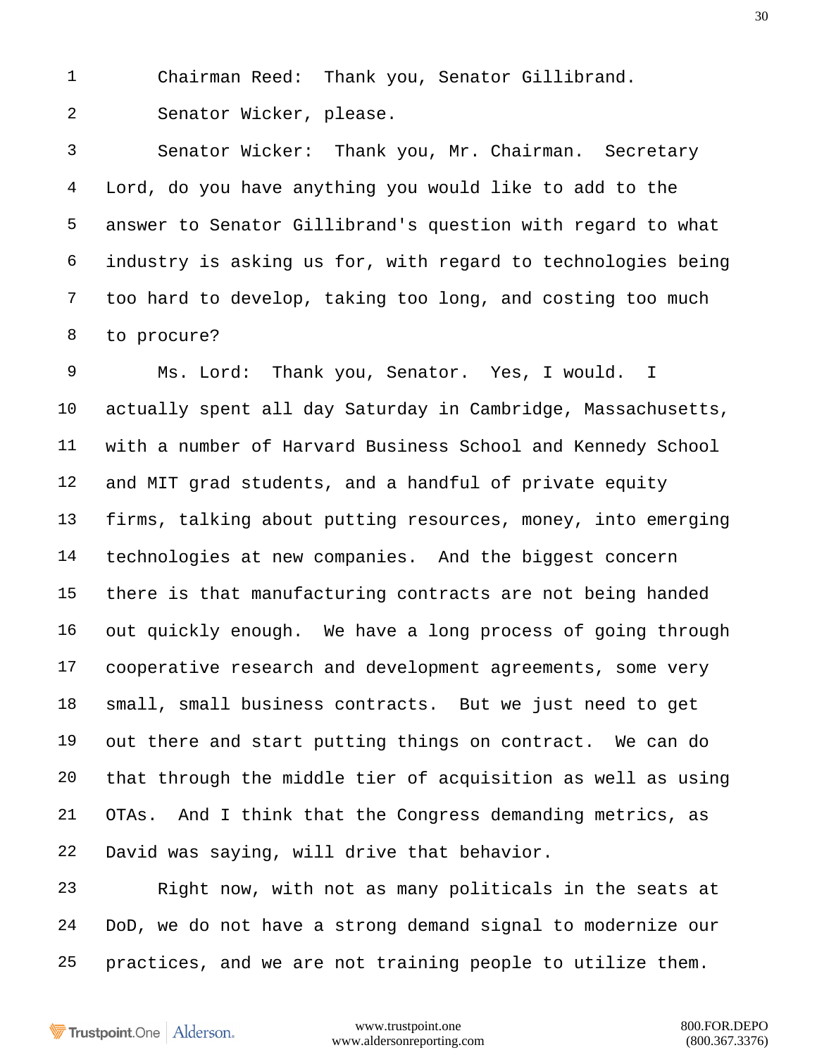Chairman Reed: Thank you, Senator Gillibrand.

Senator Wicker, please.

Senator Wicker: Thank you, Mr. Chairman. Secretary Lord, do you have anything you would like to add to the answer to Senator Gillibrand's question with regard to what industry is asking us for, with regard to technologies being too hard to develop, taking too long, and costing too much to procure?

Ms. Lord: Thank you, Senator. Yes, I would. I actually spent all day Saturday in Cambridge, Massachusetts, with a number of Harvard Business School and Kennedy School and MIT grad students, and a handful of private equity firms, talking about putting resources, money, into emerging technologies at new companies. And the biggest concern there is that manufacturing contracts are not being handed out quickly enough. We have a long process of going through cooperative research and development agreements, some very small, small business contracts. But we just need to get out there and start putting things on contract. We can do that through the middle tier of acquisition as well as using OTAs. And I think that the Congress demanding metrics, as David was saying, will drive that behavior.

Right now, with not as many politicals in the seats at DoD, we do not have a strong demand signal to modernize our practices, and we are not training people to utilize them.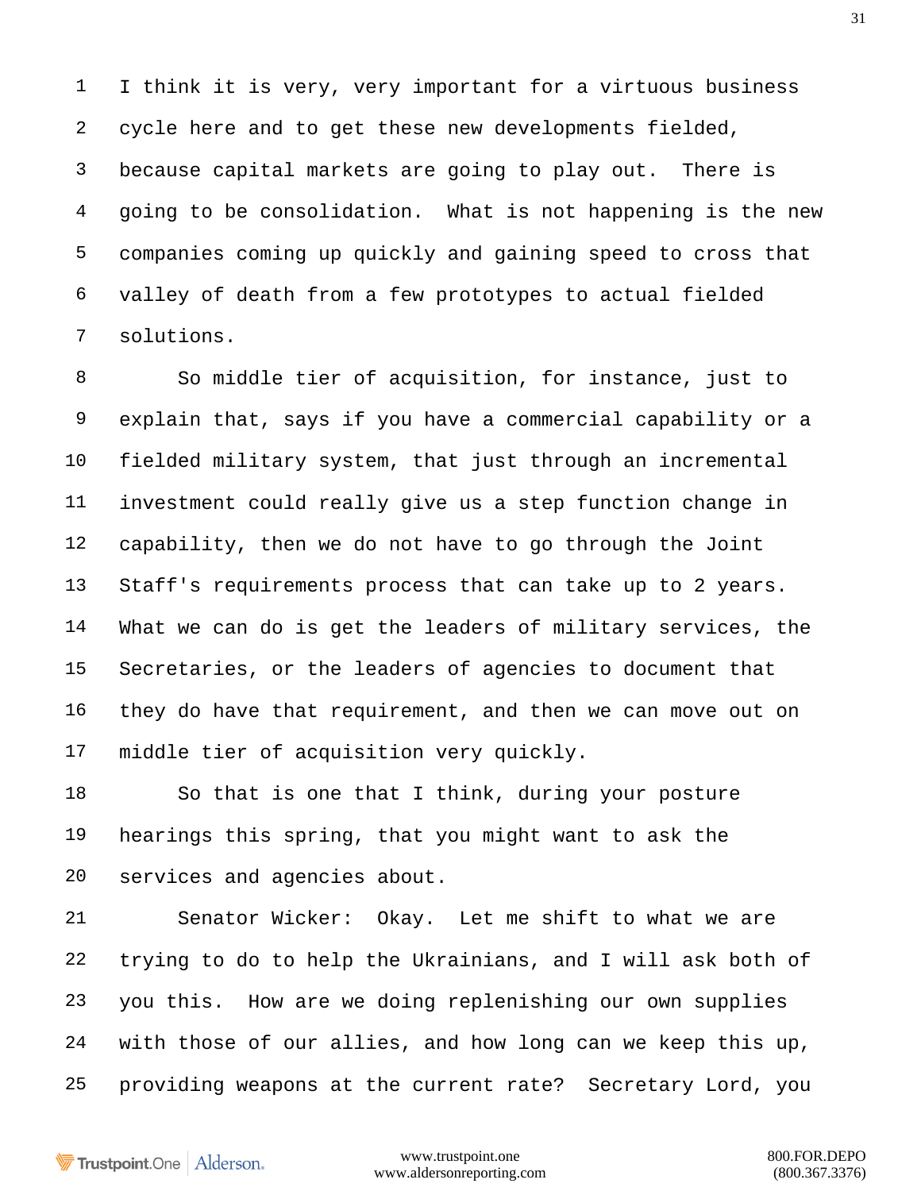I think it is very, very important for a virtuous business cycle here and to get these new developments fielded, because capital markets are going to play out. There is going to be consolidation. What is not happening is the new companies coming up quickly and gaining speed to cross that valley of death from a few prototypes to actual fielded solutions.

So middle tier of acquisition, for instance, just to explain that, says if you have a commercial capability or a fielded military system, that just through an incremental investment could really give us a step function change in capability, then we do not have to go through the Joint Staff's requirements process that can take up to 2 years. What we can do is get the leaders of military services, the Secretaries, or the leaders of agencies to document that they do have that requirement, and then we can move out on middle tier of acquisition very quickly.

So that is one that I think, during your posture hearings this spring, that you might want to ask the services and agencies about.

Senator Wicker: Okay. Let me shift to what we are trying to do to help the Ukrainians, and I will ask both of you this. How are we doing replenishing our own supplies with those of our allies, and how long can we keep this up, providing weapons at the current rate? Secretary Lord, you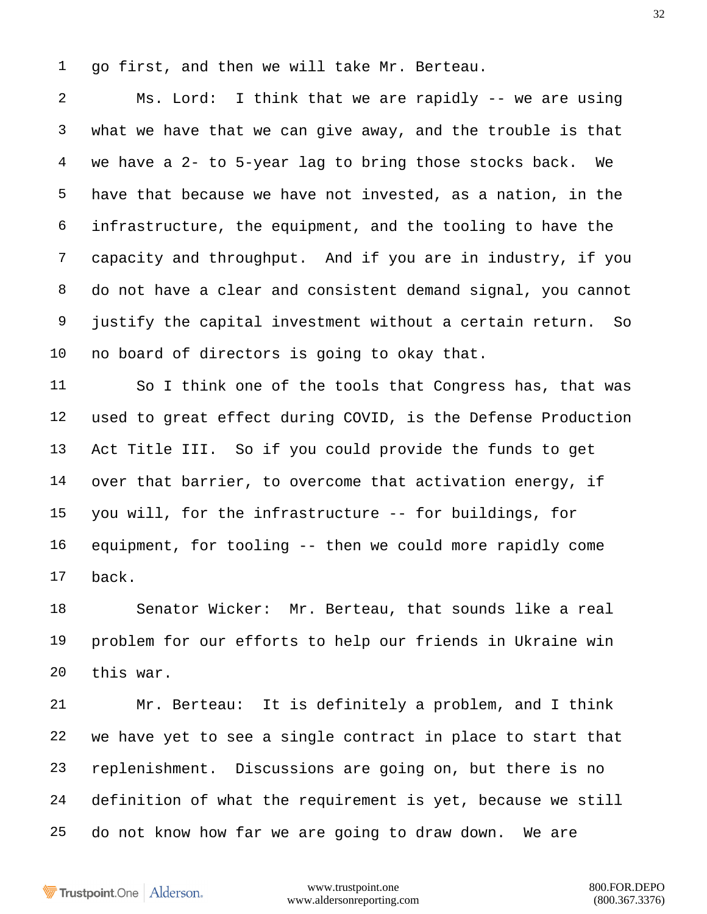go first, and then we will take Mr. Berteau.

Ms. Lord: I think that we are rapidly -- we are using what we have that we can give away, and the trouble is that we have a 2- to 5-year lag to bring those stocks back. We have that because we have not invested, as a nation, in the infrastructure, the equipment, and the tooling to have the capacity and throughput. And if you are in industry, if you do not have a clear and consistent demand signal, you cannot justify the capital investment without a certain return. So no board of directors is going to okay that.

So I think one of the tools that Congress has, that was used to great effect during COVID, is the Defense Production Act Title III. So if you could provide the funds to get over that barrier, to overcome that activation energy, if you will, for the infrastructure -- for buildings, for equipment, for tooling -- then we could more rapidly come back.

Senator Wicker: Mr. Berteau, that sounds like a real problem for our efforts to help our friends in Ukraine win this war.

Mr. Berteau: It is definitely a problem, and I think we have yet to see a single contract in place to start that replenishment. Discussions are going on, but there is no definition of what the requirement is yet, because we still do not know how far we are going to draw down. We are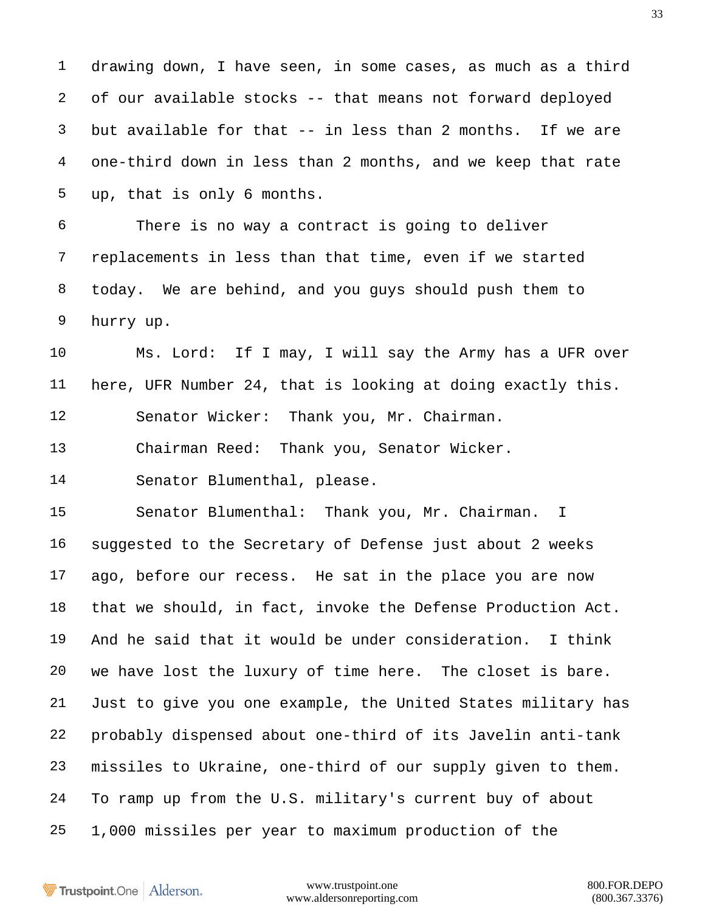drawing down, I have seen, in some cases, as much as a third of our available stocks -- that means not forward deployed but available for that -- in less than 2 months. If we are one-third down in less than 2 months, and we keep that rate up, that is only 6 months.

There is no way a contract is going to deliver replacements in less than that time, even if we started today. We are behind, and you guys should push them to hurry up.

Ms. Lord: If I may, I will say the Army has a UFR over here, UFR Number 24, that is looking at doing exactly this.

Senator Wicker: Thank you, Mr. Chairman.

Chairman Reed: Thank you, Senator Wicker.

Senator Blumenthal, please.

Senator Blumenthal: Thank you, Mr. Chairman. I suggested to the Secretary of Defense just about 2 weeks ago, before our recess. He sat in the place you are now that we should, in fact, invoke the Defense Production Act. And he said that it would be under consideration. I think we have lost the luxury of time here. The closet is bare. Just to give you one example, the United States military has probably dispensed about one-third of its Javelin anti-tank missiles to Ukraine, one-third of our supply given to them. To ramp up from the U.S. military's current buy of about 1,000 missiles per year to maximum production of the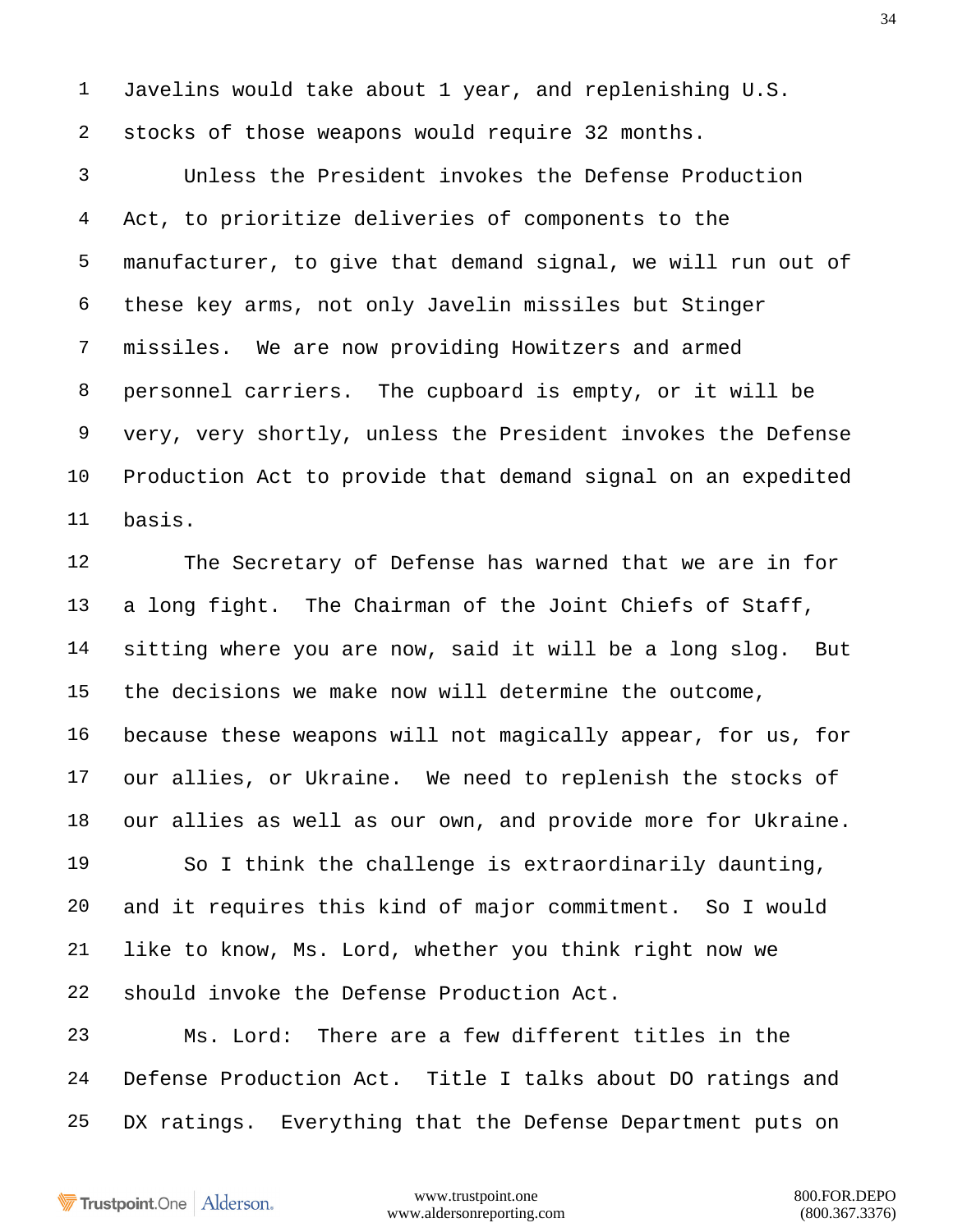Javelins would take about 1 year, and replenishing U.S. stocks of those weapons would require 32 months.

Unless the President invokes the Defense Production Act, to prioritize deliveries of components to the manufacturer, to give that demand signal, we will run out of these key arms, not only Javelin missiles but Stinger missiles. We are now providing Howitzers and armed personnel carriers. The cupboard is empty, or it will be very, very shortly, unless the President invokes the Defense Production Act to provide that demand signal on an expedited basis.

The Secretary of Defense has warned that we are in for a long fight. The Chairman of the Joint Chiefs of Staff, sitting where you are now, said it will be a long slog. But the decisions we make now will determine the outcome, because these weapons will not magically appear, for us, for our allies, or Ukraine. We need to replenish the stocks of our allies as well as our own, and provide more for Ukraine.

So I think the challenge is extraordinarily daunting, and it requires this kind of major commitment. So I would like to know, Ms. Lord, whether you think right now we should invoke the Defense Production Act.

Ms. Lord: There are a few different titles in the Defense Production Act. Title I talks about DO ratings and DX ratings. Everything that the Defense Department puts on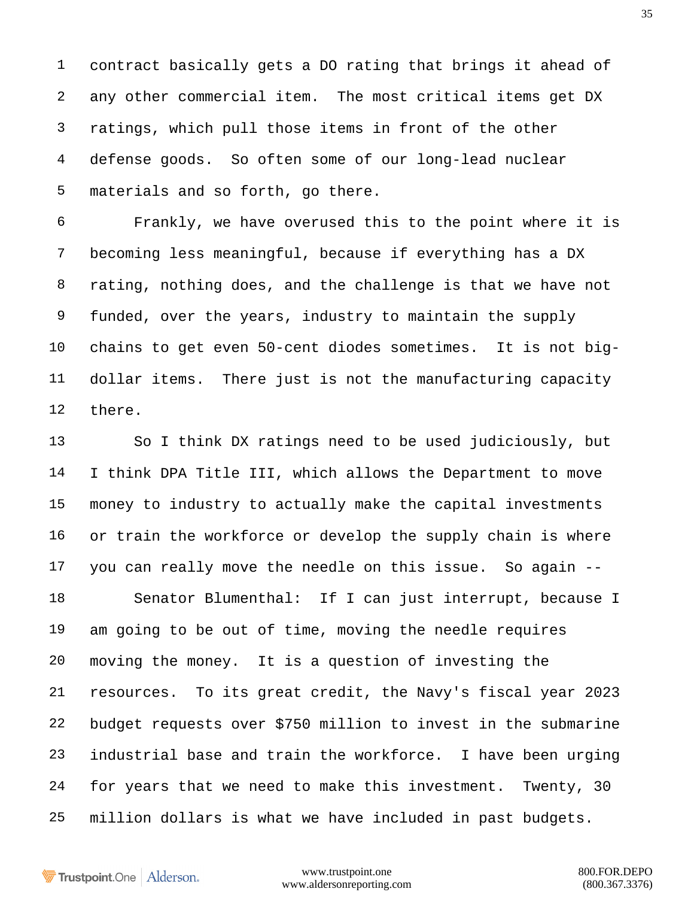contract basically gets a DO rating that brings it ahead of any other commercial item. The most critical items get DX ratings, which pull those items in front of the other defense goods. So often some of our long-lead nuclear materials and so forth, go there.

Frankly, we have overused this to the point where it is becoming less meaningful, because if everything has a DX rating, nothing does, and the challenge is that we have not funded, over the years, industry to maintain the supply chains to get even 50-cent diodes sometimes. It is not big-dollar items. There just is not the manufacturing capacity there.

So I think DX ratings need to be used judiciously, but I think DPA Title III, which allows the Department to move money to industry to actually make the capital investments or train the workforce or develop the supply chain is where you can really move the needle on this issue. So again --

Senator Blumenthal: If I can just interrupt, because I am going to be out of time, moving the needle requires moving the money. It is a question of investing the resources. To its great credit, the Navy's fiscal year 2023 budget requests over $750 million to invest in the submarine industrial base and train the workforce. I have been urging for years that we need to make this investment. Twenty, 30 million dollars is what we have included in past budgets.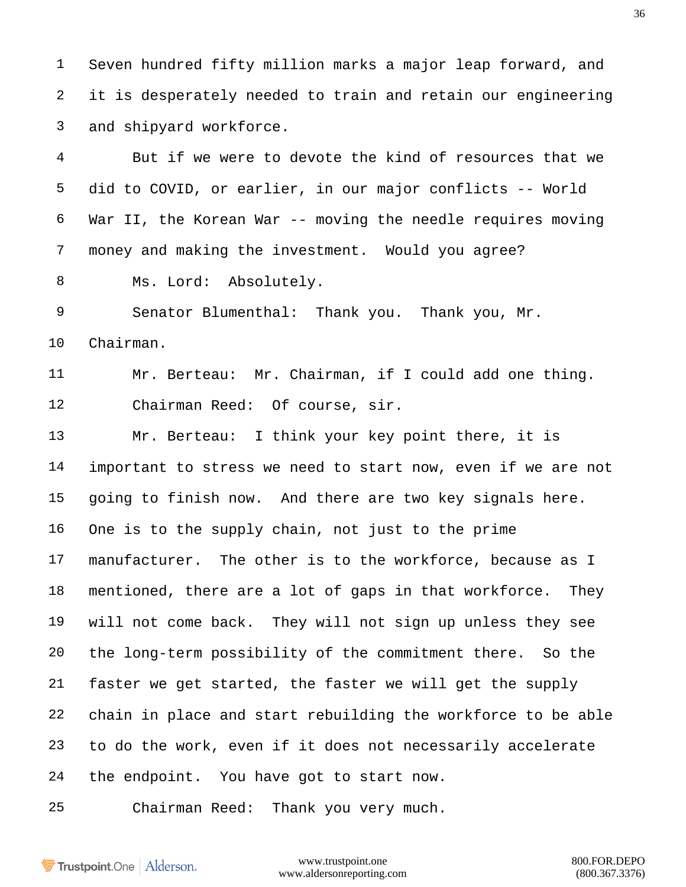Seven hundred fifty million marks a major leap forward, and it is desperately needed to train and retain our engineering and shipyard workforce.

But if we were to devote the kind of resources that we did to COVID, or earlier, in our major conflicts -- World War II, the Korean War -- moving the needle requires moving money and making the investment. Would you agree?

Ms. Lord: Absolutely.

Senator Blumenthal: Thank you. Thank you, Mr. Chairman.

Mr. Berteau: Mr. Chairman, if I could add one thing.

Chairman Reed: Of course, sir.

Mr. Berteau: I think your key point there, it is important to stress we need to start now, even if we are not going to finish now. And there are two key signals here. One is to the supply chain, not just to the prime manufacturer. The other is to the workforce, because as I mentioned, there are a lot of gaps in that workforce. They will not come back. They will not sign up unless they see the long-term possibility of the commitment there. So the faster we get started, the faster we will get the supply chain in place and start rebuilding the workforce to be able to do the work, even if it does not necessarily accelerate the endpoint. You have got to start now.

Chairman Reed: Thank you very much.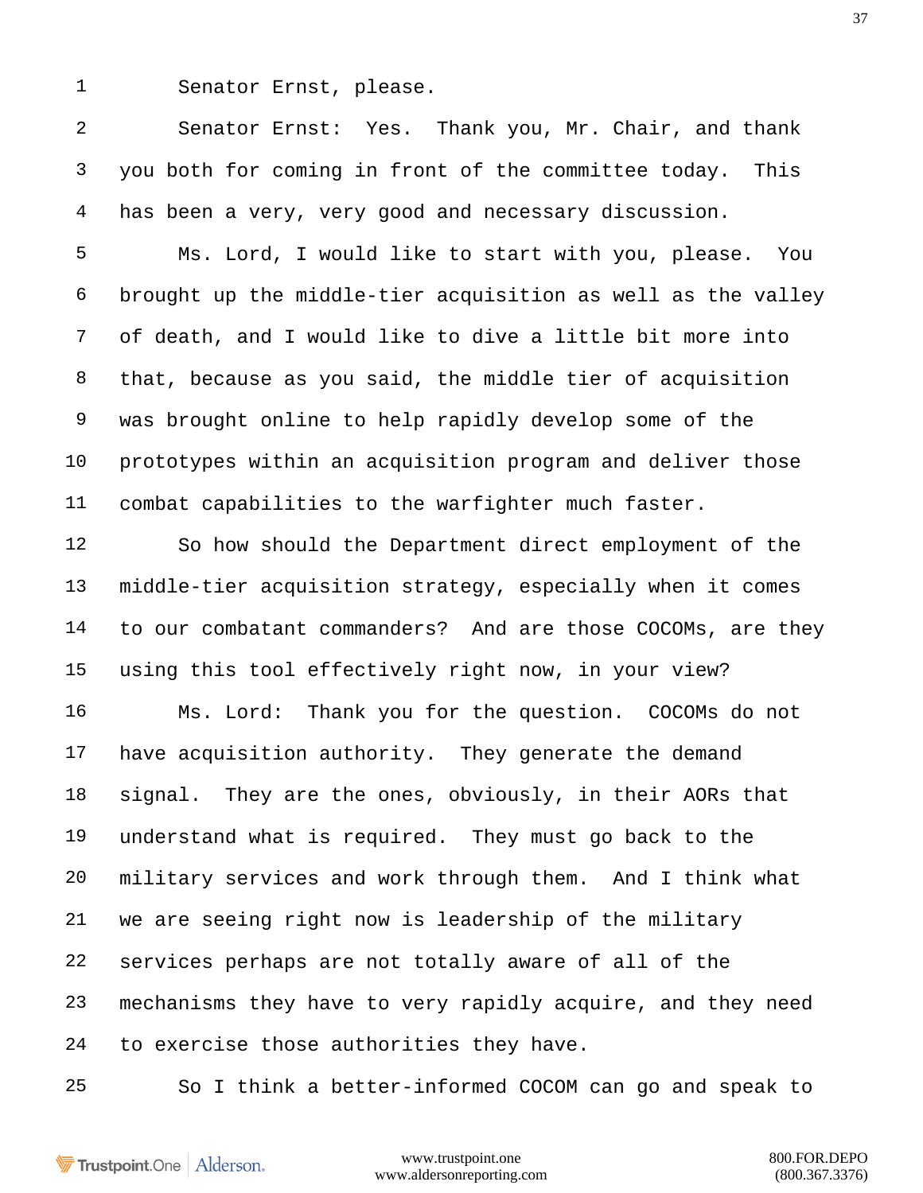Senator Ernst, please.

Senator Ernst: Yes. Thank you, Mr. Chair, and thank you both for coming in front of the committee today. This has been a very, very good and necessary discussion.

Ms. Lord, I would like to start with you, please. You brought up the middle-tier acquisition as well as the valley of death, and I would like to dive a little bit more into that, because as you said, the middle tier of acquisition was brought online to help rapidly develop some of the prototypes within an acquisition program and deliver those combat capabilities to the warfighter much faster.

So how should the Department direct employment of the middle-tier acquisition strategy, especially when it comes to our combatant commanders? And are those COCOMs, are they using this tool effectively right now, in your view?

Ms. Lord: Thank you for the question. COCOMs do not have acquisition authority. They generate the demand signal. They are the ones, obviously, in their AORs that understand what is required. They must go back to the military services and work through them. And I think what we are seeing right now is leadership of the military services perhaps are not totally aware of all of the mechanisms they have to very rapidly acquire, and they need to exercise those authorities they have.

So I think a better-informed COCOM can go and speak to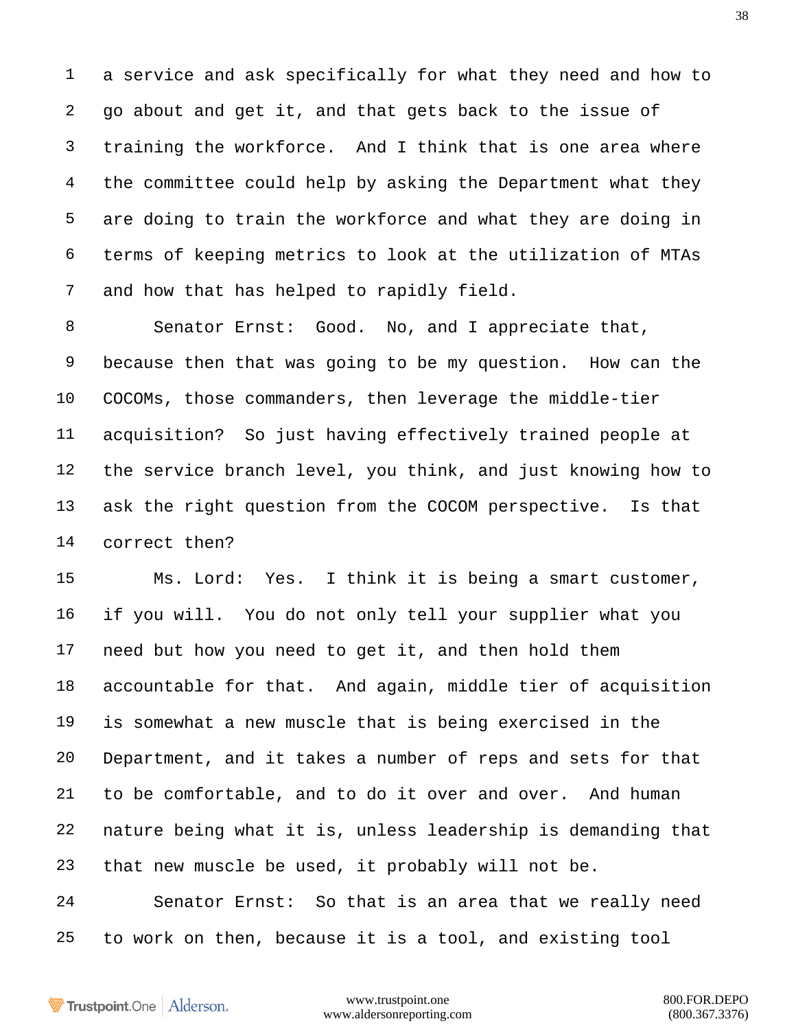a service and ask specifically for what they need and how to go about and get it, and that gets back to the issue of training the workforce. And I think that is one area where the committee could help by asking the Department what they are doing to train the workforce and what they are doing in terms of keeping metrics to look at the utilization of MTAs and how that has helped to rapidly field.

Senator Ernst: Good. No, and I appreciate that, because then that was going to be my question. How can the COCOMs, those commanders, then leverage the middle-tier acquisition? So just having effectively trained people at the service branch level, you think, and just knowing how to ask the right question from the COCOM perspective. Is that correct then?

Ms. Lord: Yes. I think it is being a smart customer, if you will. You do not only tell your supplier what you need but how you need to get it, and then hold them accountable for that. And again, middle tier of acquisition is somewhat a new muscle that is being exercised in the Department, and it takes a number of reps and sets for that to be comfortable, and to do it over and over. And human nature being what it is, unless leadership is demanding that that new muscle be used, it probably will not be.

Senator Ernst: So that is an area that we really need to work on then, because it is a tool, and existing tool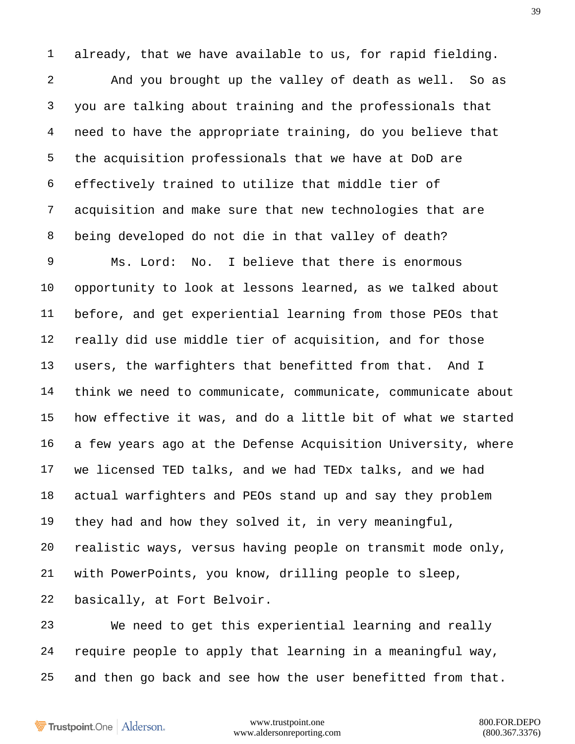1 already, that we have available to us, for rapid fielding.

2 And you brought up the valley of death as well. So as
3 you are talking about training and the professionals that
4 need to have the appropriate training, do you believe that
5 the acquisition professionals that we have at DoD are
6 effectively trained to utilize that middle tier of
7 acquisition and make sure that new technologies that are
8 being developed do not die in that valley of death?

9 Ms. Lord: No. I believe that there is enormous
10 opportunity to look at lessons learned, as we talked about
11 before, and get experiential learning from those PEOs that
12 really did use middle tier of acquisition, and for those
13 users, the warfighters that benefitted from that. And I
14 think we need to communicate, communicate, communicate about
15 how effective it was, and do a little bit of what we started
16 a few years ago at the Defense Acquisition University, where
17 we licensed TED talks, and we had TEDx talks, and we had
18 actual warfighters and PEOs stand up and say they problem
19 they had and how they solved it, in very meaningful,
20 realistic ways, versus having people on transmit mode only,
21 with PowerPoints, you know, drilling people to sleep,
22 basically, at Fort Belvoir.

23 We need to get this experiential learning and really
24 require people to apply that learning in a meaningful way,
25 and then go back and see how the user benefitted from that.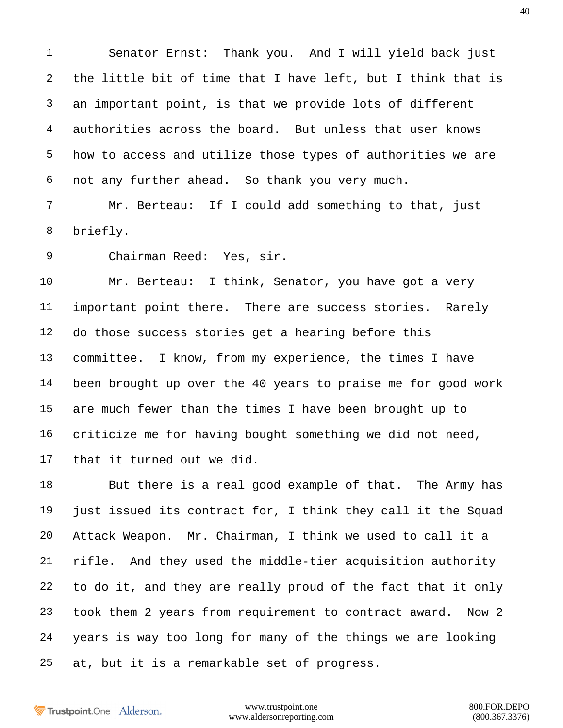Senator Ernst: Thank you. And I will yield back just the little bit of time that I have left, but I think that is an important point, is that we provide lots of different authorities across the board. But unless that user knows how to access and utilize those types of authorities we are not any further ahead. So thank you very much.

Mr. Berteau: If I could add something to that, just briefly.

Chairman Reed: Yes, sir.

Mr. Berteau: I think, Senator, you have got a very important point there. There are success stories. Rarely do those success stories get a hearing before this committee. I know, from my experience, the times I have been brought up over the 40 years to praise me for good work are much fewer than the times I have been brought up to criticize me for having bought something we did not need, that it turned out we did.

But there is a real good example of that. The Army has just issued its contract for, I think they call it the Squad Attack Weapon. Mr. Chairman, I think we used to call it a rifle. And they used the middle-tier acquisition authority to do it, and they are really proud of the fact that it only took them 2 years from requirement to contract award. Now 2 years is way too long for many of the things we are looking at, but it is a remarkable set of progress.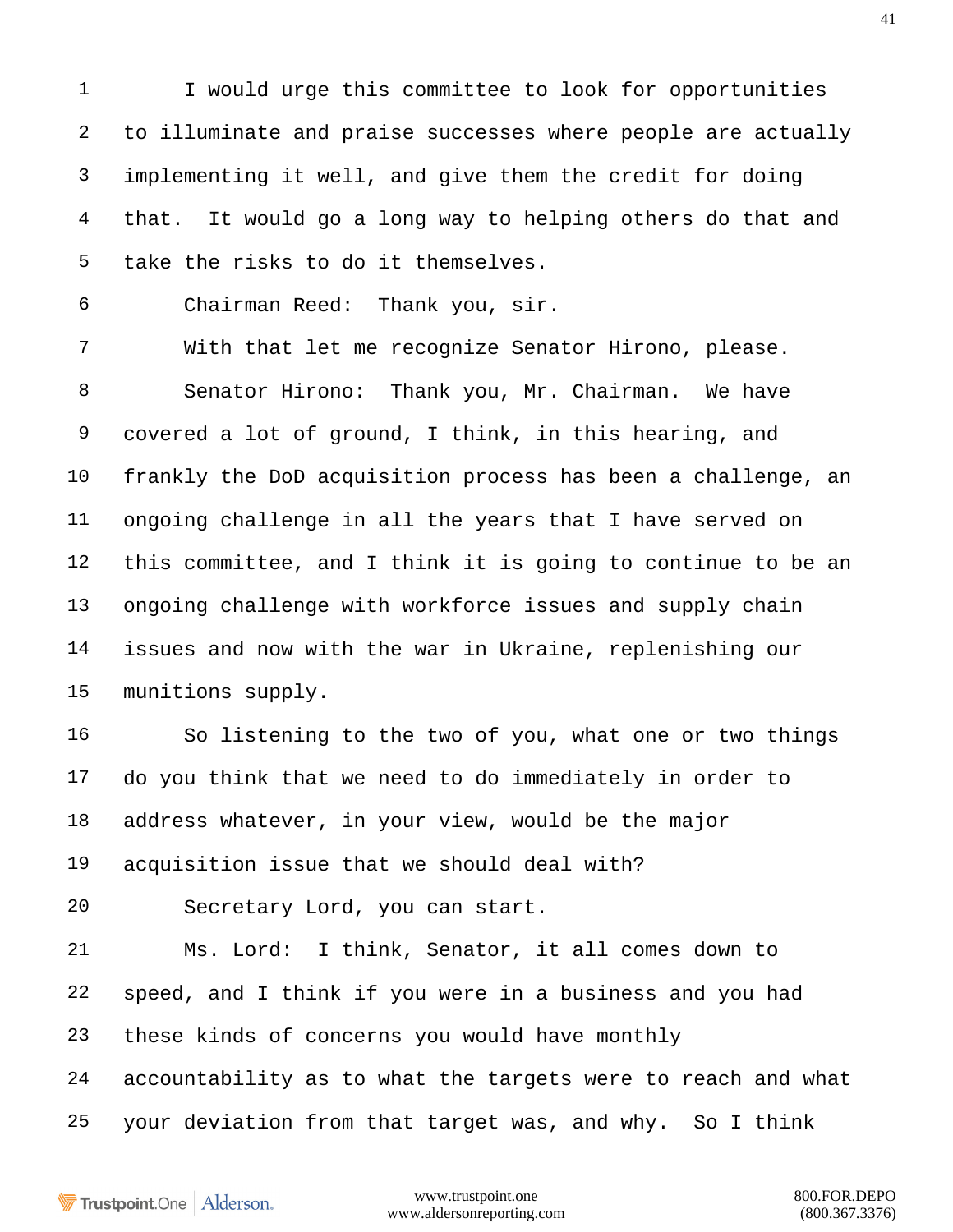I would urge this committee to look for opportunities to illuminate and praise successes where people are actually implementing it well, and give them the credit for doing that. It would go a long way to helping others do that and take the risks to do it themselves.

Chairman Reed: Thank you, sir.

With that let me recognize Senator Hirono, please.

Senator Hirono: Thank you, Mr. Chairman. We have covered a lot of ground, I think, in this hearing, and frankly the DoD acquisition process has been a challenge, an ongoing challenge in all the years that I have served on this committee, and I think it is going to continue to be an ongoing challenge with workforce issues and supply chain issues and now with the war in Ukraine, replenishing our munitions supply.

So listening to the two of you, what one or two things do you think that we need to do immediately in order to address whatever, in your view, would be the major acquisition issue that we should deal with?

Secretary Lord, you can start.

Ms. Lord: I think, Senator, it all comes down to speed, and I think if you were in a business and you had these kinds of concerns you would have monthly accountability as to what the targets were to reach and what your deviation from that target was, and why. So I think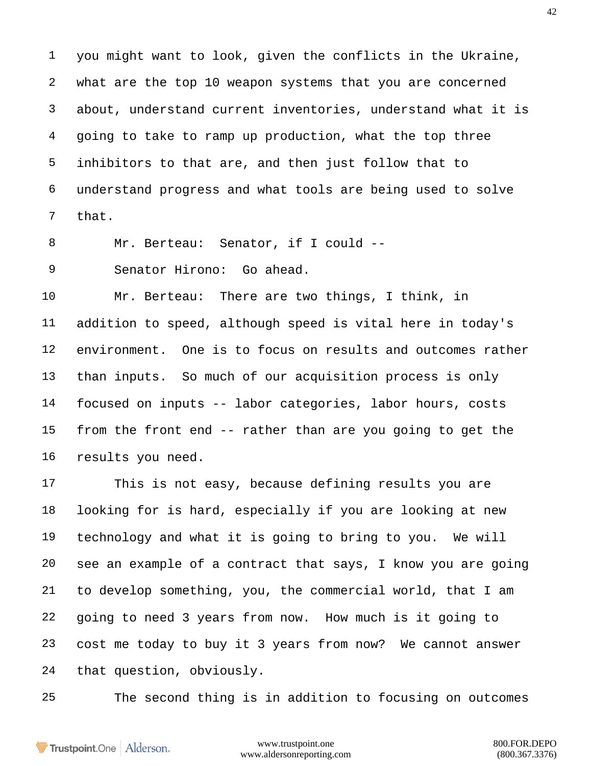you might want to look, given the conflicts in the Ukraine, what are the top 10 weapon systems that you are concerned about, understand current inventories, understand what it is going to take to ramp up production, what the top three inhibitors to that are, and then just follow that to understand progress and what tools are being used to solve that.

Mr. Berteau: Senator, if I could --

Senator Hirono: Go ahead.

Mr. Berteau: There are two things, I think, in addition to speed, although speed is vital here in today's environment. One is to focus on results and outcomes rather than inputs. So much of our acquisition process is only focused on inputs -- labor categories, labor hours, costs from the front end -- rather than are you going to get the results you need.

This is not easy, because defining results you are looking for is hard, especially if you are looking at new technology and what it is going to bring to you. We will see an example of a contract that says, I know you are going to develop something, you, the commercial world, that I am going to need 3 years from now. How much is it going to cost me today to buy it 3 years from now? We cannot answer that question, obviously.

The second thing is in addition to focusing on outcomes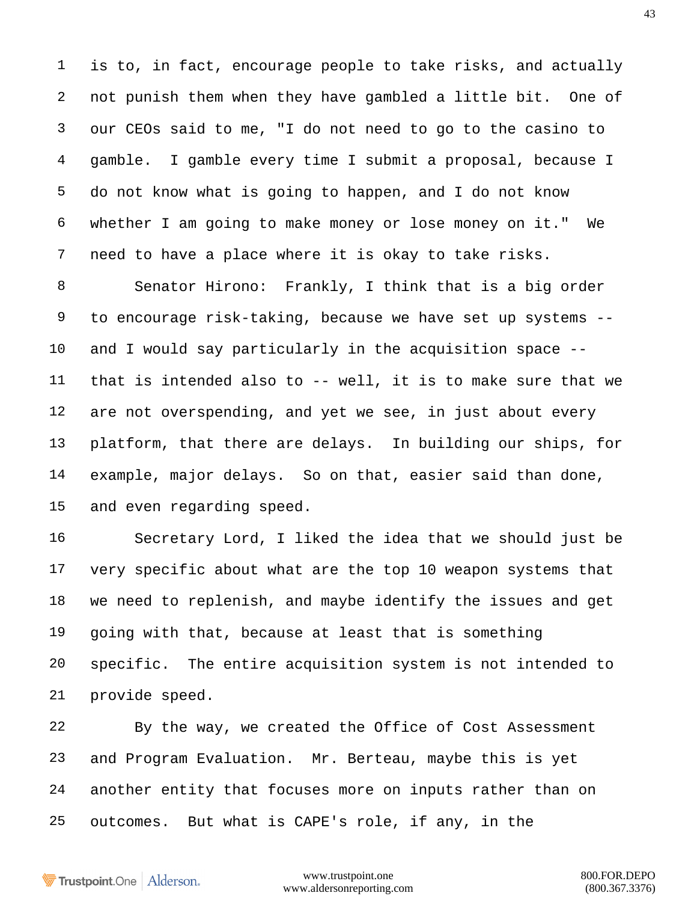is to, in fact, encourage people to take risks, and actually not punish them when they have gambled a little bit. One of our CEOs said to me, "I do not need to go to the casino to gamble. I gamble every time I submit a proposal, because I do not know what is going to happen, and I do not know whether I am going to make money or lose money on it." We need to have a place where it is okay to take risks.

Senator Hirono: Frankly, I think that is a big order to encourage risk-taking, because we have set up systems -- and I would say particularly in the acquisition space -- that is intended also to -- well, it is to make sure that we are not overspending, and yet we see, in just about every platform, that there are delays. In building our ships, for example, major delays. So on that, easier said than done, and even regarding speed.

Secretary Lord, I liked the idea that we should just be very specific about what are the top 10 weapon systems that we need to replenish, and maybe identify the issues and get going with that, because at least that is something specific. The entire acquisition system is not intended to provide speed.

By the way, we created the Office of Cost Assessment and Program Evaluation. Mr. Berteau, maybe this is yet another entity that focuses more on inputs rather than on outcomes. But what is CAPE's role, if any, in the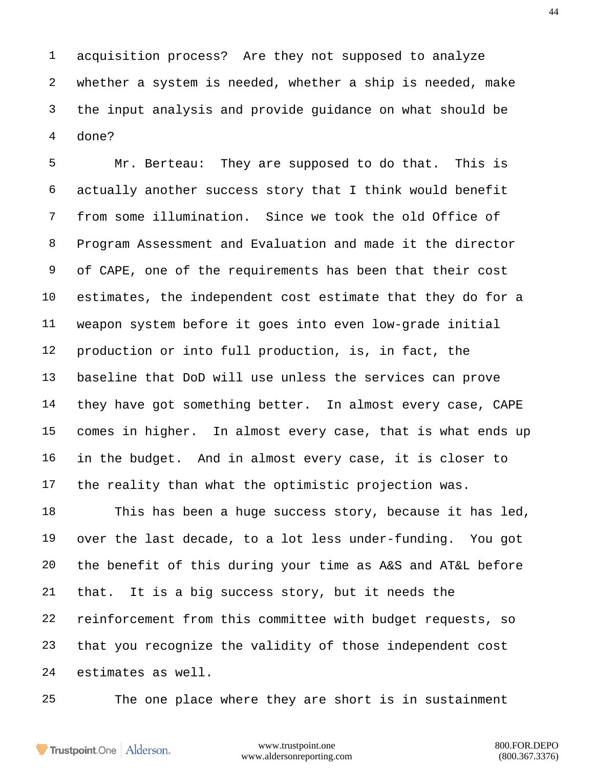acquisition process? Are they not supposed to analyze whether a system is needed, whether a ship is needed, make the input analysis and provide guidance on what should be done?

Mr. Berteau: They are supposed to do that. This is actually another success story that I think would benefit from some illumination. Since we took the old Office of Program Assessment and Evaluation and made it the director of CAPE, one of the requirements has been that their cost estimates, the independent cost estimate that they do for a weapon system before it goes into even low-grade initial production or into full production, is, in fact, the baseline that DoD will use unless the services can prove they have got something better. In almost every case, CAPE comes in higher. In almost every case, that is what ends up in the budget. And in almost every case, it is closer to the reality than what the optimistic projection was.

This has been a huge success story, because it has led, over the last decade, to a lot less under-funding. You got the benefit of this during your time as A&S and AT&L before that. It is a big success story, but it needs the reinforcement from this committee with budget requests, so that you recognize the validity of those independent cost estimates as well.

The one place where they are short is in sustainment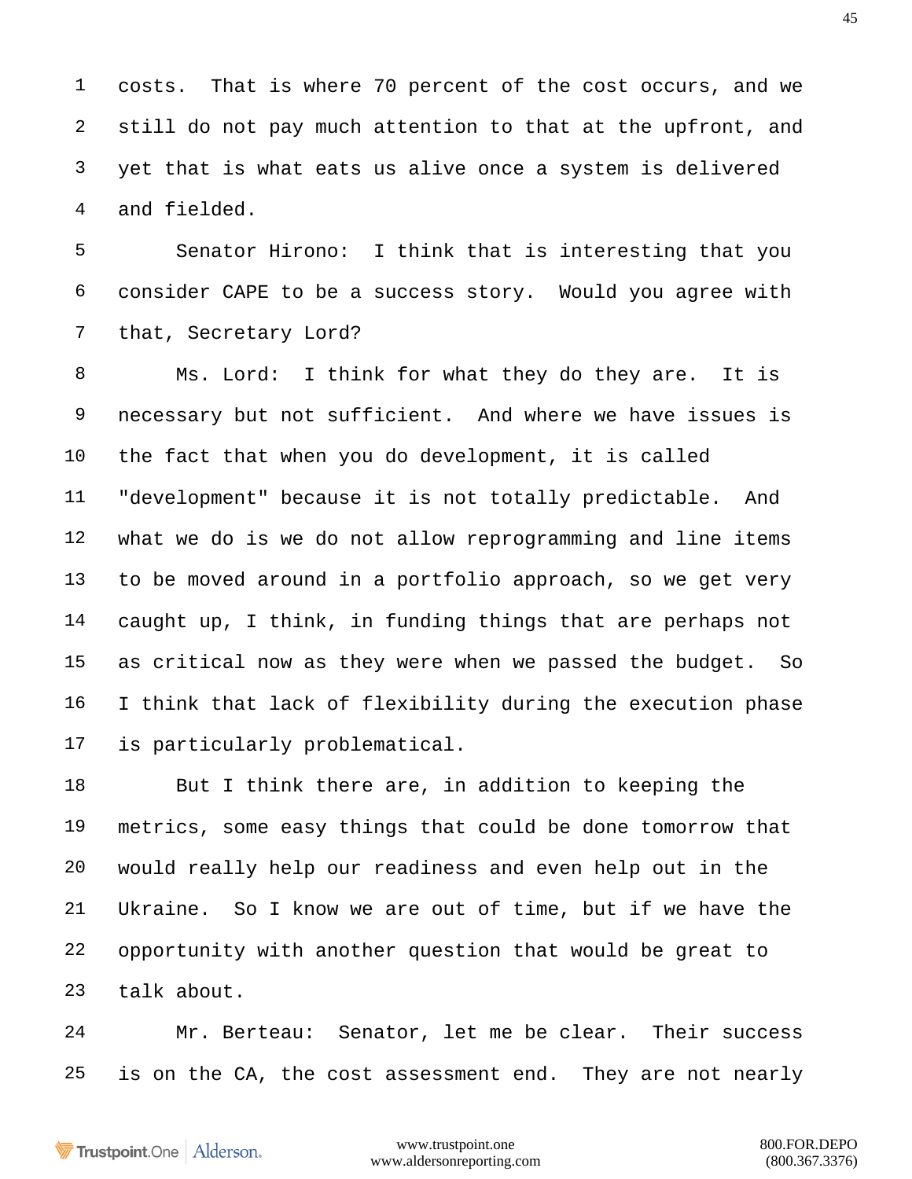costs. That is where 70 percent of the cost occurs, and we still do not pay much attention to that at the upfront, and yet that is what eats us alive once a system is delivered and fielded.

Senator Hirono: I think that is interesting that you consider CAPE to be a success story. Would you agree with that, Secretary Lord?

Ms. Lord: I think for what they do they are. It is necessary but not sufficient. And where we have issues is the fact that when you do development, it is called "development" because it is not totally predictable. And what we do is we do not allow reprogramming and line items to be moved around in a portfolio approach, so we get very caught up, I think, in funding things that are perhaps not as critical now as they were when we passed the budget. So I think that lack of flexibility during the execution phase is particularly problematical.

But I think there are, in addition to keeping the metrics, some easy things that could be done tomorrow that would really help our readiness and even help out in the Ukraine. So I know we are out of time, but if we have the opportunity with another question that would be great to talk about.

Mr. Berteau: Senator, let me be clear. Their success is on the CA, the cost assessment end. They are not nearly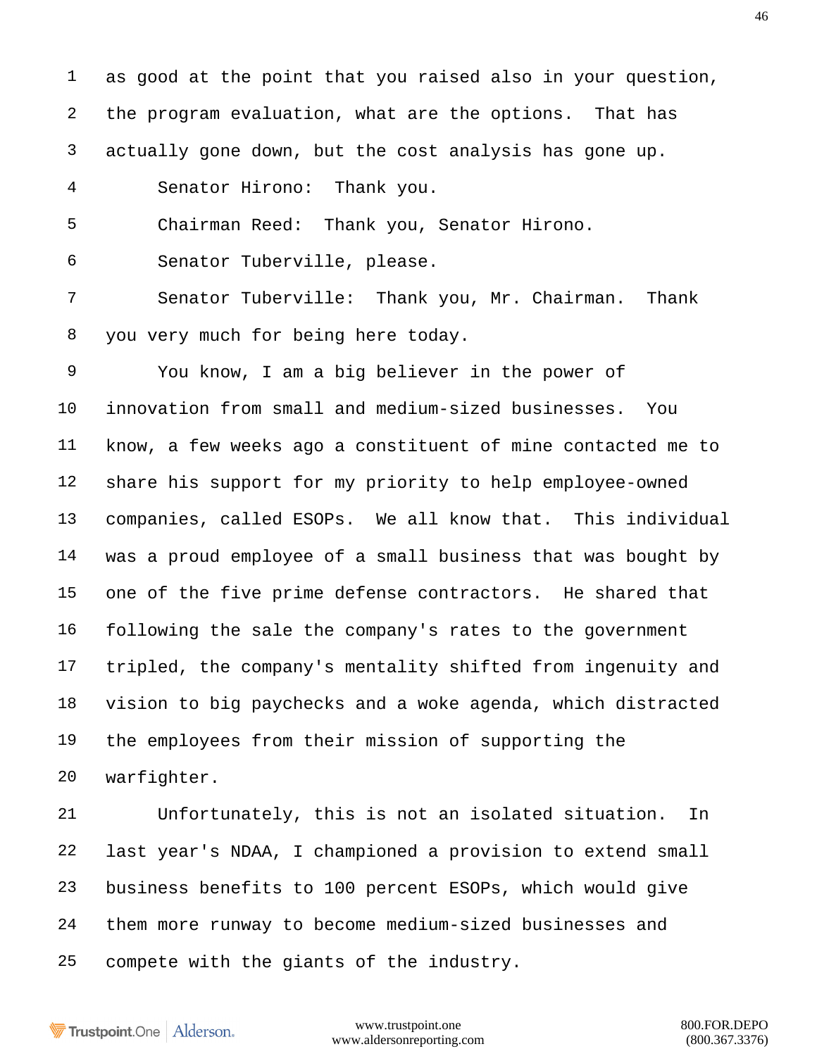as good at the point that you raised also in your question, the program evaluation, what are the options. That has actually gone down, but the cost analysis has gone up.

Senator Hirono: Thank you.

Chairman Reed: Thank you, Senator Hirono.

Senator Tuberville, please.

Senator Tuberville: Thank you, Mr. Chairman. Thank you very much for being here today.

You know, I am a big believer in the power of innovation from small and medium-sized businesses. You know, a few weeks ago a constituent of mine contacted me to share his support for my priority to help employee-owned companies, called ESOPs. We all know that. This individual was a proud employee of a small business that was bought by one of the five prime defense contractors. He shared that following the sale the company's rates to the government tripled, the company's mentality shifted from ingenuity and vision to big paychecks and a woke agenda, which distracted the employees from their mission of supporting the warfighter.

Unfortunately, this is not an isolated situation. In last year's NDAA, I championed a provision to extend small business benefits to 100 percent ESOPs, which would give them more runway to become medium-sized businesses and compete with the giants of the industry.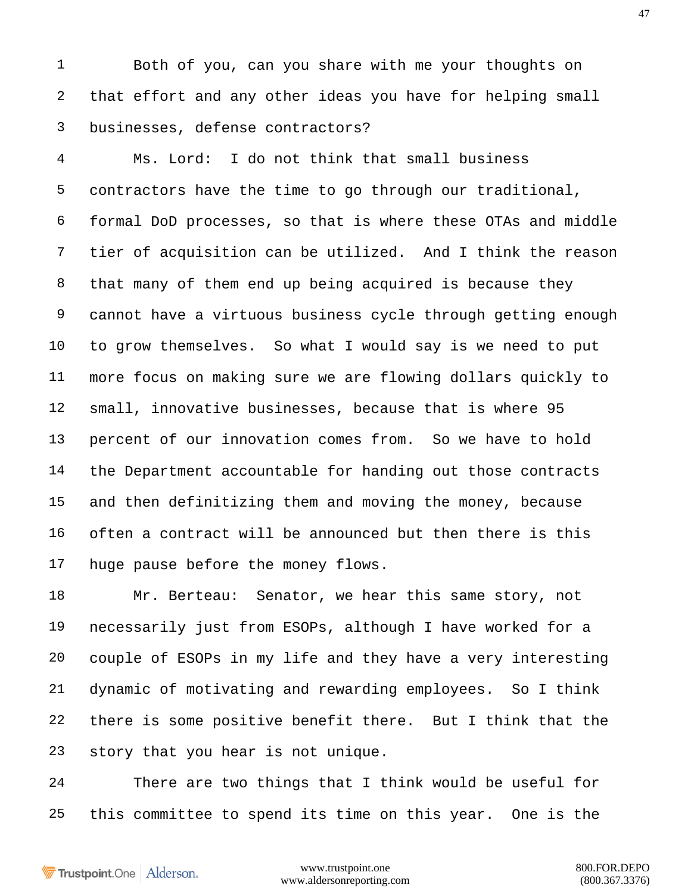Both of you, can you share with me your thoughts on that effort and any other ideas you have for helping small businesses, defense contractors?

Ms. Lord: I do not think that small business contractors have the time to go through our traditional, formal DoD processes, so that is where these OTAs and middle tier of acquisition can be utilized. And I think the reason that many of them end up being acquired is because they cannot have a virtuous business cycle through getting enough to grow themselves. So what I would say is we need to put more focus on making sure we are flowing dollars quickly to small, innovative businesses, because that is where 95 percent of our innovation comes from. So we have to hold the Department accountable for handing out those contracts and then definitizing them and moving the money, because often a contract will be announced but then there is this huge pause before the money flows.

Mr. Berteau: Senator, we hear this same story, not necessarily just from ESOPs, although I have worked for a couple of ESOPs in my life and they have a very interesting dynamic of motivating and rewarding employees. So I think there is some positive benefit there. But I think that the story that you hear is not unique.

There are two things that I think would be useful for this committee to spend its time on this year. One is the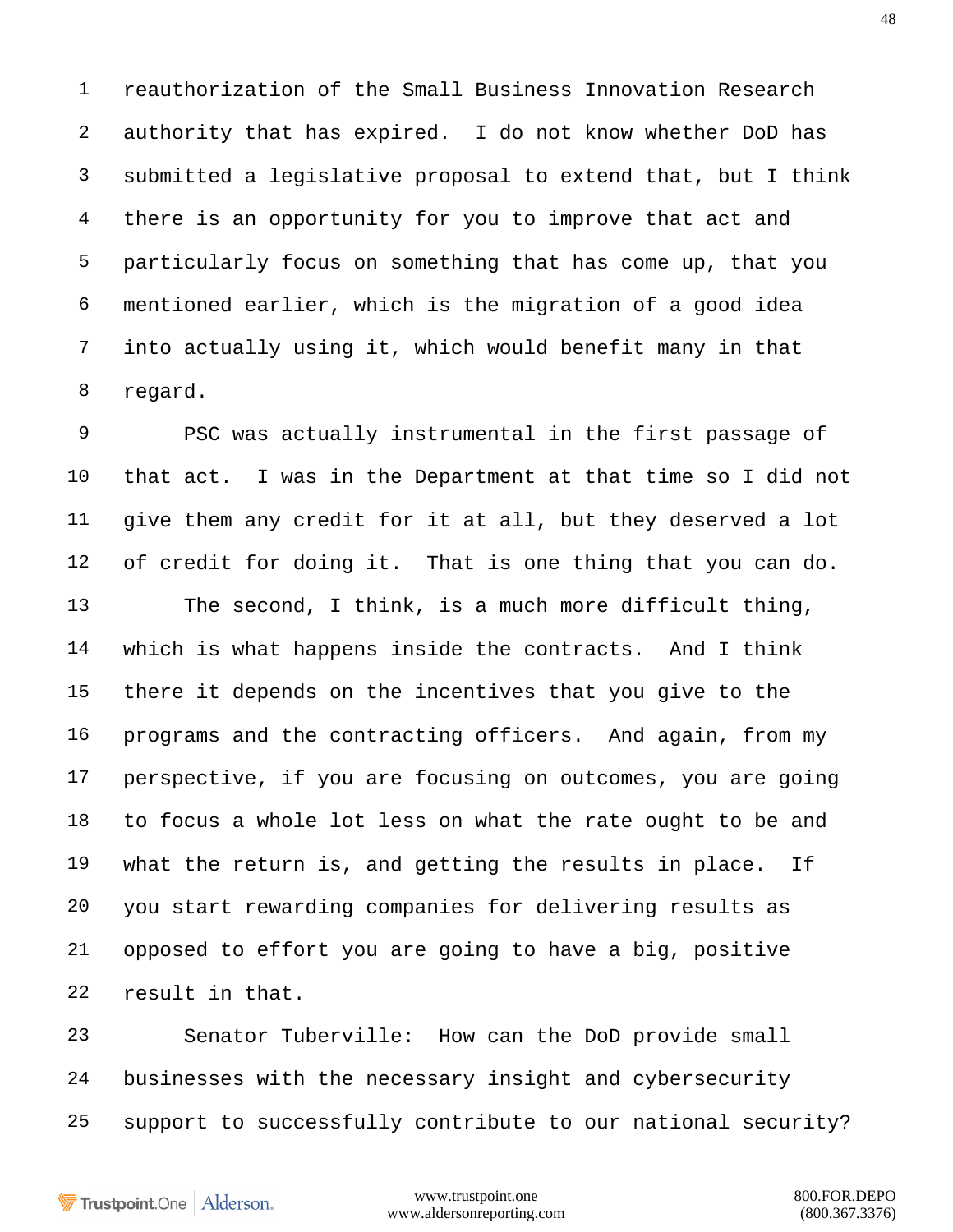reauthorization of the Small Business Innovation Research authority that has expired. I do not know whether DoD has submitted a legislative proposal to extend that, but I think there is an opportunity for you to improve that act and particularly focus on something that has come up, that you mentioned earlier, which is the migration of a good idea into actually using it, which would benefit many in that regard.

PSC was actually instrumental in the first passage of that act. I was in the Department at that time so I did not give them any credit for it at all, but they deserved a lot of credit for doing it. That is one thing that you can do.

The second, I think, is a much more difficult thing, which is what happens inside the contracts. And I think there it depends on the incentives that you give to the programs and the contracting officers. And again, from my perspective, if you are focusing on outcomes, you are going to focus a whole lot less on what the rate ought to be and what the return is, and getting the results in place. If you start rewarding companies for delivering results as opposed to effort you are going to have a big, positive result in that.

Senator Tuberville: How can the DoD provide small businesses with the necessary insight and cybersecurity support to successfully contribute to our national security?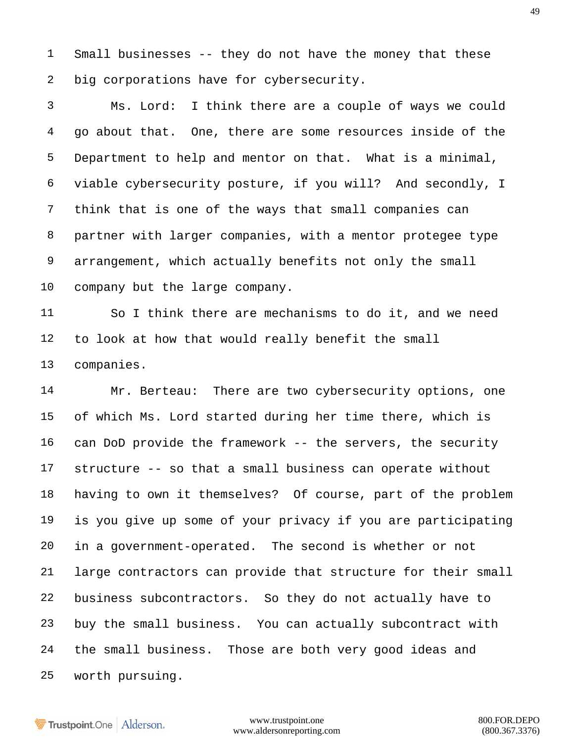Small businesses -- they do not have the money that these big corporations have for cybersecurity.

Ms. Lord: I think there are a couple of ways we could go about that. One, there are some resources inside of the Department to help and mentor on that. What is a minimal, viable cybersecurity posture, if you will? And secondly, I think that is one of the ways that small companies can partner with larger companies, with a mentor protegee type arrangement, which actually benefits not only the small company but the large company.

So I think there are mechanisms to do it, and we need to look at how that would really benefit the small companies.

Mr. Berteau: There are two cybersecurity options, one of which Ms. Lord started during her time there, which is can DoD provide the framework -- the servers, the security structure -- so that a small business can operate without having to own it themselves? Of course, part of the problem is you give up some of your privacy if you are participating in a government-operated. The second is whether or not large contractors can provide that structure for their small business subcontractors. So they do not actually have to buy the small business. You can actually subcontract with the small business. Those are both very good ideas and worth pursuing.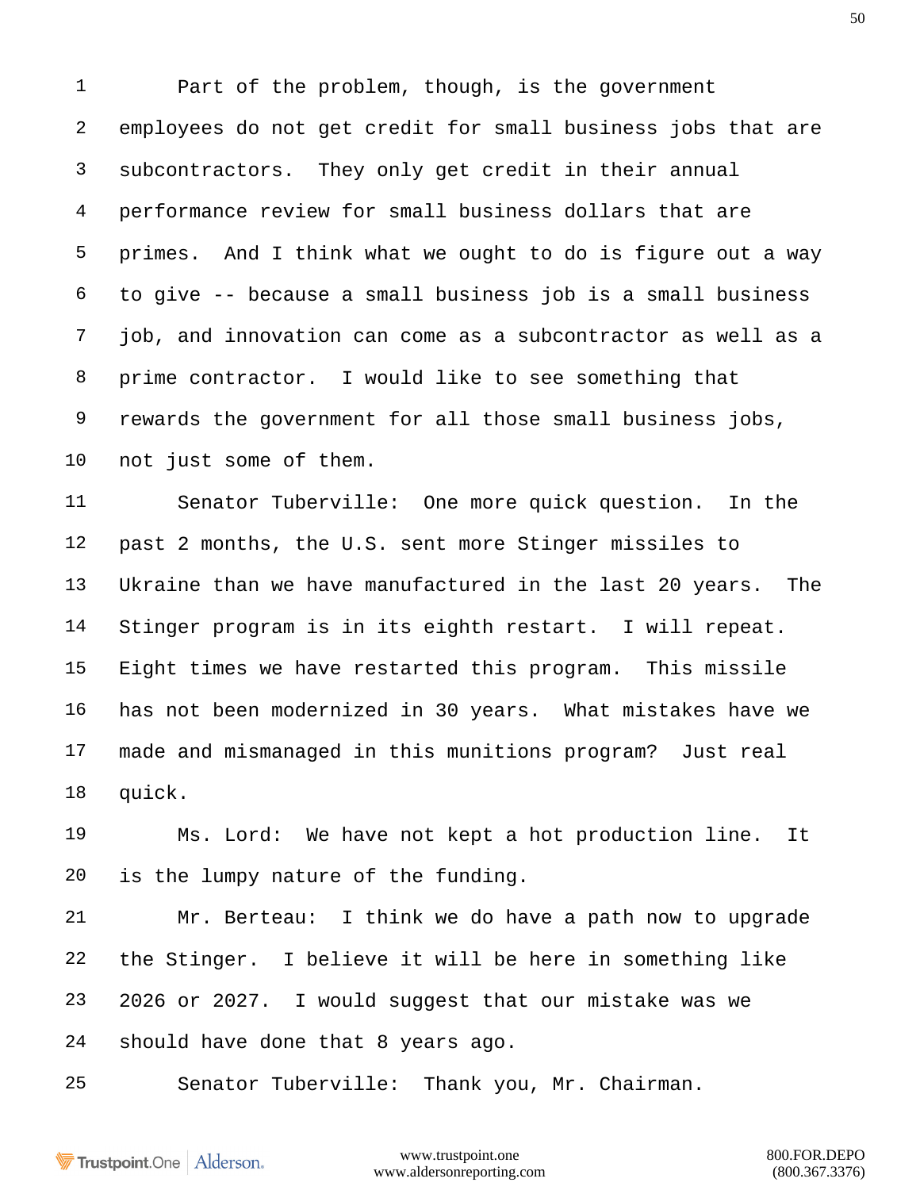Part of the problem, though, is the government employees do not get credit for small business jobs that are subcontractors. They only get credit in their annual performance review for small business dollars that are primes. And I think what we ought to do is figure out a way to give -- because a small business job is a small business job, and innovation can come as a subcontractor as well as a prime contractor. I would like to see something that rewards the government for all those small business jobs, not just some of them.

Senator Tuberville: One more quick question. In the past 2 months, the U.S. sent more Stinger missiles to Ukraine than we have manufactured in the last 20 years. The Stinger program is in its eighth restart. I will repeat. Eight times we have restarted this program. This missile has not been modernized in 30 years. What mistakes have we made and mismanaged in this munitions program? Just real quick.

Ms. Lord: We have not kept a hot production line. It is the lumpy nature of the funding.

Mr. Berteau: I think we do have a path now to upgrade the Stinger. I believe it will be here in something like 2026 or 2027. I would suggest that our mistake was we should have done that 8 years ago.

Senator Tuberville: Thank you, Mr. Chairman.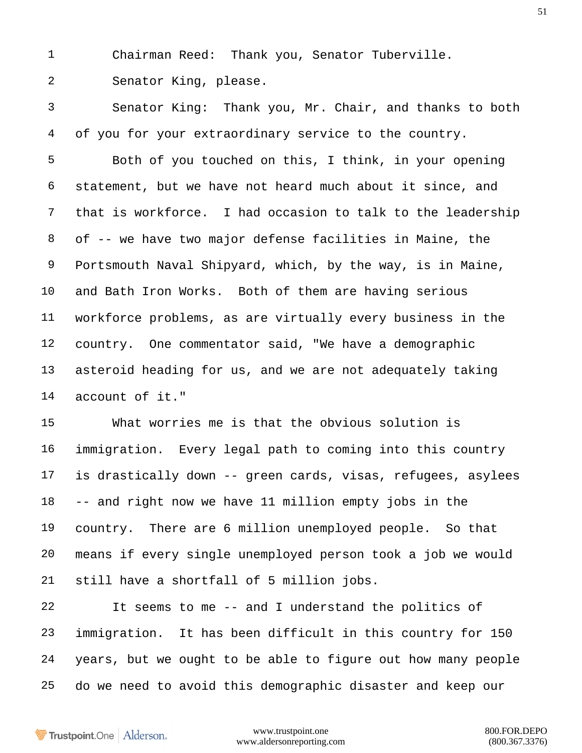Chairman Reed: Thank you, Senator Tuberville.

Senator King, please.

Senator King: Thank you, Mr. Chair, and thanks to both of you for your extraordinary service to the country.

Both of you touched on this, I think, in your opening statement, but we have not heard much about it since, and that is workforce. I had occasion to talk to the leadership of -- we have two major defense facilities in Maine, the Portsmouth Naval Shipyard, which, by the way, is in Maine, and Bath Iron Works. Both of them are having serious workforce problems, as are virtually every business in the country. One commentator said, "We have a demographic asteroid heading for us, and we are not adequately taking account of it."

What worries me is that the obvious solution is immigration. Every legal path to coming into this country is drastically down -- green cards, visas, refugees, asylees -- and right now we have 11 million empty jobs in the country. There are 6 million unemployed people. So that means if every single unemployed person took a job we would still have a shortfall of 5 million jobs.

It seems to me -- and I understand the politics of immigration. It has been difficult in this country for 150 years, but we ought to be able to figure out how many people do we need to avoid this demographic disaster and keep our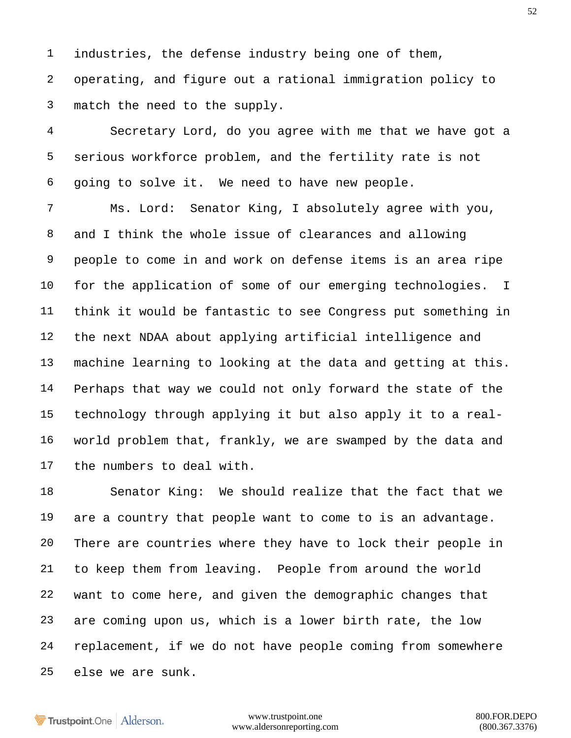industries, the defense industry being one of them, operating, and figure out a rational immigration policy to match the need to the supply.

Secretary Lord, do you agree with me that we have got a serious workforce problem, and the fertility rate is not going to solve it. We need to have new people.

Ms. Lord: Senator King, I absolutely agree with you, and I think the whole issue of clearances and allowing people to come in and work on defense items is an area ripe for the application of some of our emerging technologies. I think it would be fantastic to see Congress put something in the next NDAA about applying artificial intelligence and machine learning to looking at the data and getting at this. Perhaps that way we could not only forward the state of the technology through applying it but also apply it to a real-world problem that, frankly, we are swamped by the data and the numbers to deal with.

Senator King: We should realize that the fact that we are a country that people want to come to is an advantage. There are countries where they have to lock their people in to keep them from leaving. People from around the world want to come here, and given the demographic changes that are coming upon us, which is a lower birth rate, the low replacement, if we do not have people coming from somewhere else we are sunk.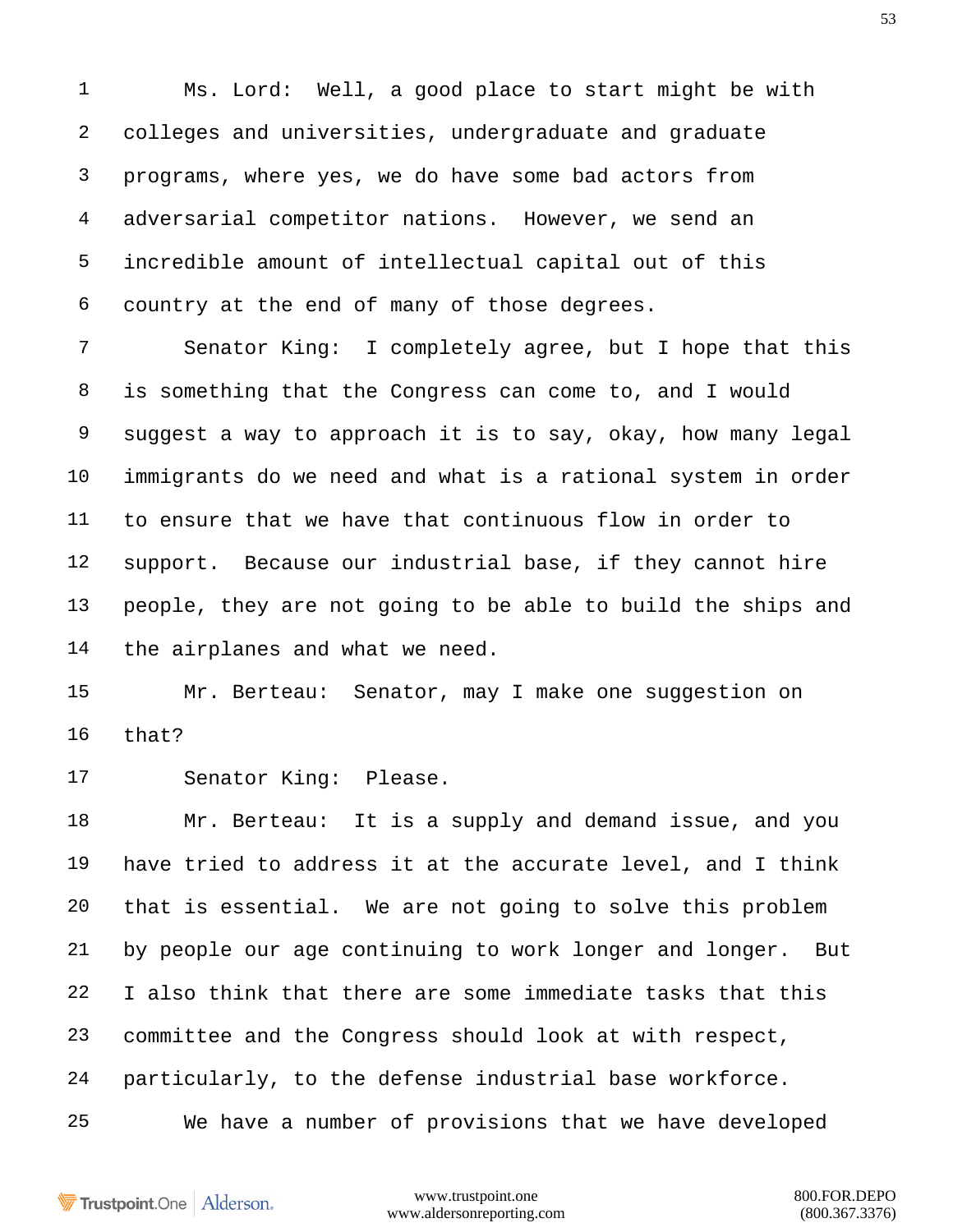Ms. Lord: Well, a good place to start might be with colleges and universities, undergraduate and graduate programs, where yes, we do have some bad actors from adversarial competitor nations. However, we send an incredible amount of intellectual capital out of this country at the end of many of those degrees.

Senator King: I completely agree, but I hope that this is something that the Congress can come to, and I would suggest a way to approach it is to say, okay, how many legal immigrants do we need and what is a rational system in order to ensure that we have that continuous flow in order to support. Because our industrial base, if they cannot hire people, they are not going to be able to build the ships and the airplanes and what we need.

Mr. Berteau: Senator, may I make one suggestion on that?

Senator King: Please.

Mr. Berteau: It is a supply and demand issue, and you have tried to address it at the accurate level, and I think that is essential. We are not going to solve this problem by people our age continuing to work longer and longer. But I also think that there are some immediate tasks that this committee and the Congress should look at with respect, particularly, to the defense industrial base workforce.

We have a number of provisions that we have developed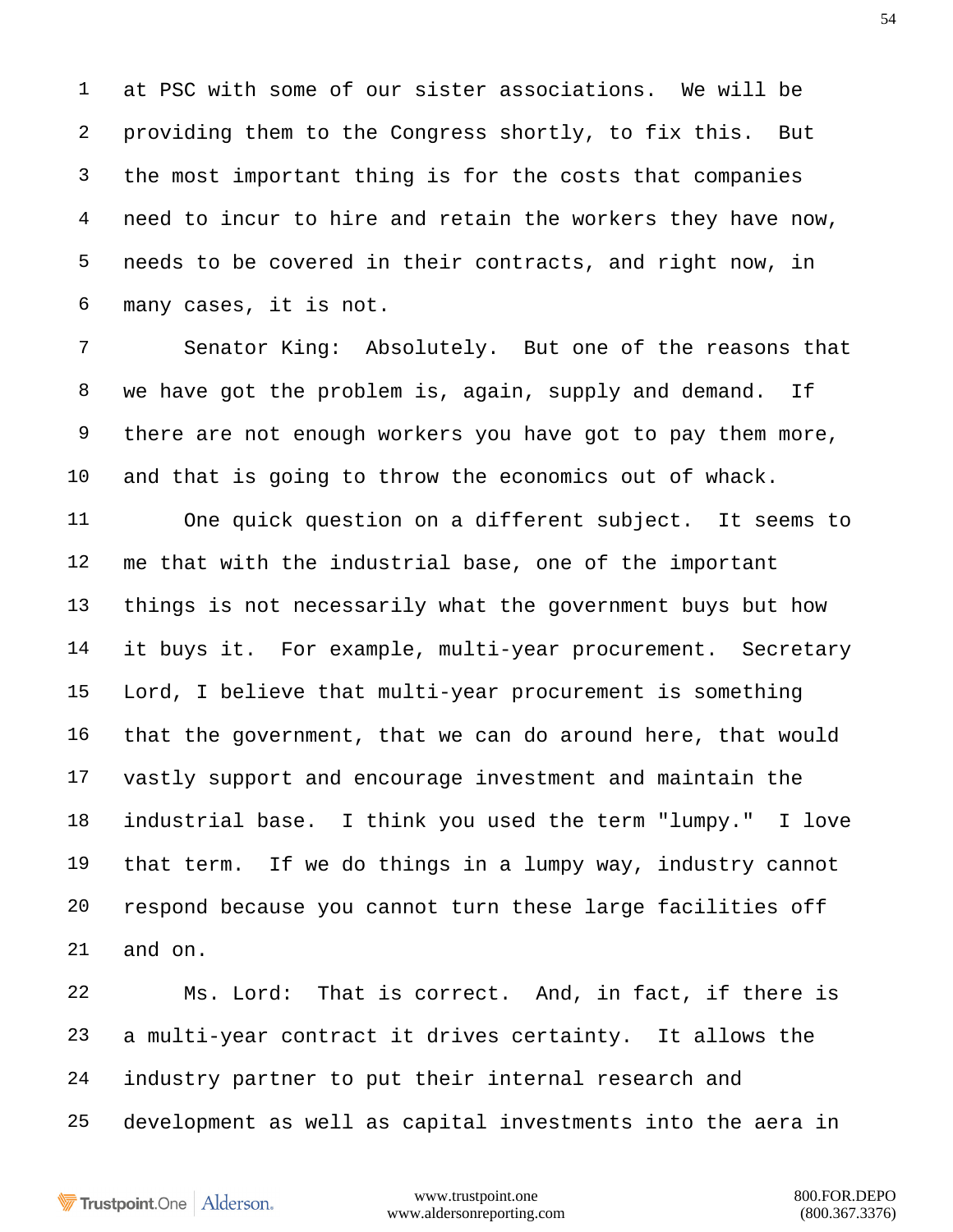at PSC with some of our sister associations. We will be providing them to the Congress shortly, to fix this. But the most important thing is for the costs that companies need to incur to hire and retain the workers they have now, needs to be covered in their contracts, and right now, in many cases, it is not.

Senator King: Absolutely. But one of the reasons that we have got the problem is, again, supply and demand. If there are not enough workers you have got to pay them more, and that is going to throw the economics out of whack.

One quick question on a different subject. It seems to me that with the industrial base, one of the important things is not necessarily what the government buys but how it buys it. For example, multi-year procurement. Secretary Lord, I believe that multi-year procurement is something that the government, that we can do around here, that would vastly support and encourage investment and maintain the industrial base. I think you used the term "lumpy." I love that term. If we do things in a lumpy way, industry cannot respond because you cannot turn these large facilities off and on.

Ms. Lord: That is correct. And, in fact, if there is a multi-year contract it drives certainty. It allows the industry partner to put their internal research and development as well as capital investments into the aera in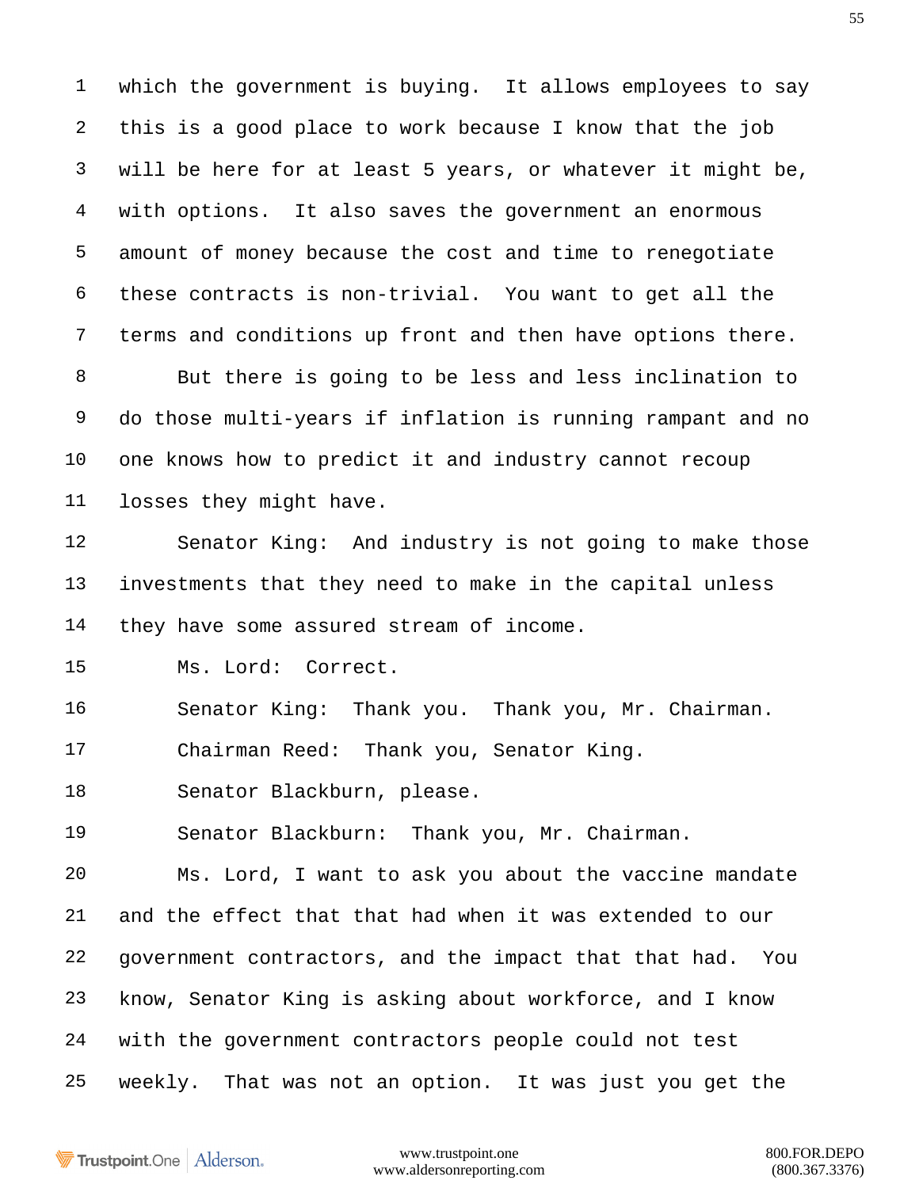which the government is buying. It allows employees to say this is a good place to work because I know that the job will be here for at least 5 years, or whatever it might be, with options. It also saves the government an enormous amount of money because the cost and time to renegotiate these contracts is non-trivial. You want to get all the terms and conditions up front and then have options there.

But there is going to be less and less inclination to do those multi-years if inflation is running rampant and no one knows how to predict it and industry cannot recoup losses they might have.

Senator King: And industry is not going to make those investments that they need to make in the capital unless they have some assured stream of income.

Ms. Lord: Correct.

Senator King: Thank you. Thank you, Mr. Chairman.

Chairman Reed: Thank you, Senator King.

Senator Blackburn, please.

Senator Blackburn: Thank you, Mr. Chairman.

Ms. Lord, I want to ask you about the vaccine mandate and the effect that that had when it was extended to our government contractors, and the impact that that had. You know, Senator King is asking about workforce, and I know with the government contractors people could not test weekly. That was not an option. It was just you get the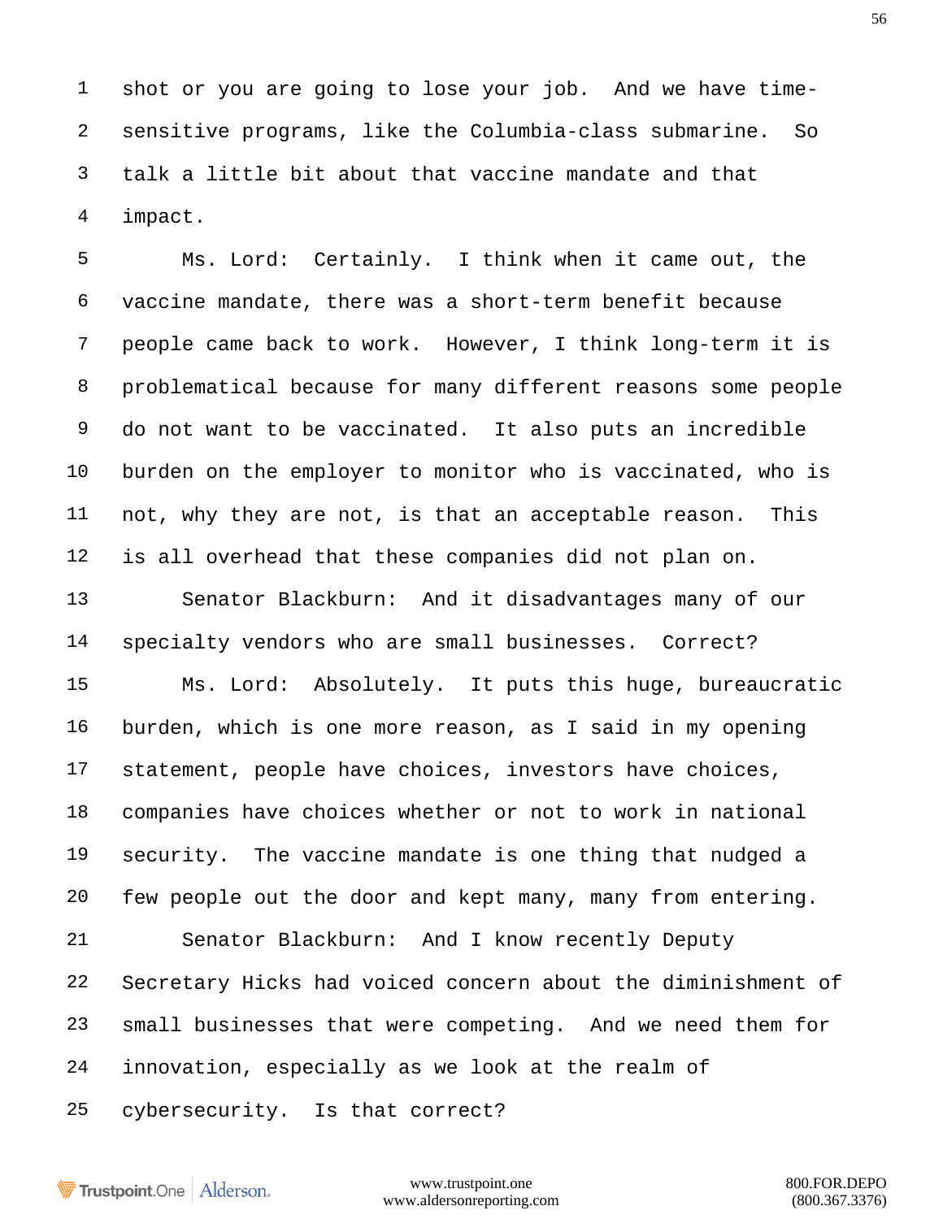shot or you are going to lose your job. And we have time-sensitive programs, like the Columbia-class submarine. So talk a little bit about that vaccine mandate and that impact.

Ms. Lord: Certainly. I think when it came out, the vaccine mandate, there was a short-term benefit because people came back to work. However, I think long-term it is problematical because for many different reasons some people do not want to be vaccinated. It also puts an incredible burden on the employer to monitor who is vaccinated, who is not, why they are not, is that an acceptable reason. This is all overhead that these companies did not plan on.

Senator Blackburn: And it disadvantages many of our specialty vendors who are small businesses. Correct?

Ms. Lord: Absolutely. It puts this huge, bureaucratic burden, which is one more reason, as I said in my opening statement, people have choices, investors have choices, companies have choices whether or not to work in national security. The vaccine mandate is one thing that nudged a few people out the door and kept many, many from entering.

Senator Blackburn: And I know recently Deputy Secretary Hicks had voiced concern about the diminishment of small businesses that were competing. And we need them for innovation, especially as we look at the realm of cybersecurity. Is that correct?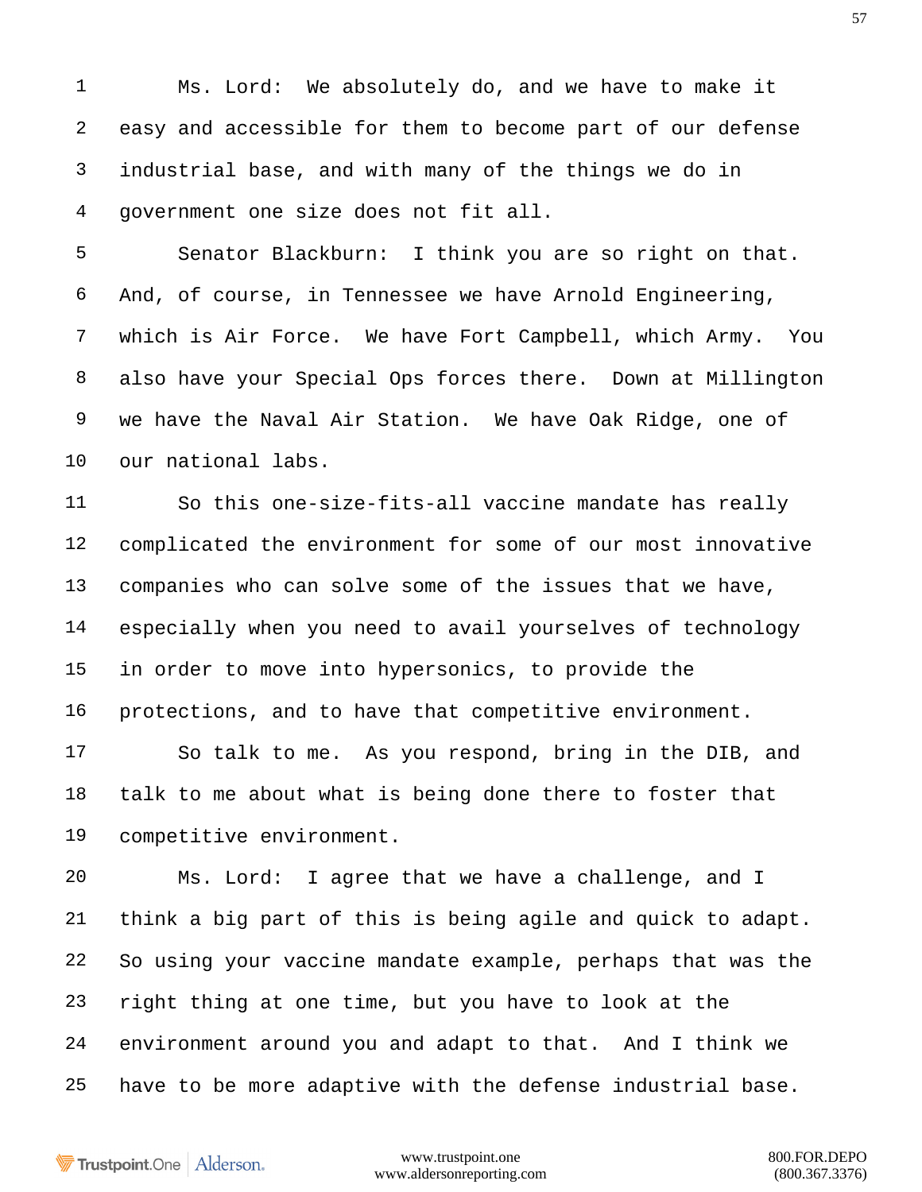Ms. Lord: We absolutely do, and we have to make it easy and accessible for them to become part of our defense industrial base, and with many of the things we do in government one size does not fit all.

Senator Blackburn: I think you are so right on that. And, of course, in Tennessee we have Arnold Engineering, which is Air Force. We have Fort Campbell, which Army. You also have your Special Ops forces there. Down at Millington we have the Naval Air Station. We have Oak Ridge, one of our national labs.

So this one-size-fits-all vaccine mandate has really complicated the environment for some of our most innovative companies who can solve some of the issues that we have, especially when you need to avail yourselves of technology in order to move into hypersonics, to provide the protections, and to have that competitive environment.

So talk to me. As you respond, bring in the DIB, and talk to me about what is being done there to foster that competitive environment.

Ms. Lord: I agree that we have a challenge, and I think a big part of this is being agile and quick to adapt. So using your vaccine mandate example, perhaps that was the right thing at one time, but you have to look at the environment around you and adapt to that. And I think we have to be more adaptive with the defense industrial base.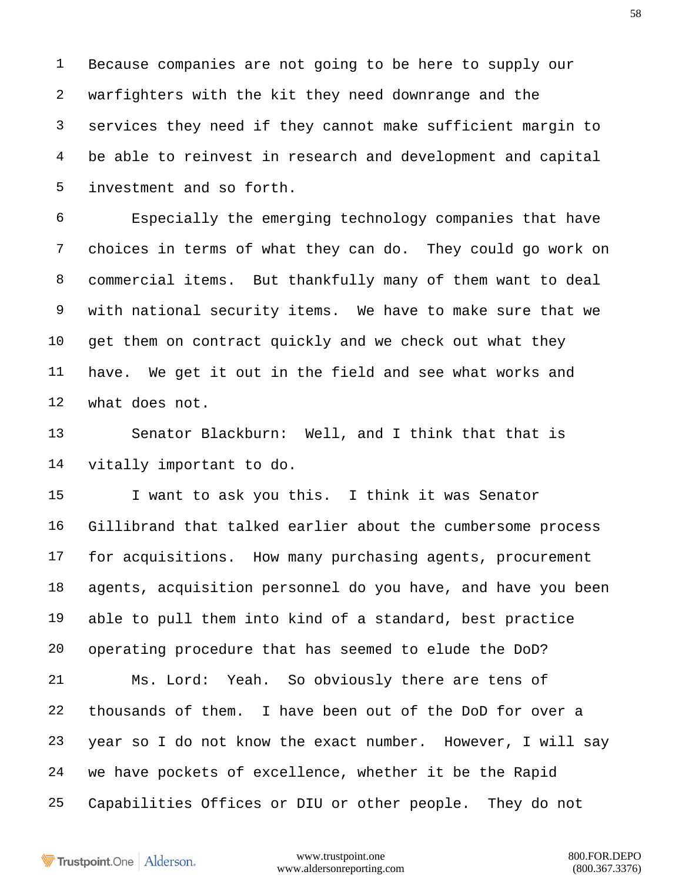Because companies are not going to be here to supply our warfighters with the kit they need downrange and the services they need if they cannot make sufficient margin to be able to reinvest in research and development and capital investment and so forth.

Especially the emerging technology companies that have choices in terms of what they can do. They could go work on commercial items. But thankfully many of them want to deal with national security items. We have to make sure that we get them on contract quickly and we check out what they have. We get it out in the field and see what works and what does not.

Senator Blackburn: Well, and I think that that is vitally important to do.

I want to ask you this. I think it was Senator Gillibrand that talked earlier about the cumbersome process for acquisitions. How many purchasing agents, procurement agents, acquisition personnel do you have, and have you been able to pull them into kind of a standard, best practice operating procedure that has seemed to elude the DoD?

Ms. Lord: Yeah. So obviously there are tens of thousands of them. I have been out of the DoD for over a year so I do not know the exact number. However, I will say we have pockets of excellence, whether it be the Rapid Capabilities Offices or DIU or other people. They do not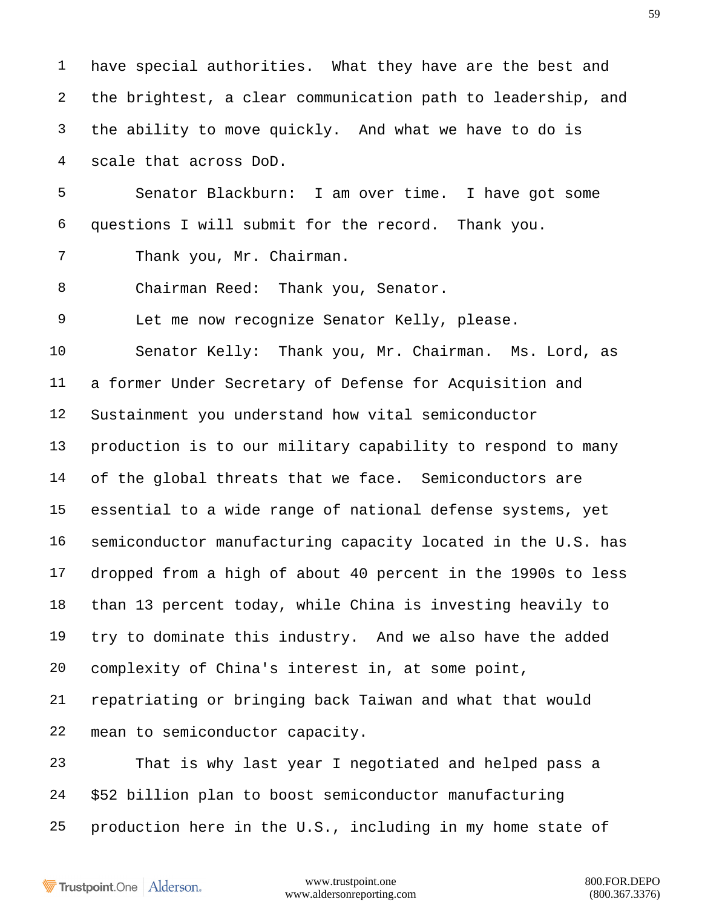have special authorities. What they have are the best and the brightest, a clear communication path to leadership, and the ability to move quickly. And what we have to do is scale that across DoD.

Senator Blackburn: I am over time. I have got some questions I will submit for the record. Thank you.

Thank you, Mr. Chairman.

Chairman Reed: Thank you, Senator.

Let me now recognize Senator Kelly, please.

Senator Kelly: Thank you, Mr. Chairman. Ms. Lord, as a former Under Secretary of Defense for Acquisition and Sustainment you understand how vital semiconductor production is to our military capability to respond to many of the global threats that we face. Semiconductors are essential to a wide range of national defense systems, yet semiconductor manufacturing capacity located in the U.S. has dropped from a high of about 40 percent in the 1990s to less than 13 percent today, while China is investing heavily to try to dominate this industry. And we also have the added complexity of China's interest in, at some point, repatriating or bringing back Taiwan and what that would mean to semiconductor capacity.

That is why last year I negotiated and helped pass a $52 billion plan to boost semiconductor manufacturing production here in the U.S., including in my home state of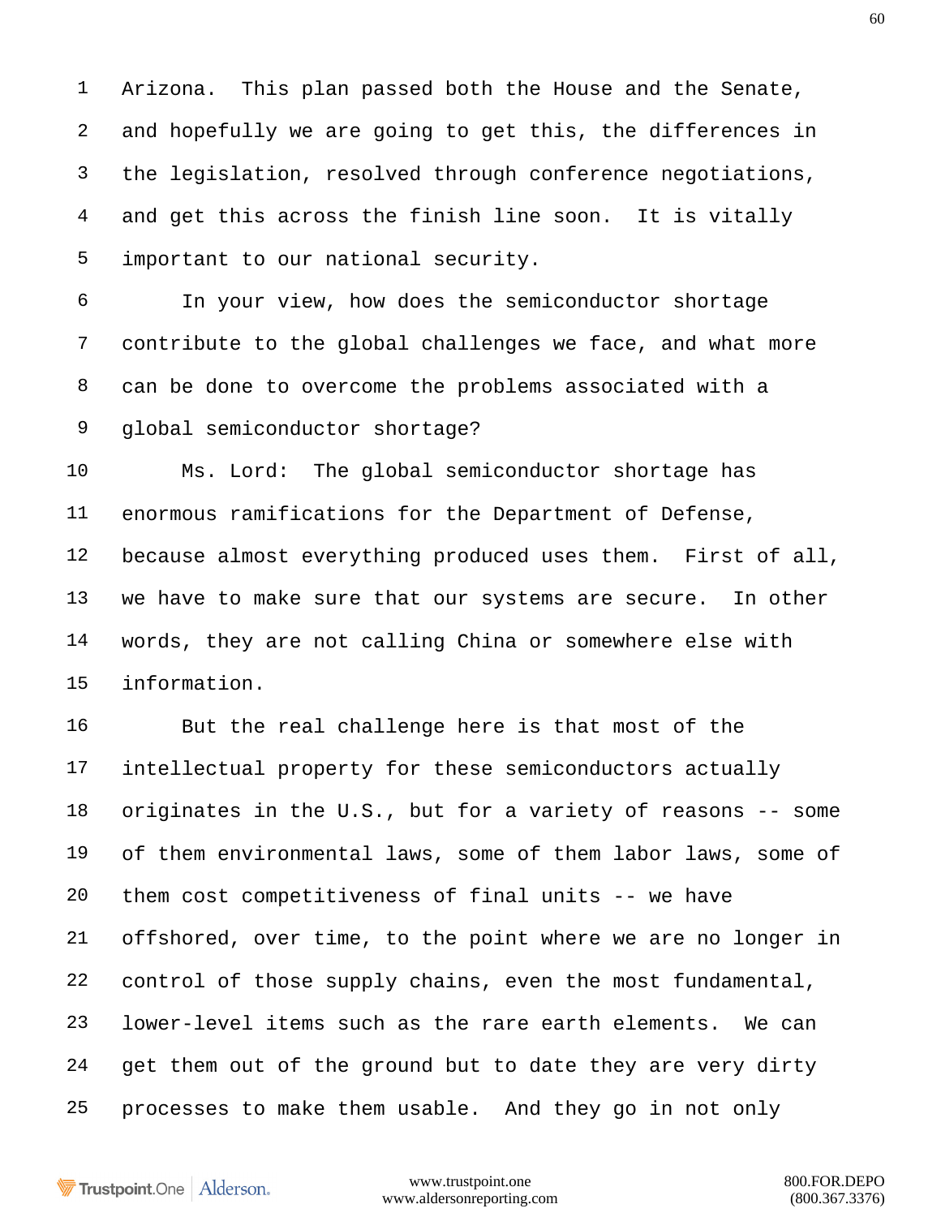Arizona. This plan passed both the House and the Senate, and hopefully we are going to get this, the differences in the legislation, resolved through conference negotiations, and get this across the finish line soon. It is vitally important to our national security.

In your view, how does the semiconductor shortage contribute to the global challenges we face, and what more can be done to overcome the problems associated with a global semiconductor shortage?

Ms. Lord: The global semiconductor shortage has enormous ramifications for the Department of Defense, because almost everything produced uses them. First of all, we have to make sure that our systems are secure. In other words, they are not calling China or somewhere else with information.

But the real challenge here is that most of the intellectual property for these semiconductors actually originates in the U.S., but for a variety of reasons -- some of them environmental laws, some of them labor laws, some of them cost competitiveness of final units -- we have offshored, over time, to the point where we are no longer in control of those supply chains, even the most fundamental, lower-level items such as the rare earth elements. We can get them out of the ground but to date they are very dirty processes to make them usable. And they go in not only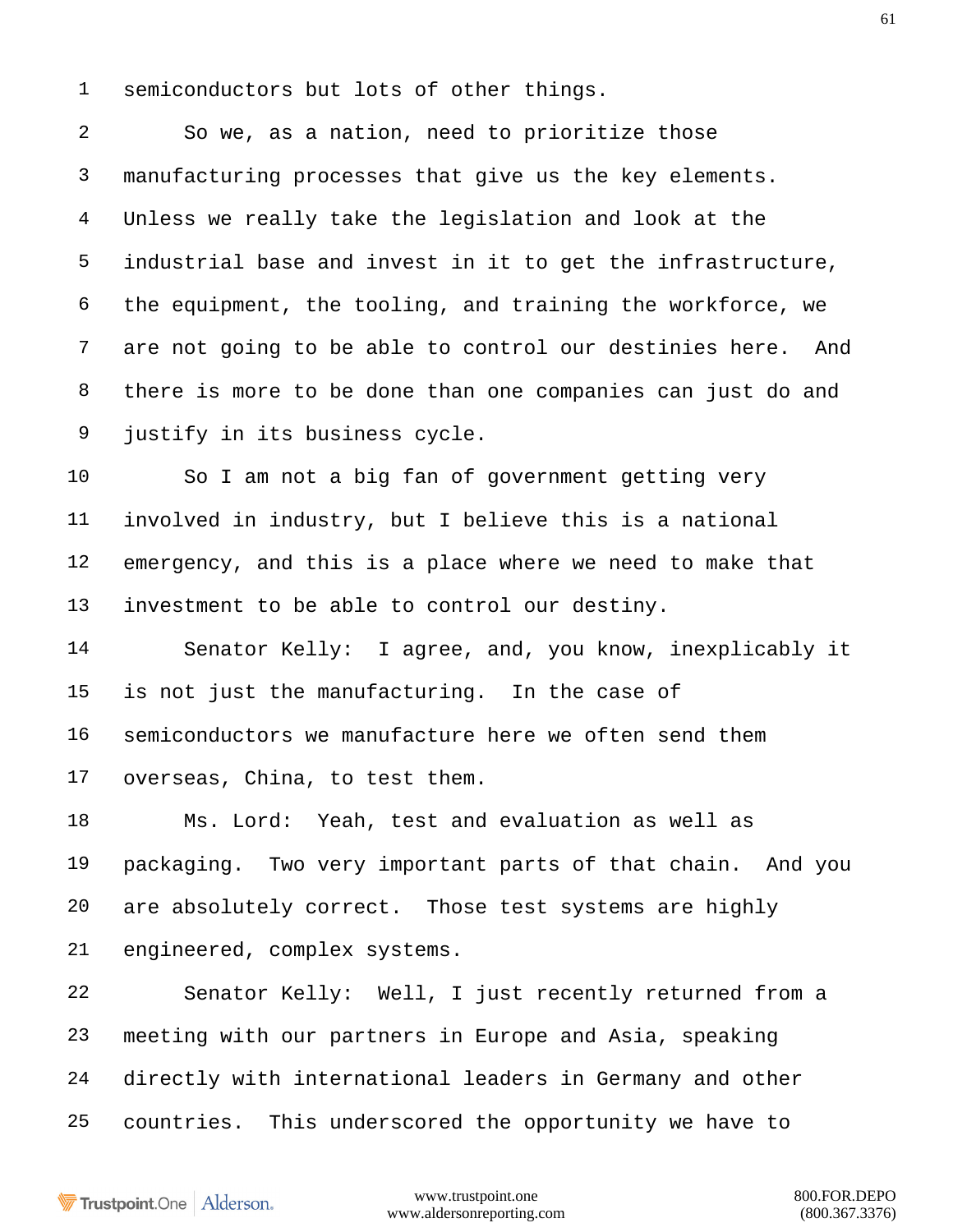semiconductors but lots of other things.

So we, as a nation, need to prioritize those manufacturing processes that give us the key elements. Unless we really take the legislation and look at the industrial base and invest in it to get the infrastructure, the equipment, the tooling, and training the workforce, we are not going to be able to control our destinies here. And there is more to be done than one companies can just do and justify in its business cycle.

So I am not a big fan of government getting very involved in industry, but I believe this is a national emergency, and this is a place where we need to make that investment to be able to control our destiny.

Senator Kelly: I agree, and, you know, inexplicably it is not just the manufacturing. In the case of semiconductors we manufacture here we often send them overseas, China, to test them.

Ms. Lord: Yeah, test and evaluation as well as packaging. Two very important parts of that chain. And you are absolutely correct. Those test systems are highly engineered, complex systems.

Senator Kelly: Well, I just recently returned from a meeting with our partners in Europe and Asia, speaking directly with international leaders in Germany and other countries. This underscored the opportunity we have to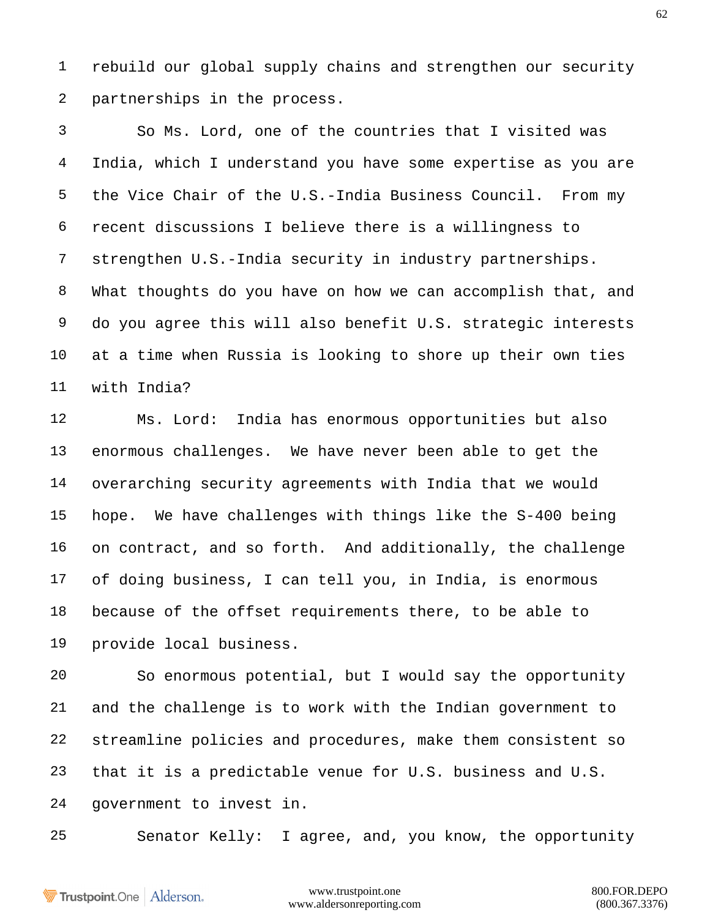rebuild our global supply chains and strengthen our security partnerships in the process.

So Ms. Lord, one of the countries that I visited was India, which I understand you have some expertise as you are the Vice Chair of the U.S.-India Business Council. From my recent discussions I believe there is a willingness to strengthen U.S.-India security in industry partnerships. What thoughts do you have on how we can accomplish that, and do you agree this will also benefit U.S. strategic interests at a time when Russia is looking to shore up their own ties with India?

Ms. Lord: India has enormous opportunities but also enormous challenges. We have never been able to get the overarching security agreements with India that we would hope. We have challenges with things like the S-400 being on contract, and so forth. And additionally, the challenge of doing business, I can tell you, in India, is enormous because of the offset requirements there, to be able to provide local business.

So enormous potential, but I would say the opportunity and the challenge is to work with the Indian government to streamline policies and procedures, make them consistent so that it is a predictable venue for U.S. business and U.S. government to invest in.

Senator Kelly: I agree, and, you know, the opportunity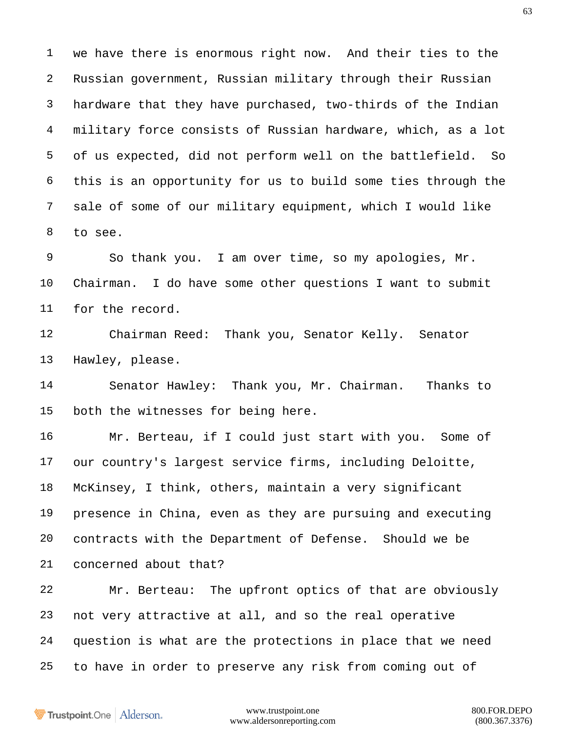we have there is enormous right now. And their ties to the Russian government, Russian military through their Russian hardware that they have purchased, two-thirds of the Indian military force consists of Russian hardware, which, as a lot of us expected, did not perform well on the battlefield. So this is an opportunity for us to build some ties through the sale of some of our military equipment, which I would like to see.

So thank you. I am over time, so my apologies, Mr. Chairman. I do have some other questions I want to submit for the record.

Chairman Reed: Thank you, Senator Kelly. Senator Hawley, please.

Senator Hawley: Thank you, Mr. Chairman. Thanks to both the witnesses for being here.

Mr. Berteau, if I could just start with you. Some of our country's largest service firms, including Deloitte, McKinsey, I think, others, maintain a very significant presence in China, even as they are pursuing and executing contracts with the Department of Defense. Should we be concerned about that?

Mr. Berteau: The upfront optics of that are obviously not very attractive at all, and so the real operative question is what are the protections in place that we need to have in order to preserve any risk from coming out of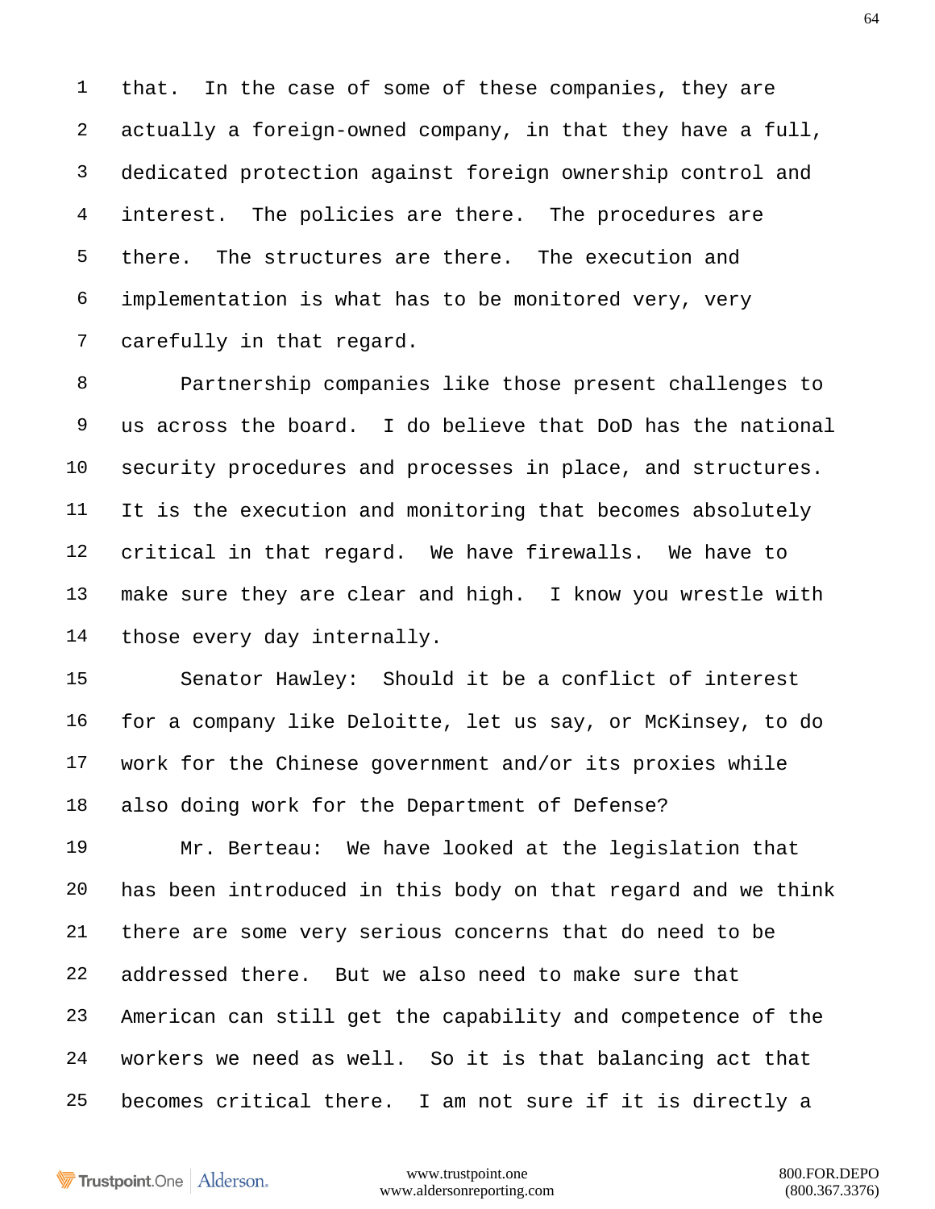that. In the case of some of these companies, they are actually a foreign-owned company, in that they have a full, dedicated protection against foreign ownership control and interest. The policies are there. The procedures are there. The structures are there. The execution and implementation is what has to be monitored very, very carefully in that regard.

Partnership companies like those present challenges to us across the board. I do believe that DoD has the national security procedures and processes in place, and structures. It is the execution and monitoring that becomes absolutely critical in that regard. We have firewalls. We have to make sure they are clear and high. I know you wrestle with those every day internally.

Senator Hawley: Should it be a conflict of interest for a company like Deloitte, let us say, or McKinsey, to do work for the Chinese government and/or its proxies while also doing work for the Department of Defense?

Mr. Berteau: We have looked at the legislation that has been introduced in this body on that regard and we think there are some very serious concerns that do need to be addressed there. But we also need to make sure that American can still get the capability and competence of the workers we need as well. So it is that balancing act that becomes critical there. I am not sure if it is directly a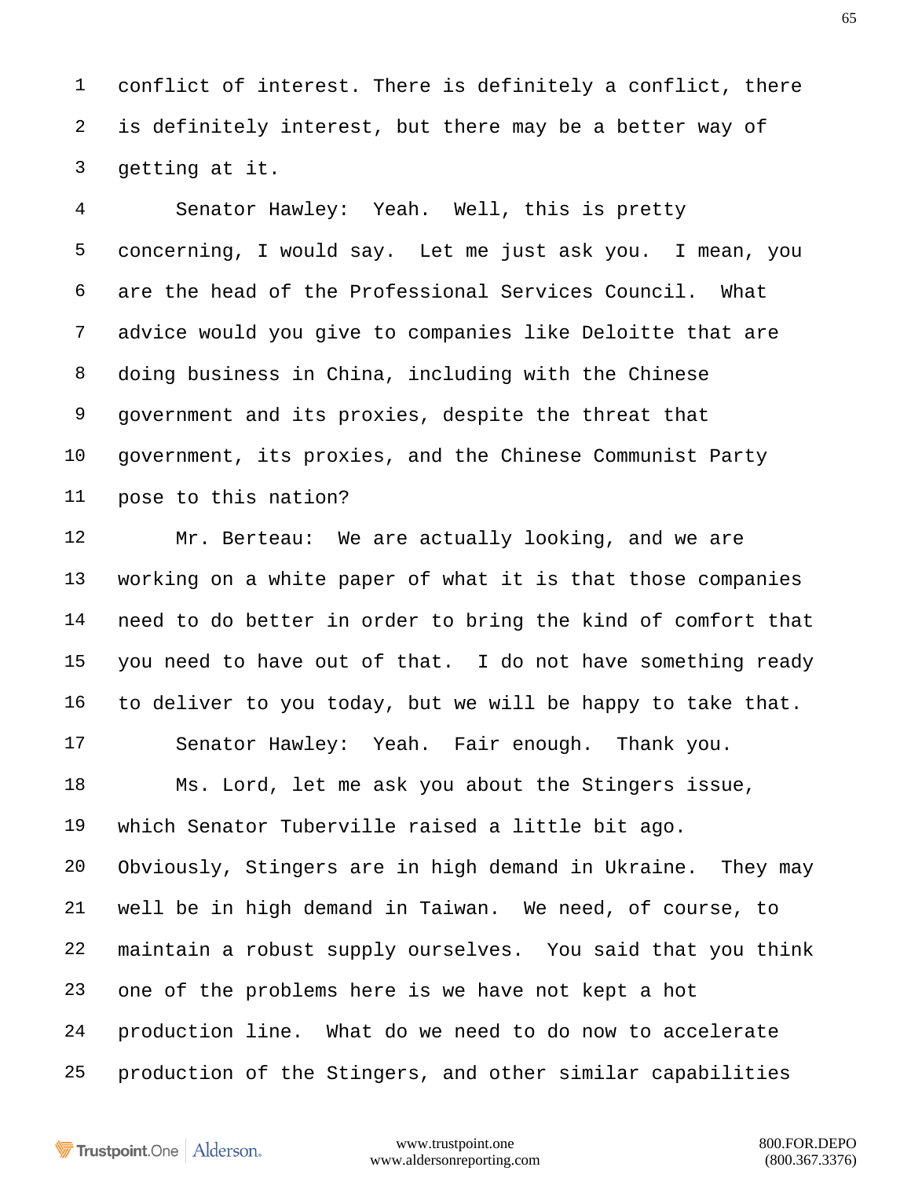conflict of interest. There is definitely a conflict, there is definitely interest, but there may be a better way of getting at it.

Senator Hawley: Yeah. Well, this is pretty concerning, I would say. Let me just ask you. I mean, you are the head of the Professional Services Council. What advice would you give to companies like Deloitte that are doing business in China, including with the Chinese government and its proxies, despite the threat that government, its proxies, and the Chinese Communist Party pose to this nation?

Mr. Berteau: We are actually looking, and we are working on a white paper of what it is that those companies need to do better in order to bring the kind of comfort that you need to have out of that. I do not have something ready to deliver to you today, but we will be happy to take that.

Senator Hawley: Yeah. Fair enough. Thank you.

Ms. Lord, let me ask you about the Stingers issue, which Senator Tuberville raised a little bit ago. Obviously, Stingers are in high demand in Ukraine. They may well be in high demand in Taiwan. We need, of course, to maintain a robust supply ourselves. You said that you think one of the problems here is we have not kept a hot production line. What do we need to do now to accelerate production of the Stingers, and other similar capabilities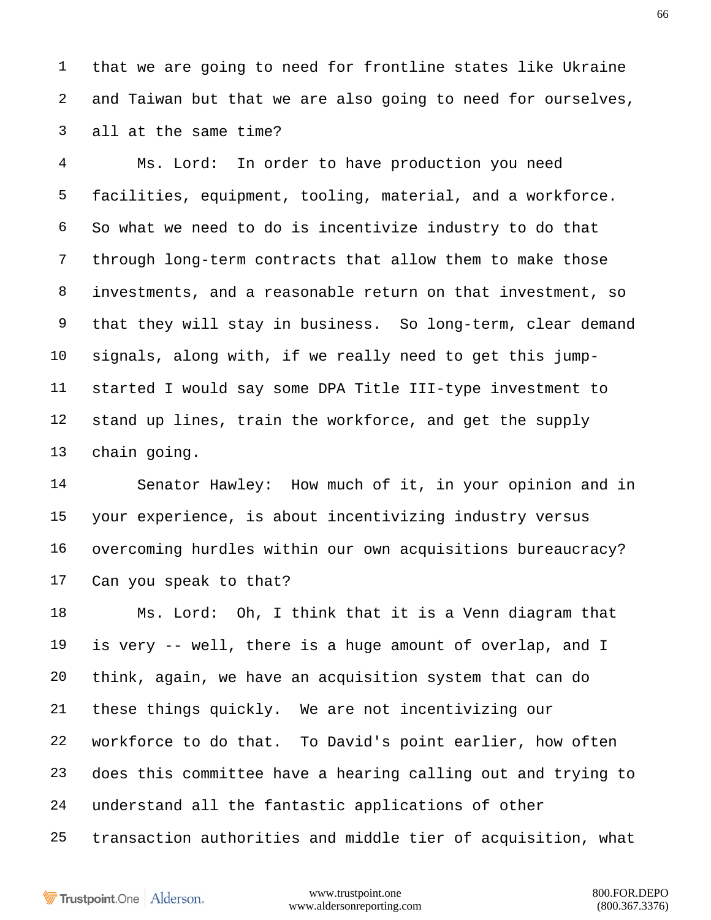that we are going to need for frontline states like Ukraine and Taiwan but that we are also going to need for ourselves, all at the same time?

Ms. Lord: In order to have production you need facilities, equipment, tooling, material, and a workforce. So what we need to do is incentivize industry to do that through long-term contracts that allow them to make those investments, and a reasonable return on that investment, so that they will stay in business. So long-term, clear demand signals, along with, if we really need to get this jump-started I would say some DPA Title III-type investment to stand up lines, train the workforce, and get the supply chain going.

Senator Hawley: How much of it, in your opinion and in your experience, is about incentivizing industry versus overcoming hurdles within our own acquisitions bureaucracy? Can you speak to that?

Ms. Lord: Oh, I think that it is a Venn diagram that is very -- well, there is a huge amount of overlap, and I think, again, we have an acquisition system that can do these things quickly. We are not incentivizing our workforce to do that. To David's point earlier, how often does this committee have a hearing calling out and trying to understand all the fantastic applications of other transaction authorities and middle tier of acquisition, what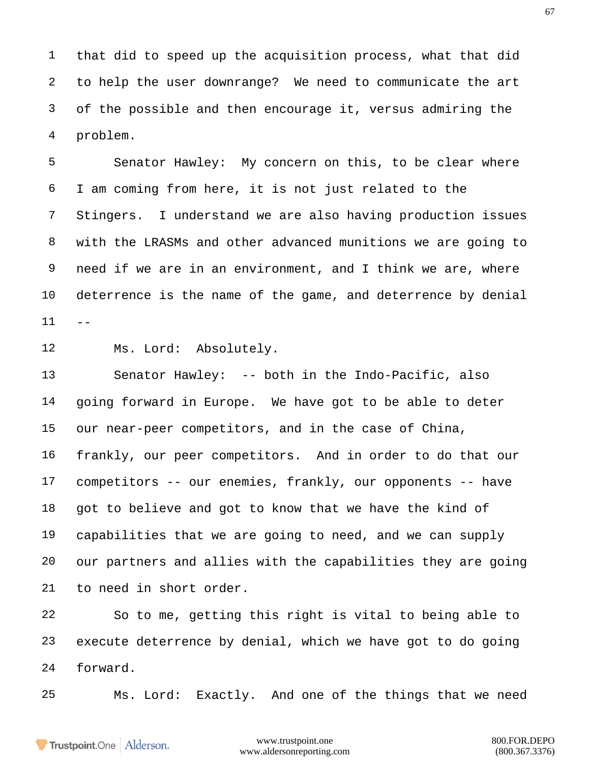that did to speed up the acquisition process, what that did to help the user downrange? We need to communicate the art of the possible and then encourage it, versus admiring the problem.

Senator Hawley: My concern on this, to be clear where I am coming from here, it is not just related to the Stingers. I understand we are also having production issues with the LRASMs and other advanced munitions we are going to need if we are in an environment, and I think we are, where deterrence is the name of the game, and deterrence by denial --

Ms. Lord: Absolutely.

Senator Hawley: -- both in the Indo-Pacific, also going forward in Europe. We have got to be able to deter our near-peer competitors, and in the case of China, frankly, our peer competitors. And in order to do that our competitors -- our enemies, frankly, our opponents -- have got to believe and got to know that we have the kind of capabilities that we are going to need, and we can supply our partners and allies with the capabilities they are going to need in short order.

So to me, getting this right is vital to being able to execute deterrence by denial, which we have got to do going forward.

Ms. Lord: Exactly. And one of the things that we need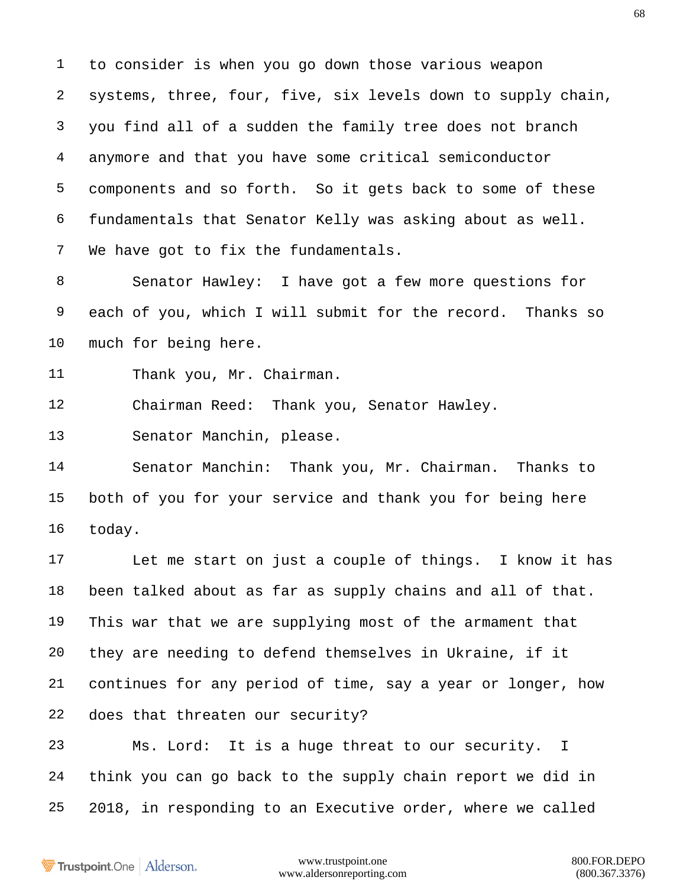to consider is when you go down those various weapon systems, three, four, five, six levels down to supply chain, you find all of a sudden the family tree does not branch anymore and that you have some critical semiconductor components and so forth. So it gets back to some of these fundamentals that Senator Kelly was asking about as well. We have got to fix the fundamentals.

Senator Hawley: I have got a few more questions for each of you, which I will submit for the record. Thanks so much for being here.

Thank you, Mr. Chairman.

Chairman Reed: Thank you, Senator Hawley.

Senator Manchin, please.

Senator Manchin: Thank you, Mr. Chairman. Thanks to both of you for your service and thank you for being here today.

Let me start on just a couple of things. I know it has been talked about as far as supply chains and all of that. This war that we are supplying most of the armament that they are needing to defend themselves in Ukraine, if it continues for any period of time, say a year or longer, how does that threaten our security?

Ms. Lord: It is a huge threat to our security. I think you can go back to the supply chain report we did in 2018, in responding to an Executive order, where we called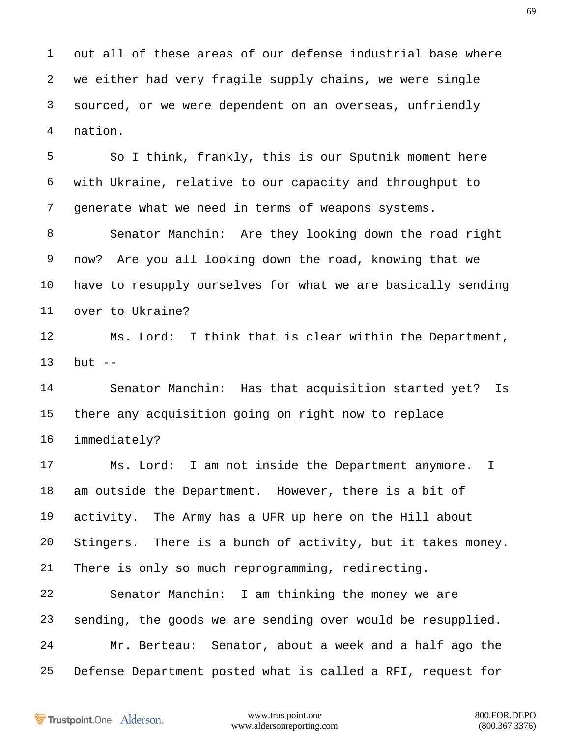out all of these areas of our defense industrial base where we either had very fragile supply chains, we were single sourced, or we were dependent on an overseas, unfriendly nation.

So I think, frankly, this is our Sputnik moment here with Ukraine, relative to our capacity and throughput to generate what we need in terms of weapons systems.

Senator Manchin: Are they looking down the road right now? Are you all looking down the road, knowing that we have to resupply ourselves for what we are basically sending over to Ukraine?

Ms. Lord: I think that is clear within the Department, but --

Senator Manchin: Has that acquisition started yet? Is there any acquisition going on right now to replace immediately?

Ms. Lord: I am not inside the Department anymore. I am outside the Department. However, there is a bit of activity. The Army has a UFR up here on the Hill about Stingers. There is a bunch of activity, but it takes money. There is only so much reprogramming, redirecting.

Senator Manchin: I am thinking the money we are sending, the goods we are sending over would be resupplied.

Mr. Berteau: Senator, about a week and a half ago the Defense Department posted what is called a RFI, request for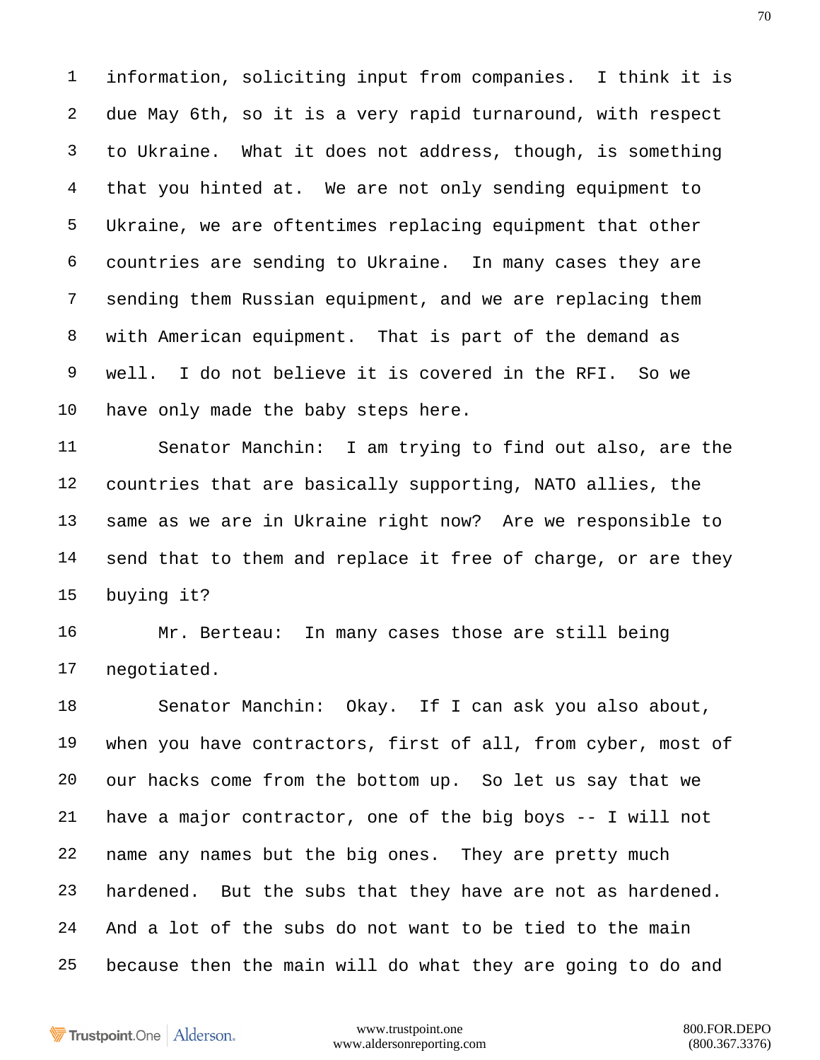information, soliciting input from companies. I think it is due May 6th, so it is a very rapid turnaround, with respect to Ukraine. What it does not address, though, is something that you hinted at. We are not only sending equipment to Ukraine, we are oftentimes replacing equipment that other countries are sending to Ukraine. In many cases they are sending them Russian equipment, and we are replacing them with American equipment. That is part of the demand as well. I do not believe it is covered in the RFI. So we have only made the baby steps here.

Senator Manchin: I am trying to find out also, are the countries that are basically supporting, NATO allies, the same as we are in Ukraine right now? Are we responsible to send that to them and replace it free of charge, or are they buying it?

Mr. Berteau: In many cases those are still being negotiated.

Senator Manchin: Okay. If I can ask you also about, when you have contractors, first of all, from cyber, most of our hacks come from the bottom up. So let us say that we have a major contractor, one of the big boys -- I will not name any names but the big ones. They are pretty much hardened. But the subs that they have are not as hardened. And a lot of the subs do not want to be tied to the main because then the main will do what they are going to do and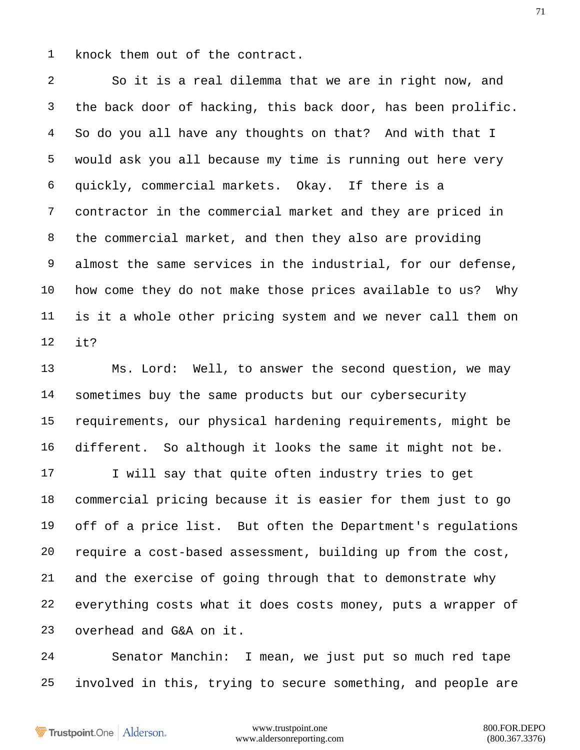knock them out of the contract.

So it is a real dilemma that we are in right now, and the back door of hacking, this back door, has been prolific. So do you all have any thoughts on that? And with that I would ask you all because my time is running out here very quickly, commercial markets. Okay. If there is a contractor in the commercial market and they are priced in the commercial market, and then they also are providing almost the same services in the industrial, for our defense, how come they do not make those prices available to us? Why is it a whole other pricing system and we never call them on it?

Ms. Lord: Well, to answer the second question, we may sometimes buy the same products but our cybersecurity requirements, our physical hardening requirements, might be different. So although it looks the same it might not be.

I will say that quite often industry tries to get commercial pricing because it is easier for them just to go off of a price list. But often the Department's regulations require a cost-based assessment, building up from the cost, and the exercise of going through that to demonstrate why everything costs what it does costs money, puts a wrapper of overhead and G&A on it.

Senator Manchin: I mean, we just put so much red tape involved in this, trying to secure something, and people are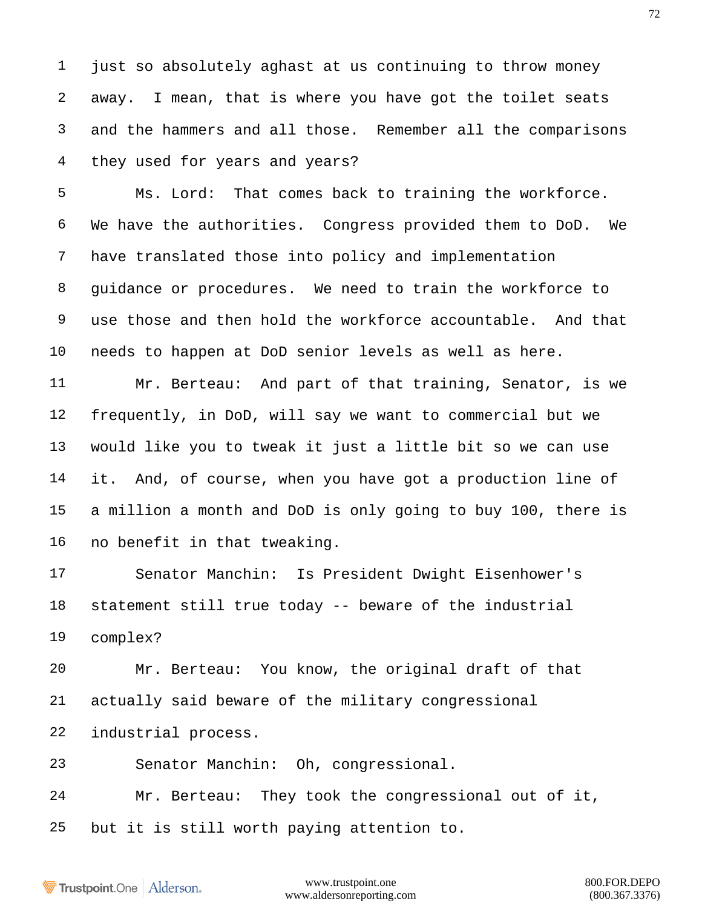just so absolutely aghast at us continuing to throw money away. I mean, that is where you have got the toilet seats and the hammers and all those. Remember all the comparisons they used for years and years?

Ms. Lord: That comes back to training the workforce. We have the authorities. Congress provided them to DoD. We have translated those into policy and implementation guidance or procedures. We need to train the workforce to use those and then hold the workforce accountable. And that needs to happen at DoD senior levels as well as here.

Mr. Berteau: And part of that training, Senator, is we frequently, in DoD, will say we want to commercial but we would like you to tweak it just a little bit so we can use it. And, of course, when you have got a production line of a million a month and DoD is only going to buy 100, there is no benefit in that tweaking.

Senator Manchin: Is President Dwight Eisenhower's statement still true today -- beware of the industrial complex?

Mr. Berteau: You know, the original draft of that actually said beware of the military congressional industrial process.

Senator Manchin: Oh, congressional.

Mr. Berteau: They took the congressional out of it, but it is still worth paying attention to.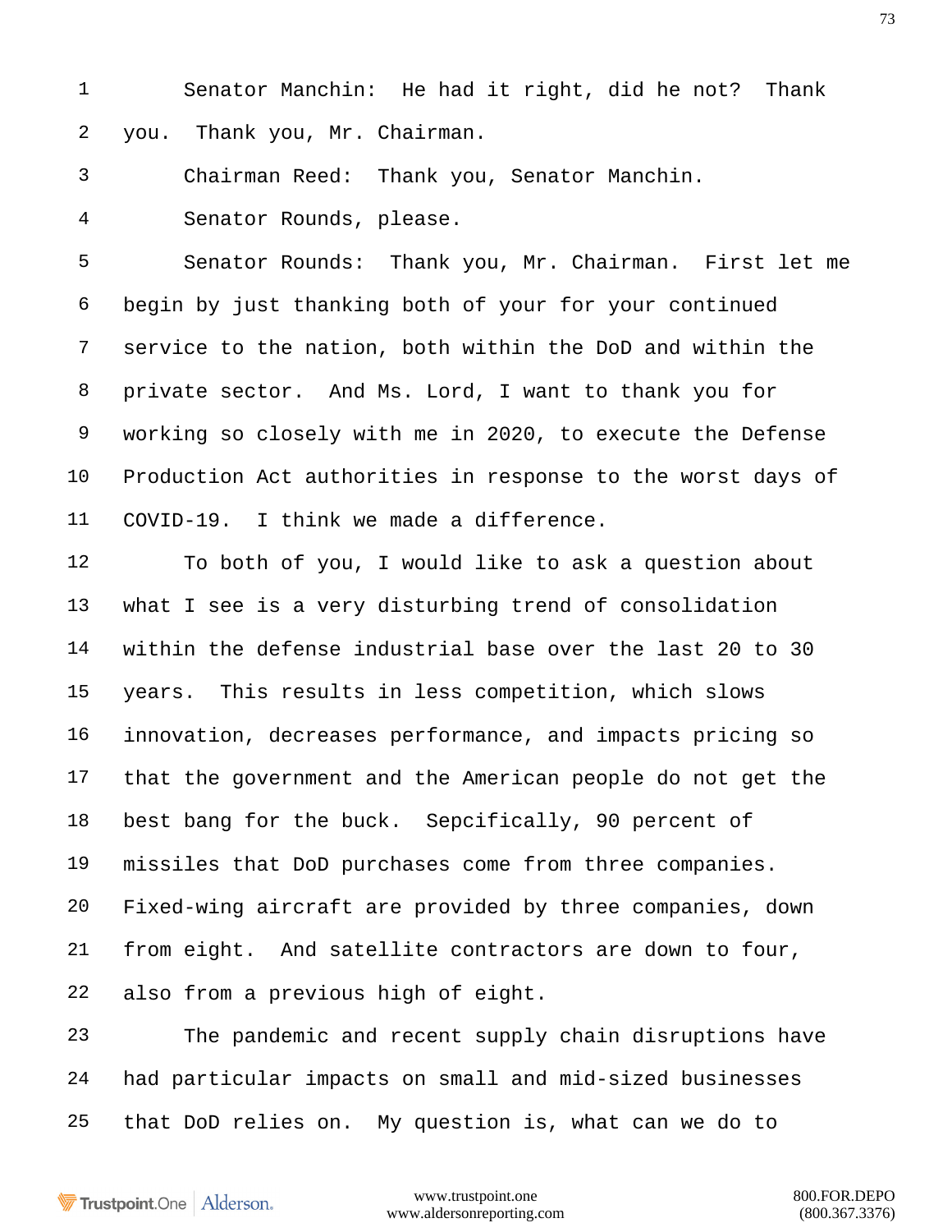Senator Manchin: He had it right, did he not? Thank you. Thank you, Mr. Chairman.

Chairman Reed: Thank you, Senator Manchin.

Senator Rounds, please.

Senator Rounds: Thank you, Mr. Chairman. First let me begin by just thanking both of your for your continued service to the nation, both within the DoD and within the private sector. And Ms. Lord, I want to thank you for working so closely with me in 2020, to execute the Defense Production Act authorities in response to the worst days of COVID-19. I think we made a difference.

To both of you, I would like to ask a question about what I see is a very disturbing trend of consolidation within the defense industrial base over the last 20 to 30 years. This results in less competition, which slows innovation, decreases performance, and impacts pricing so that the government and the American people do not get the best bang for the buck. Sepcifically, 90 percent of missiles that DoD purchases come from three companies. Fixed-wing aircraft are provided by three companies, down from eight. And satellite contractors are down to four, also from a previous high of eight.

The pandemic and recent supply chain disruptions have had particular impacts on small and mid-sized businesses that DoD relies on. My question is, what can we do to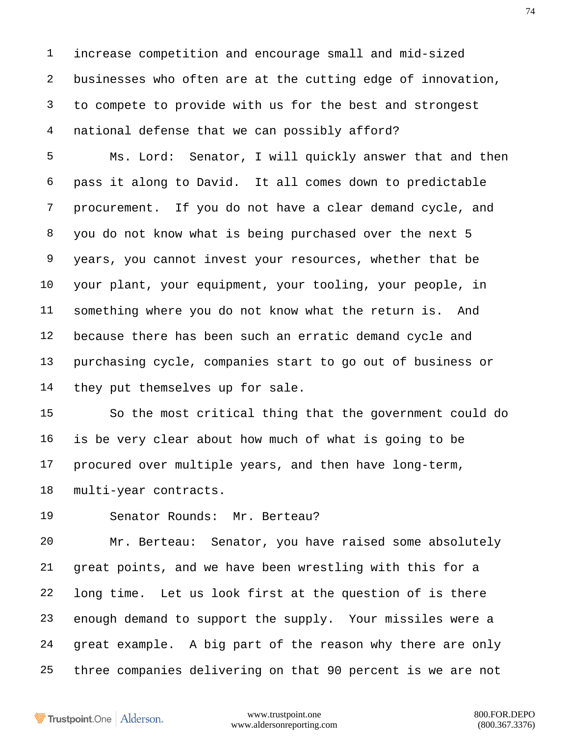increase competition and encourage small and mid-sized businesses who often are at the cutting edge of innovation, to compete to provide with us for the best and strongest national defense that we can possibly afford?

Ms. Lord: Senator, I will quickly answer that and then pass it along to David. It all comes down to predictable procurement. If you do not have a clear demand cycle, and you do not know what is being purchased over the next 5 years, you cannot invest your resources, whether that be your plant, your equipment, your tooling, your people, in something where you do not know what the return is. And because there has been such an erratic demand cycle and purchasing cycle, companies start to go out of business or they put themselves up for sale.

So the most critical thing that the government could do is be very clear about how much of what is going to be procured over multiple years, and then have long-term, multi-year contracts.

Senator Rounds: Mr. Berteau?

Mr. Berteau: Senator, you have raised some absolutely great points, and we have been wrestling with this for a long time. Let us look first at the question of is there enough demand to support the supply. Your missiles were a great example. A big part of the reason why there are only three companies delivering on that 90 percent is we are not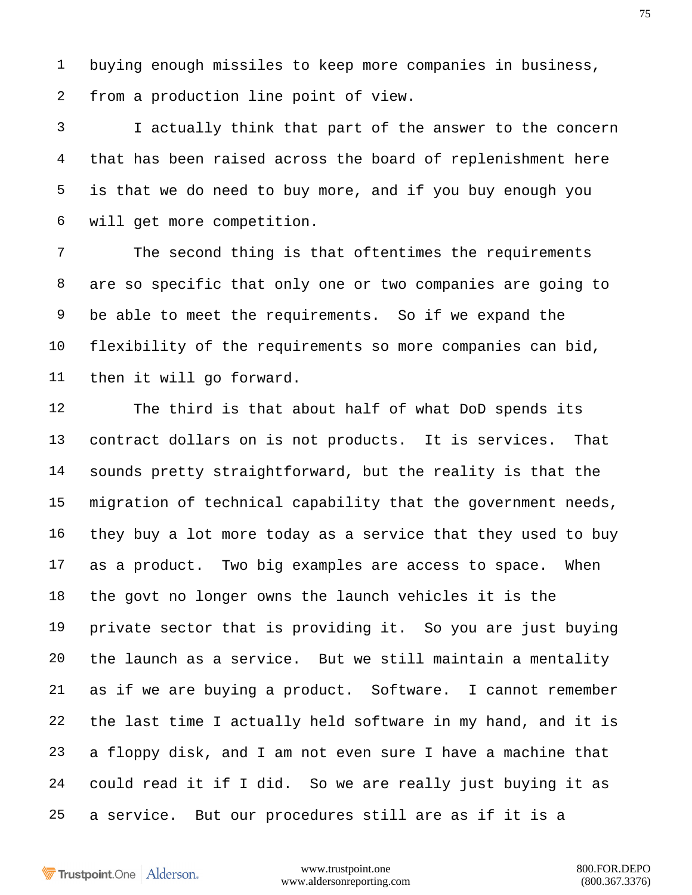buying enough missiles to keep more companies in business, from a production line point of view.

I actually think that part of the answer to the concern that has been raised across the board of replenishment here is that we do need to buy more, and if you buy enough you will get more competition.

The second thing is that oftentimes the requirements are so specific that only one or two companies are going to be able to meet the requirements. So if we expand the flexibility of the requirements so more companies can bid, then it will go forward.

The third is that about half of what DoD spends its contract dollars on is not products. It is services. That sounds pretty straightforward, but the reality is that the migration of technical capability that the government needs, they buy a lot more today as a service that they used to buy as a product. Two big examples are access to space. When the govt no longer owns the launch vehicles it is the private sector that is providing it. So you are just buying the launch as a service. But we still maintain a mentality as if we are buying a product. Software. I cannot remember the last time I actually held software in my hand, and it is a floppy disk, and I am not even sure I have a machine that could read it if I did. So we are really just buying it as a service. But our procedures still are as if it is a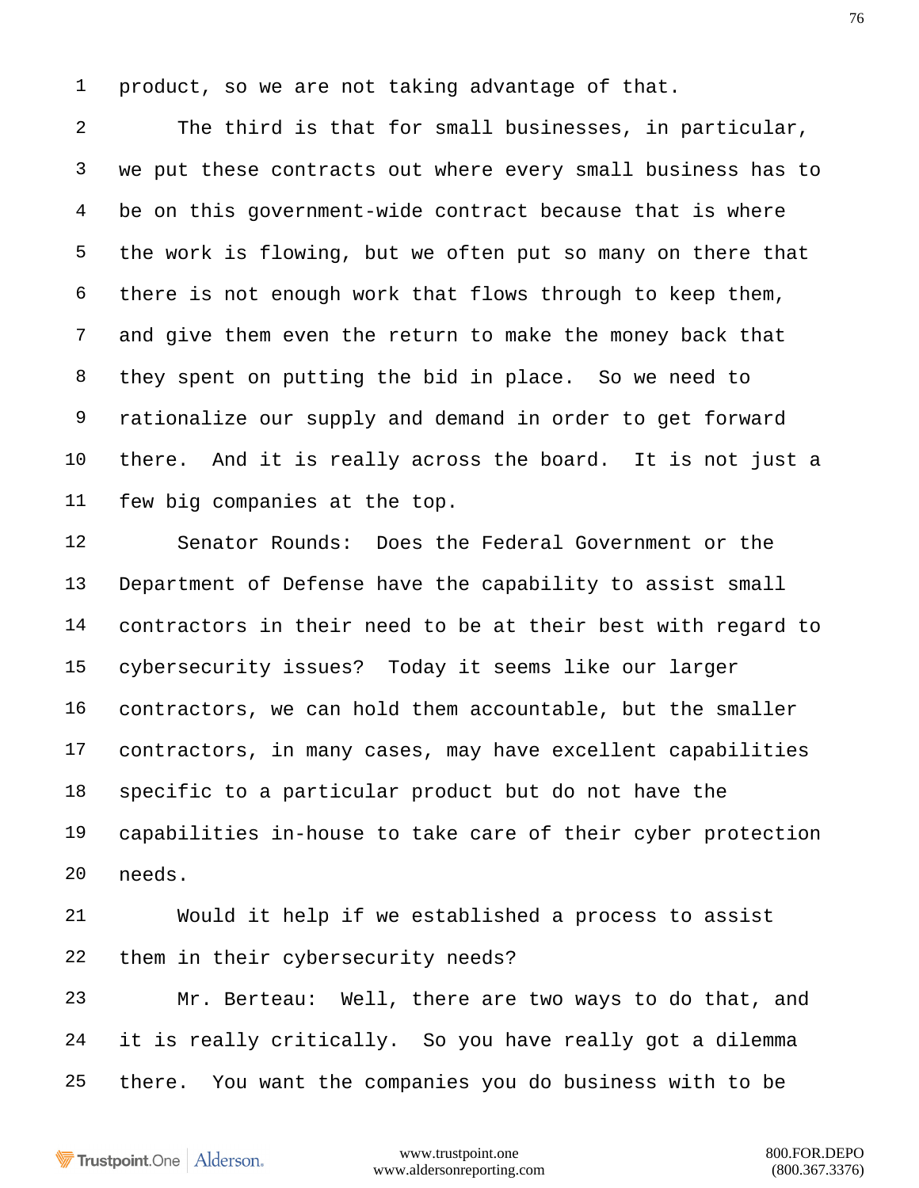product, so we are not taking advantage of that.

The third is that for small businesses, in particular, we put these contracts out where every small business has to be on this government-wide contract because that is where the work is flowing, but we often put so many on there that there is not enough work that flows through to keep them, and give them even the return to make the money back that they spent on putting the bid in place. So we need to rationalize our supply and demand in order to get forward there. And it is really across the board. It is not just a few big companies at the top.

Senator Rounds: Does the Federal Government or the Department of Defense have the capability to assist small contractors in their need to be at their best with regard to cybersecurity issues? Today it seems like our larger contractors, we can hold them accountable, but the smaller contractors, in many cases, may have excellent capabilities specific to a particular product but do not have the capabilities in-house to take care of their cyber protection needs.

Would it help if we established a process to assist them in their cybersecurity needs?

Mr. Berteau: Well, there are two ways to do that, and it is really critically. So you have really got a dilemma there. You want the companies you do business with to be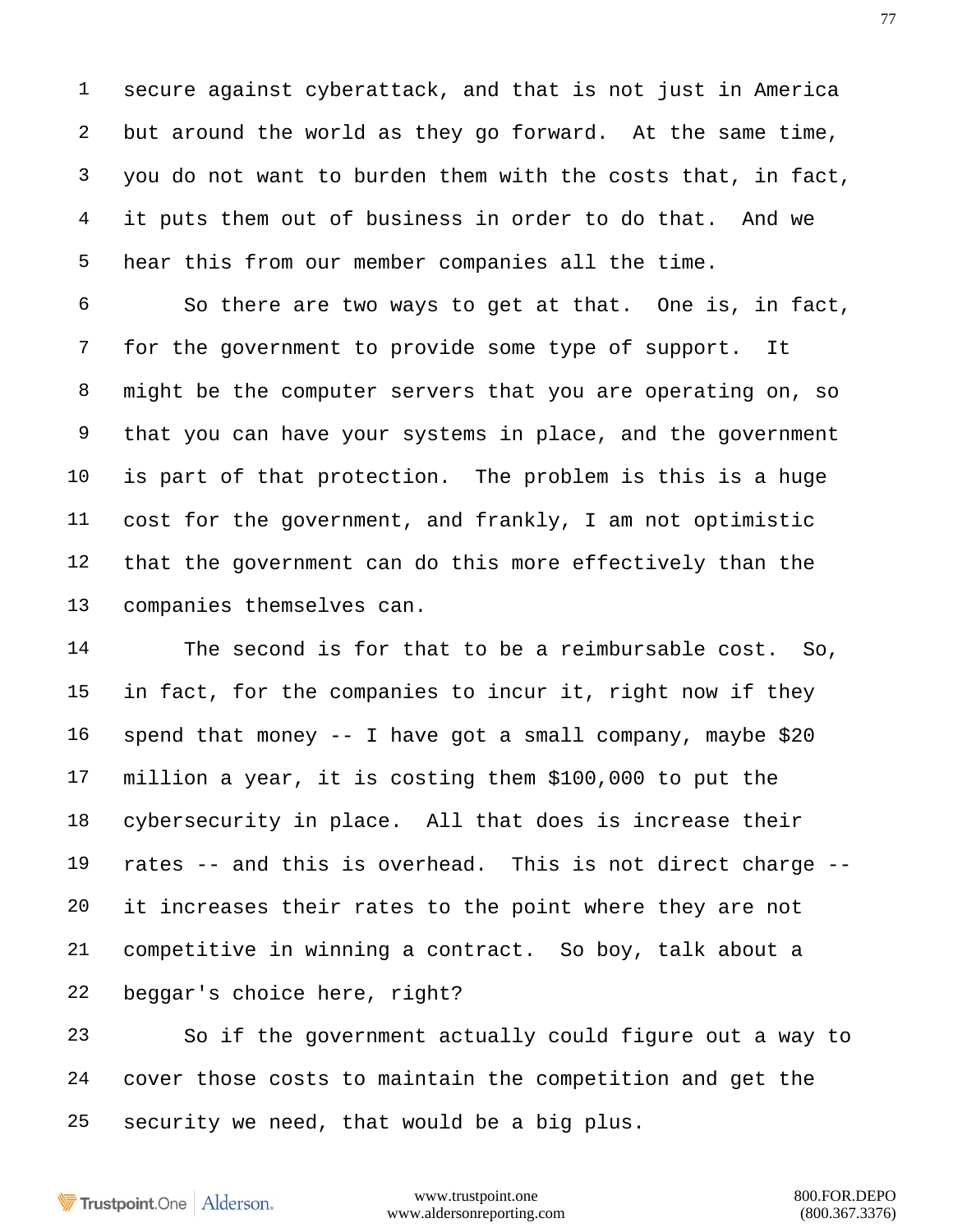secure against cyberattack, and that is not just in America but around the world as they go forward. At the same time, you do not want to burden them with the costs that, in fact, it puts them out of business in order to do that. And we hear this from our member companies all the time.

So there are two ways to get at that. One is, in fact, for the government to provide some type of support. It might be the computer servers that you are operating on, so that you can have your systems in place, and the government is part of that protection. The problem is this is a huge cost for the government, and frankly, I am not optimistic that the government can do this more effectively than the companies themselves can.

The second is for that to be a reimbursable cost. So, in fact, for the companies to incur it, right now if they spend that money -- I have got a small company, maybe $20 million a year, it is costing them $100,000 to put the cybersecurity in place. All that does is increase their rates -- and this is overhead. This is not direct charge -- it increases their rates to the point where they are not competitive in winning a contract. So boy, talk about a beggar's choice here, right?

So if the government actually could figure out a way to cover those costs to maintain the competition and get the security we need, that would be a big plus.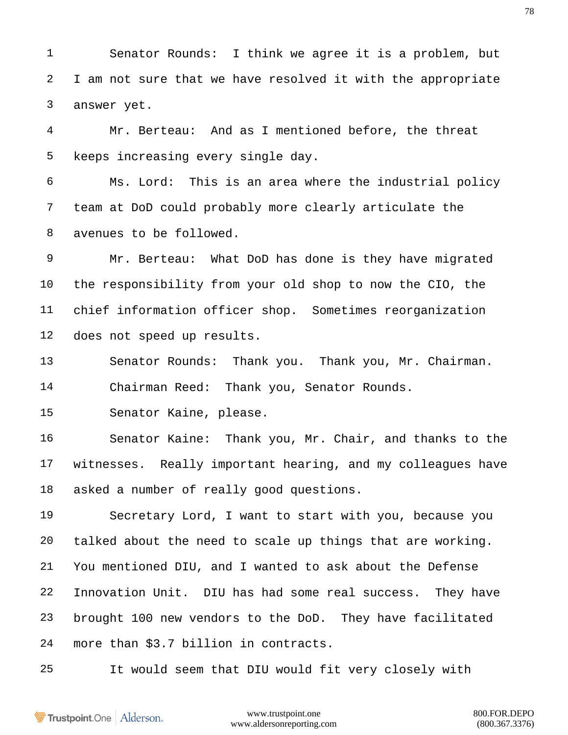Senator Rounds: I think we agree it is a problem, but I am not sure that we have resolved it with the appropriate answer yet.

Mr. Berteau: And as I mentioned before, the threat keeps increasing every single day.

Ms. Lord: This is an area where the industrial policy team at DoD could probably more clearly articulate the avenues to be followed.

Mr. Berteau: What DoD has done is they have migrated the responsibility from your old shop to now the CIO, the chief information officer shop. Sometimes reorganization does not speed up results.

Senator Rounds: Thank you. Thank you, Mr. Chairman.

Chairman Reed: Thank you, Senator Rounds.

Senator Kaine, please.

Senator Kaine: Thank you, Mr. Chair, and thanks to the witnesses. Really important hearing, and my colleagues have asked a number of really good questions.

Secretary Lord, I want to start with you, because you talked about the need to scale up things that are working. You mentioned DIU, and I wanted to ask about the Defense Innovation Unit. DIU has had some real success. They have brought 100 new vendors to the DoD. They have facilitated more than $3.7 billion in contracts.

It would seem that DIU would fit very closely with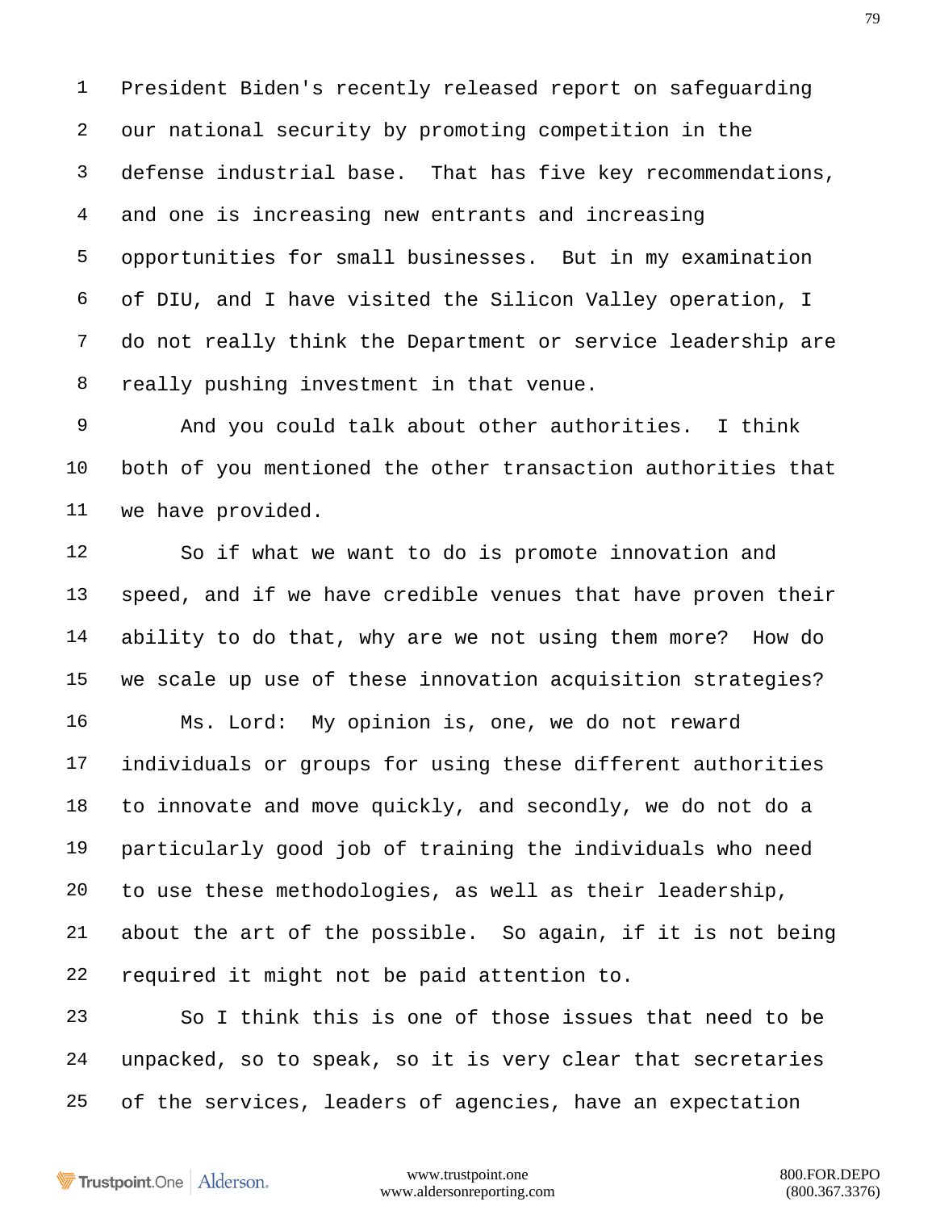President Biden's recently released report on safeguarding our national security by promoting competition in the defense industrial base. That has five key recommendations, and one is increasing new entrants and increasing opportunities for small businesses. But in my examination of DIU, and I have visited the Silicon Valley operation, I do not really think the Department or service leadership are really pushing investment in that venue.

And you could talk about other authorities. I think both of you mentioned the other transaction authorities that we have provided.

So if what we want to do is promote innovation and speed, and if we have credible venues that have proven their ability to do that, why are we not using them more? How do we scale up use of these innovation acquisition strategies?

Ms. Lord: My opinion is, one, we do not reward individuals or groups for using these different authorities to innovate and move quickly, and secondly, we do not do a particularly good job of training the individuals who need to use these methodologies, as well as their leadership, about the art of the possible. So again, if it is not being required it might not be paid attention to.

So I think this is one of those issues that need to be unpacked, so to speak, so it is very clear that secretaries of the services, leaders of agencies, have an expectation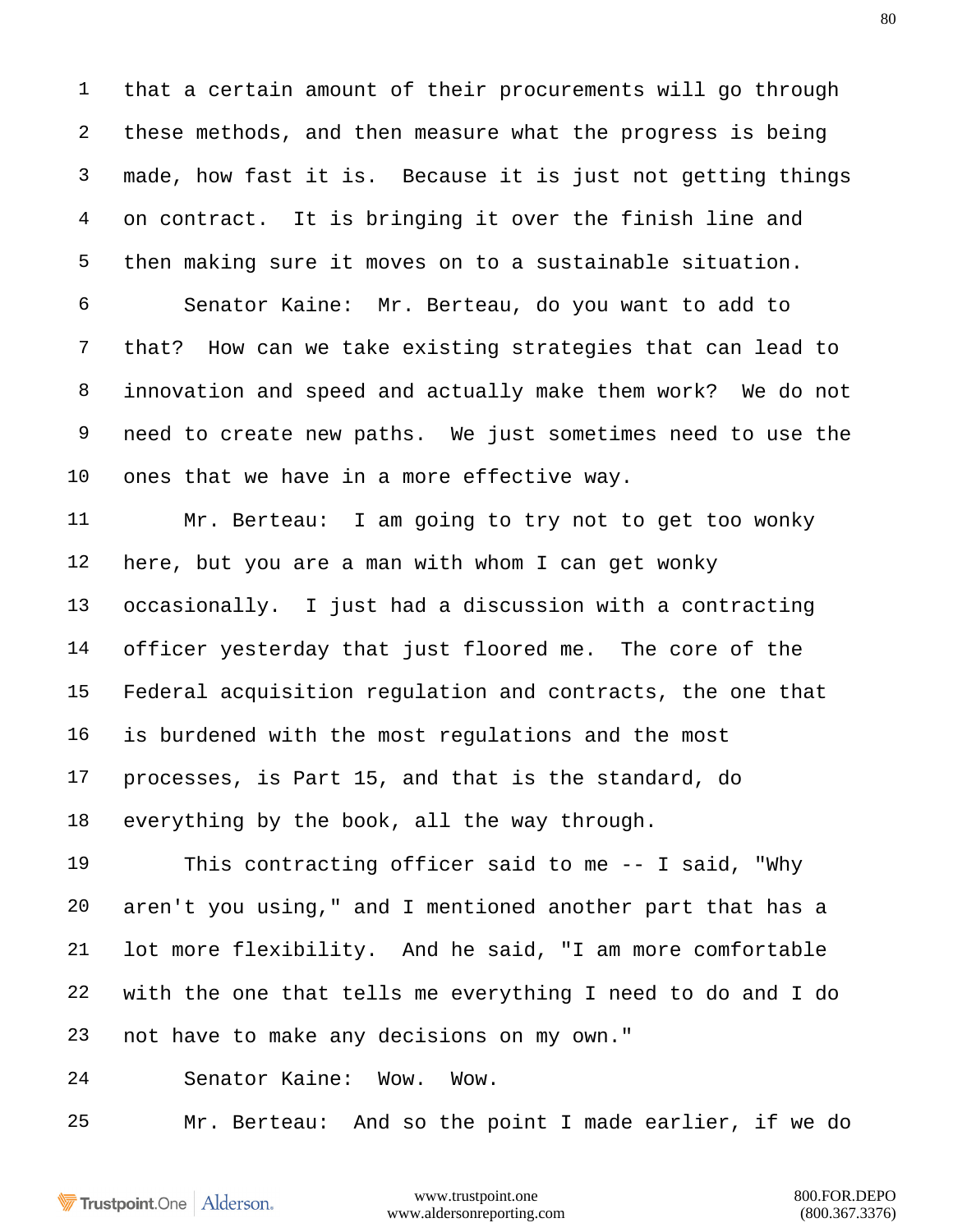that a certain amount of their procurements will go through these methods, and then measure what the progress is being made, how fast it is. Because it is just not getting things on contract. It is bringing it over the finish line and then making sure it moves on to a sustainable situation.

Senator Kaine: Mr. Berteau, do you want to add to that? How can we take existing strategies that can lead to innovation and speed and actually make them work? We do not need to create new paths. We just sometimes need to use the ones that we have in a more effective way.

Mr. Berteau: I am going to try not to get too wonky here, but you are a man with whom I can get wonky occasionally. I just had a discussion with a contracting officer yesterday that just floored me. The core of the Federal acquisition regulation and contracts, the one that is burdened with the most regulations and the most processes, is Part 15, and that is the standard, do everything by the book, all the way through.

This contracting officer said to me -- I said, "Why aren't you using," and I mentioned another part that has a lot more flexibility. And he said, "I am more comfortable with the one that tells me everything I need to do and I do not have to make any decisions on my own."

Senator Kaine: Wow. Wow.

Mr. Berteau: And so the point I made earlier, if we do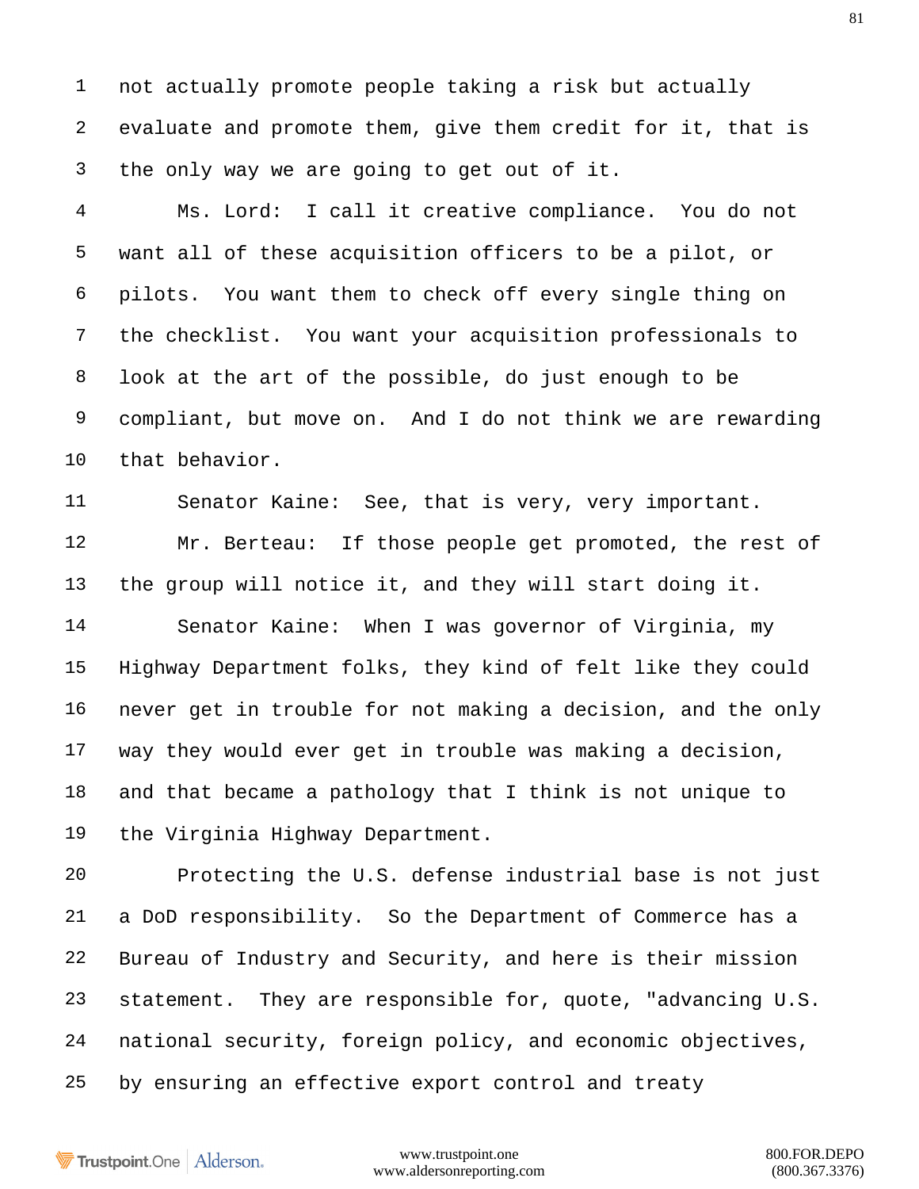not actually promote people taking a risk but actually evaluate and promote them, give them credit for it, that is the only way we are going to get out of it.

Ms. Lord: I call it creative compliance. You do not want all of these acquisition officers to be a pilot, or pilots. You want them to check off every single thing on the checklist. You want your acquisition professionals to look at the art of the possible, do just enough to be compliant, but move on. And I do not think we are rewarding that behavior.

Senator Kaine: See, that is very, very important.

Mr. Berteau: If those people get promoted, the rest of the group will notice it, and they will start doing it.

Senator Kaine: When I was governor of Virginia, my Highway Department folks, they kind of felt like they could never get in trouble for not making a decision, and the only way they would ever get in trouble was making a decision, and that became a pathology that I think is not unique to the Virginia Highway Department.

Protecting the U.S. defense industrial base is not just a DoD responsibility. So the Department of Commerce has a Bureau of Industry and Security, and here is their mission statement. They are responsible for, quote, "advancing U.S. national security, foreign policy, and economic objectives, by ensuring an effective export control and treaty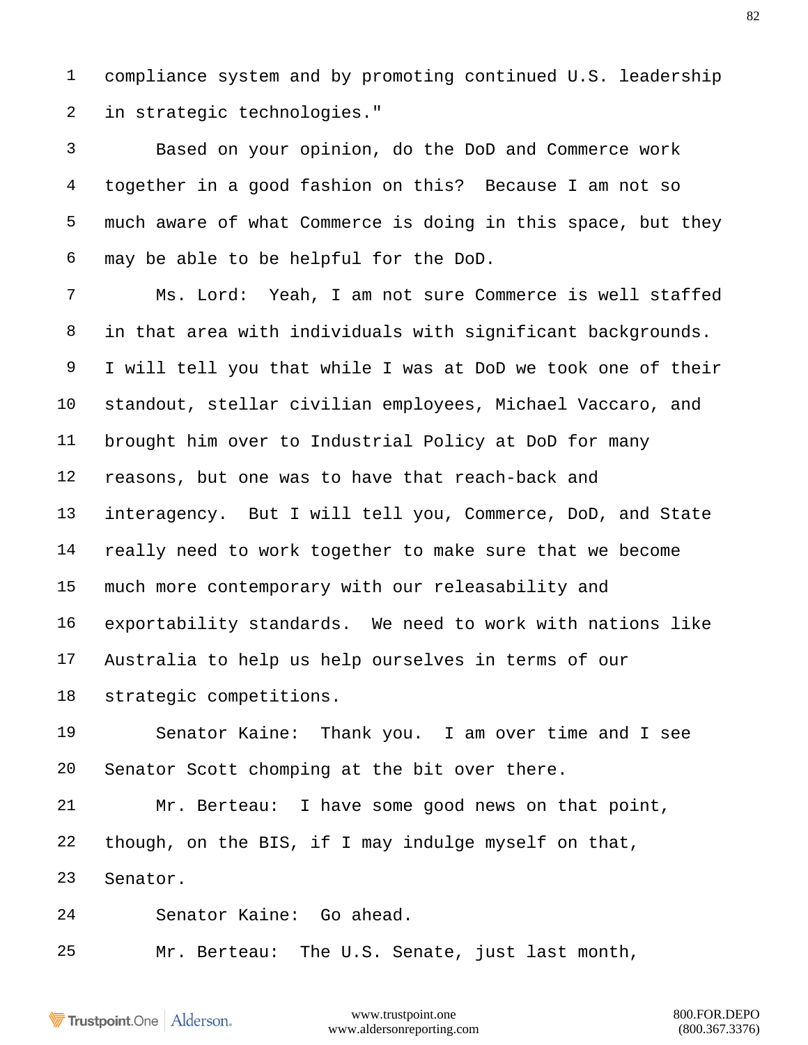compliance system and by promoting continued U.S. leadership in strategic technologies."

Based on your opinion, do the DoD and Commerce work together in a good fashion on this? Because I am not so much aware of what Commerce is doing in this space, but they may be able to be helpful for the DoD.

Ms. Lord: Yeah, I am not sure Commerce is well staffed in that area with individuals with significant backgrounds. I will tell you that while I was at DoD we took one of their standout, stellar civilian employees, Michael Vaccaro, and brought him over to Industrial Policy at DoD for many reasons, but one was to have that reach-back and interagency. But I will tell you, Commerce, DoD, and State really need to work together to make sure that we become much more contemporary with our releasability and exportability standards. We need to work with nations like Australia to help us help ourselves in terms of our strategic competitions.

Senator Kaine: Thank you. I am over time and I see Senator Scott chomping at the bit over there.

Mr. Berteau: I have some good news on that point, though, on the BIS, if I may indulge myself on that, Senator.

Senator Kaine: Go ahead.

Mr. Berteau: The U.S. Senate, just last month,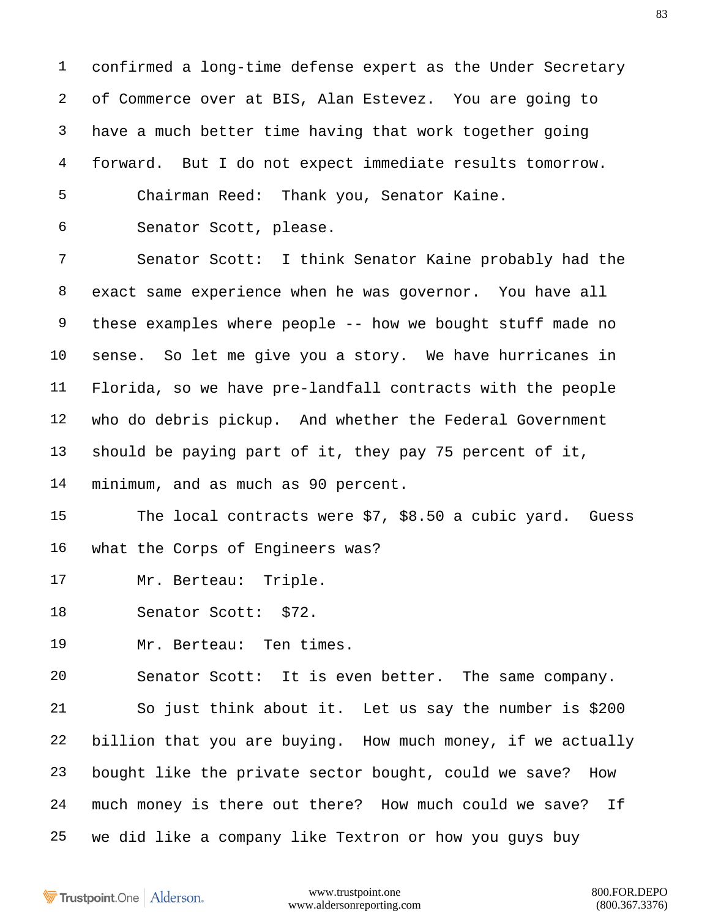confirmed a long-time defense expert as the Under Secretary of Commerce over at BIS, Alan Estevez. You are going to have a much better time having that work together going forward. But I do not expect immediate results tomorrow.

Chairman Reed: Thank you, Senator Kaine.

Senator Scott, please.

Senator Scott: I think Senator Kaine probably had the exact same experience when he was governor. You have all these examples where people -- how we bought stuff made no sense. So let me give you a story. We have hurricanes in Florida, so we have pre-landfall contracts with the people who do debris pickup. And whether the Federal Government should be paying part of it, they pay 75 percent of it, minimum, and as much as 90 percent.

The local contracts were $7, $8.50 a cubic yard. Guess what the Corps of Engineers was?

Mr. Berteau: Triple.

Senator Scott: $72.

Mr. Berteau: Ten times.

Senator Scott: It is even better. The same company.

So just think about it. Let us say the number is $200 billion that you are buying. How much money, if we actually bought like the private sector bought, could we save? How much money is there out there? How much could we save? If we did like a company like Textron or how you guys buy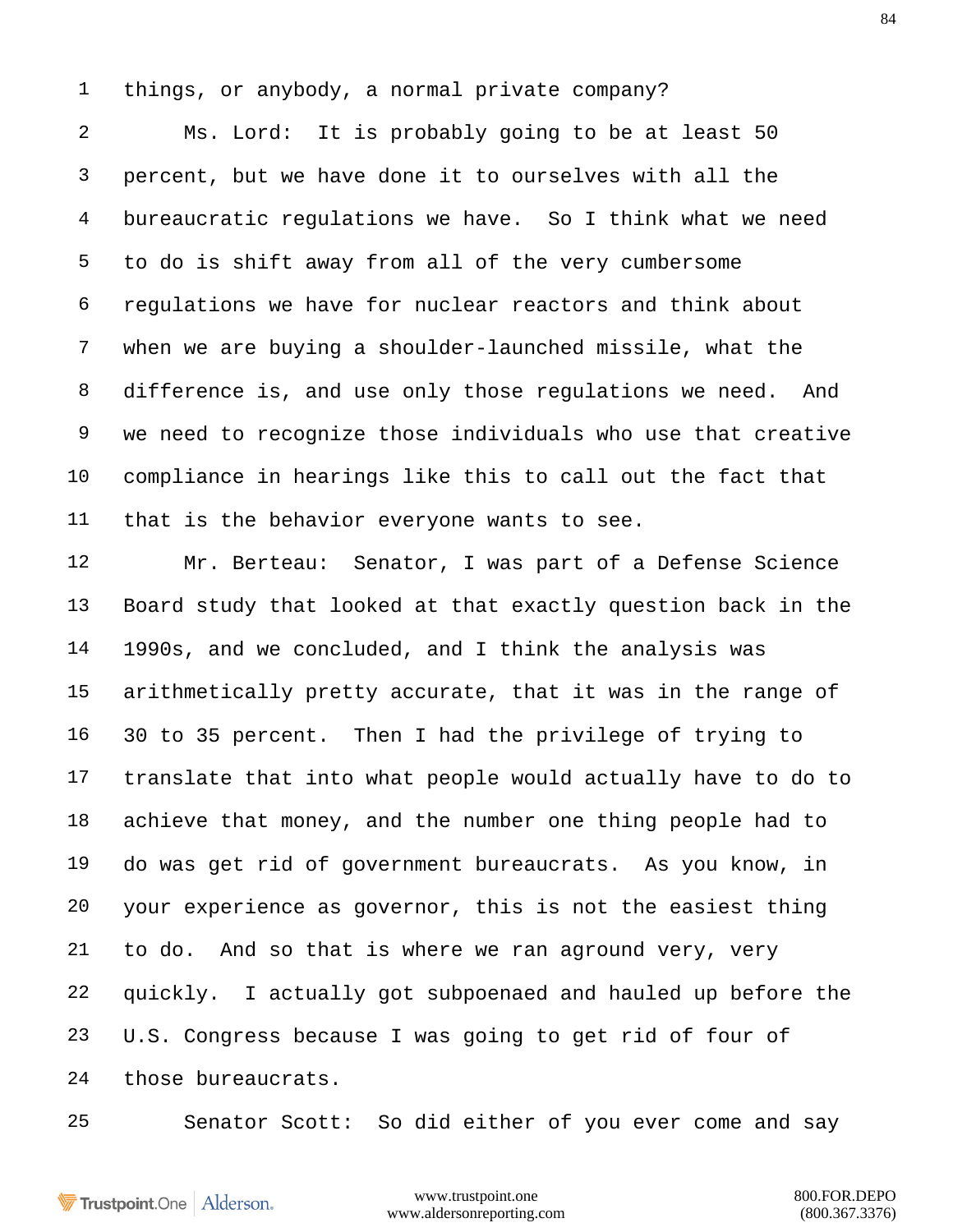things, or anybody, a normal private company?

Ms. Lord: It is probably going to be at least 50 percent, but we have done it to ourselves with all the bureaucratic regulations we have. So I think what we need to do is shift away from all of the very cumbersome regulations we have for nuclear reactors and think about when we are buying a shoulder-launched missile, what the difference is, and use only those regulations we need. And we need to recognize those individuals who use that creative compliance in hearings like this to call out the fact that that is the behavior everyone wants to see.

Mr. Berteau: Senator, I was part of a Defense Science Board study that looked at that exactly question back in the 1990s, and we concluded, and I think the analysis was arithmetically pretty accurate, that it was in the range of 30 to 35 percent. Then I had the privilege of trying to translate that into what people would actually have to do to achieve that money, and the number one thing people had to do was get rid of government bureaucrats. As you know, in your experience as governor, this is not the easiest thing to do. And so that is where we ran aground very, very quickly. I actually got subpoenaed and hauled up before the U.S. Congress because I was going to get rid of four of those bureaucrats.

Senator Scott: So did either of you ever come and say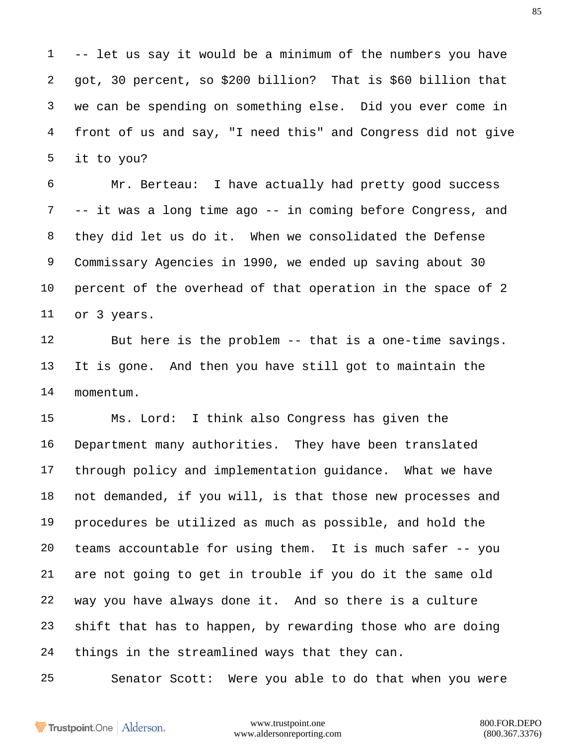-- let us say it would be a minimum of the numbers you have got, 30 percent, so $200 billion? That is $60 billion that we can be spending on something else. Did you ever come in front of us and say, "I need this" and Congress did not give it to you?

Mr. Berteau: I have actually had pretty good success -- it was a long time ago -- in coming before Congress, and they did let us do it. When we consolidated the Defense Commissary Agencies in 1990, we ended up saving about 30 percent of the overhead of that operation in the space of 2 or 3 years.

But here is the problem -- that is a one-time savings. It is gone. And then you have still got to maintain the momentum.

Ms. Lord: I think also Congress has given the Department many authorities. They have been translated through policy and implementation guidance. What we have not demanded, if you will, is that those new processes and procedures be utilized as much as possible, and hold the teams accountable for using them. It is much safer -- you are not going to get in trouble if you do it the same old way you have always done it. And so there is a culture shift that has to happen, by rewarding those who are doing things in the streamlined ways that they can.

Senator Scott: Were you able to do that when you were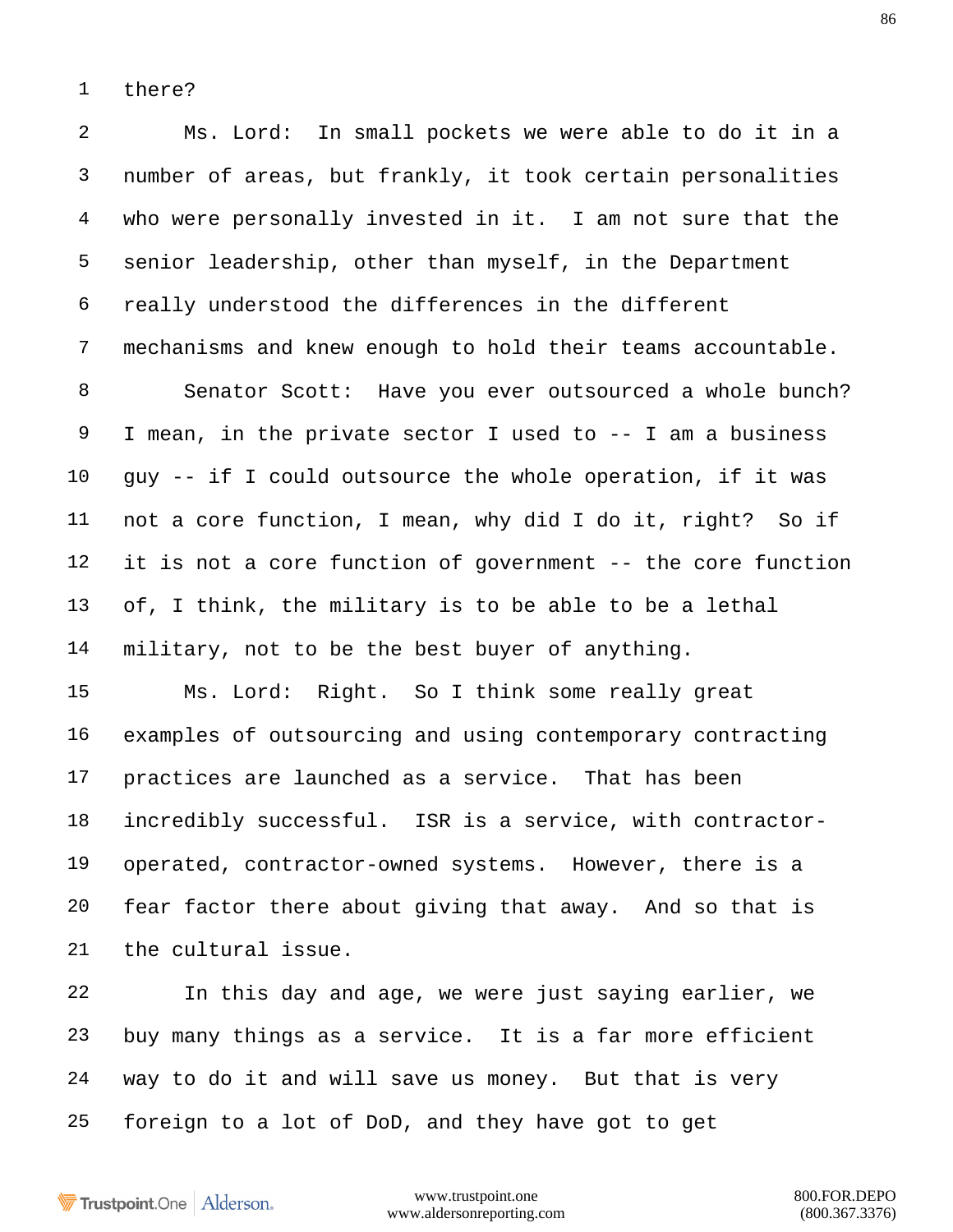there?

Ms. Lord: In small pockets we were able to do it in a number of areas, but frankly, it took certain personalities who were personally invested in it. I am not sure that the senior leadership, other than myself, in the Department really understood the differences in the different mechanisms and knew enough to hold their teams accountable.

Senator Scott: Have you ever outsourced a whole bunch? I mean, in the private sector I used to -- I am a business guy -- if I could outsource the whole operation, if it was not a core function, I mean, why did I do it, right? So if it is not a core function of government -- the core function of, I think, the military is to be able to be a lethal military, not to be the best buyer of anything.

Ms. Lord: Right. So I think some really great examples of outsourcing and using contemporary contracting practices are launched as a service. That has been incredibly successful. ISR is a service, with contractor-operated, contractor-owned systems. However, there is a fear factor there about giving that away. And so that is the cultural issue.

In this day and age, we were just saying earlier, we buy many things as a service. It is a far more efficient way to do it and will save us money. But that is very foreign to a lot of DoD, and they have got to get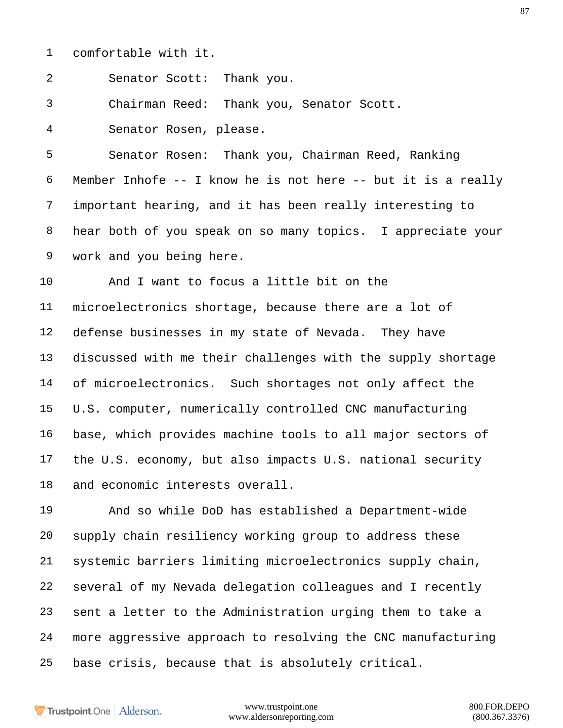comfortable with it.

Senator Scott: Thank you.

Chairman Reed: Thank you, Senator Scott.

Senator Rosen, please.

Senator Rosen: Thank you, Chairman Reed, Ranking Member Inhofe -- I know he is not here -- but it is a really important hearing, and it has been really interesting to hear both of you speak on so many topics. I appreciate your work and you being here.

And I want to focus a little bit on the microelectronics shortage, because there are a lot of defense businesses in my state of Nevada. They have discussed with me their challenges with the supply shortage of microelectronics. Such shortages not only affect the U.S. computer, numerically controlled CNC manufacturing base, which provides machine tools to all major sectors of the U.S. economy, but also impacts U.S. national security and economic interests overall.

And so while DoD has established a Department-wide supply chain resiliency working group to address these systemic barriers limiting microelectronics supply chain, several of my Nevada delegation colleagues and I recently sent a letter to the Administration urging them to take a more aggressive approach to resolving the CNC manufacturing base crisis, because that is absolutely critical.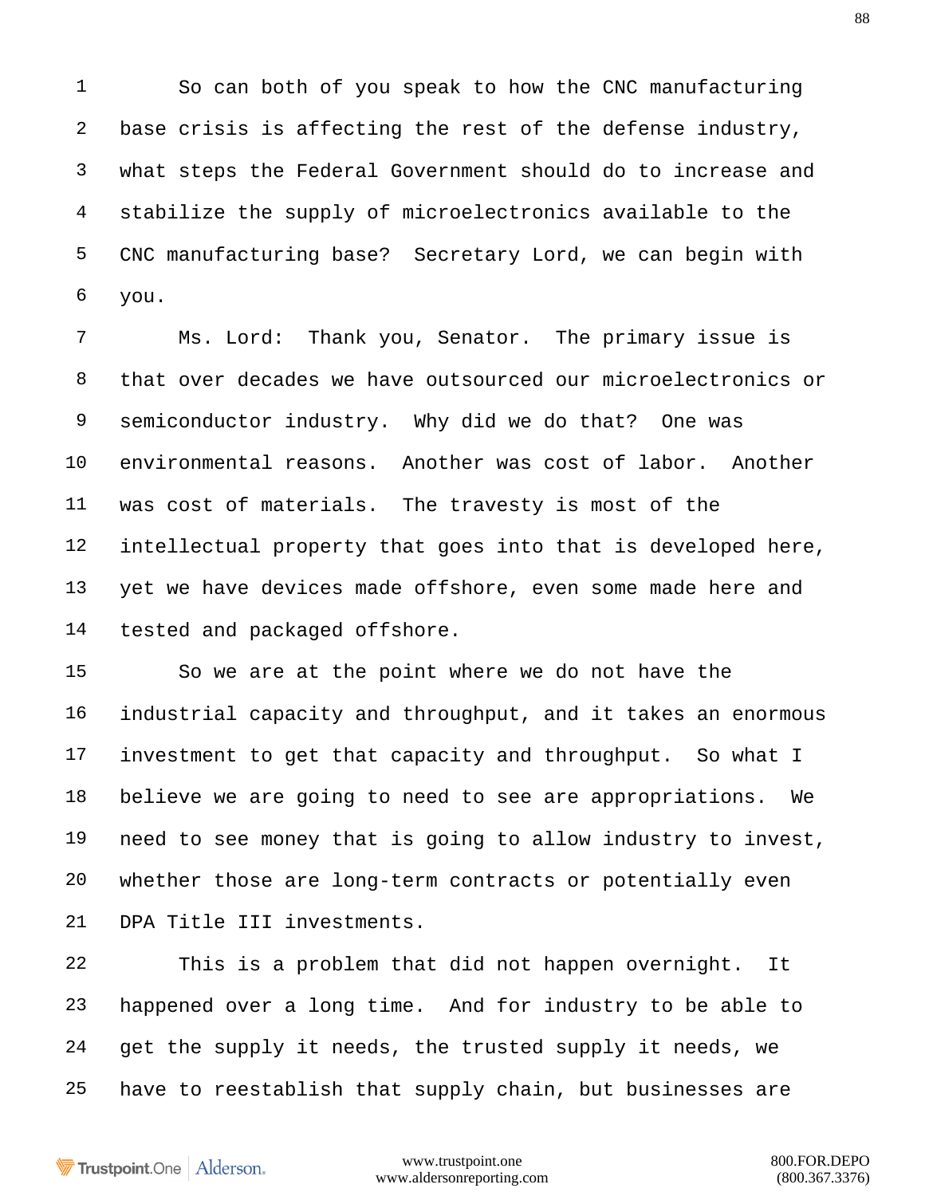So can both of you speak to how the CNC manufacturing base crisis is affecting the rest of the defense industry, what steps the Federal Government should do to increase and stabilize the supply of microelectronics available to the CNC manufacturing base? Secretary Lord, we can begin with you.

Ms. Lord: Thank you, Senator. The primary issue is that over decades we have outsourced our microelectronics or semiconductor industry. Why did we do that? One was environmental reasons. Another was cost of labor. Another was cost of materials. The travesty is most of the intellectual property that goes into that is developed here, yet we have devices made offshore, even some made here and tested and packaged offshore.

So we are at the point where we do not have the industrial capacity and throughput, and it takes an enormous investment to get that capacity and throughput. So what I believe we are going to need to see are appropriations. We need to see money that is going to allow industry to invest, whether those are long-term contracts or potentially even DPA Title III investments.

This is a problem that did not happen overnight. It happened over a long time. And for industry to be able to get the supply it needs, the trusted supply it needs, we have to reestablish that supply chain, but businesses are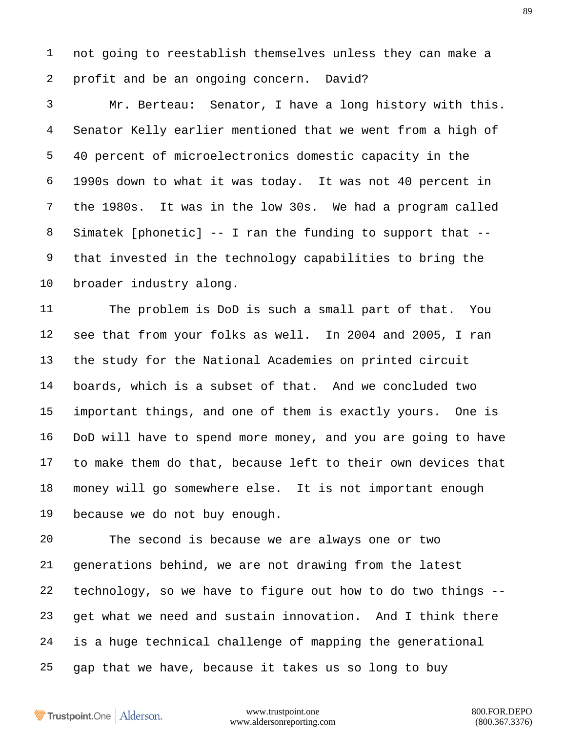not going to reestablish themselves unless they can make a profit and be an ongoing concern. David?

Mr. Berteau: Senator, I have a long history with this. Senator Kelly earlier mentioned that we went from a high of 40 percent of microelectronics domestic capacity in the 1990s down to what it was today. It was not 40 percent in the 1980s. It was in the low 30s. We had a program called Simatek [phonetic] -- I ran the funding to support that -- that invested in the technology capabilities to bring the broader industry along.

The problem is DoD is such a small part of that. You see that from your folks as well. In 2004 and 2005, I ran the study for the National Academies on printed circuit boards, which is a subset of that. And we concluded two important things, and one of them is exactly yours. One is DoD will have to spend more money, and you are going to have to make them do that, because left to their own devices that money will go somewhere else. It is not important enough because we do not buy enough.

The second is because we are always one or two generations behind, we are not drawing from the latest technology, so we have to figure out how to do two things -- get what we need and sustain innovation. And I think there is a huge technical challenge of mapping the generational gap that we have, because it takes us so long to buy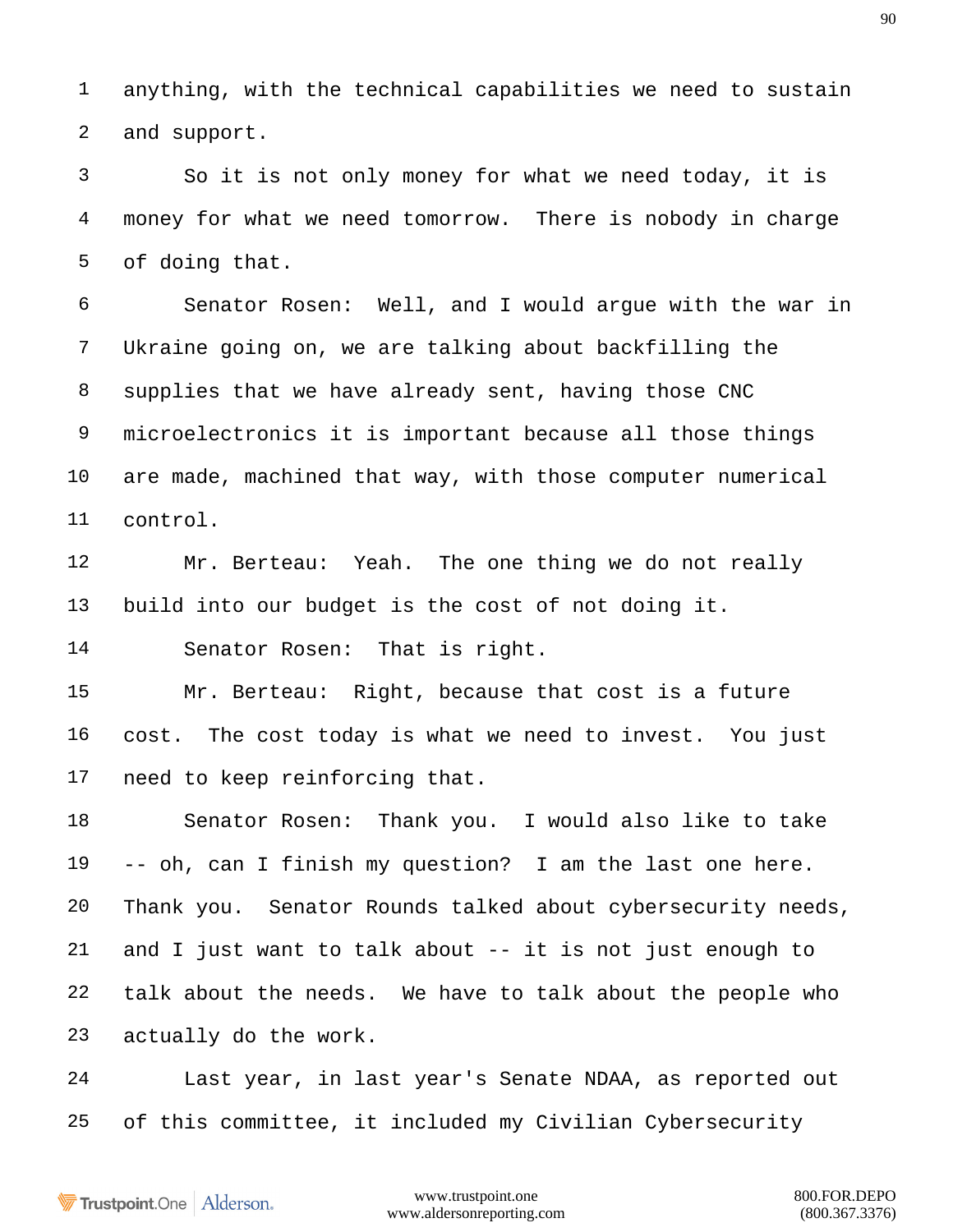anything, with the technical capabilities we need to sustain and support.

So it is not only money for what we need today, it is money for what we need tomorrow. There is nobody in charge of doing that.

Senator Rosen: Well, and I would argue with the war in Ukraine going on, we are talking about backfilling the supplies that we have already sent, having those CNC microelectronics it is important because all those things are made, machined that way, with those computer numerical control.

Mr. Berteau: Yeah. The one thing we do not really build into our budget is the cost of not doing it.

Senator Rosen: That is right.

Mr. Berteau: Right, because that cost is a future cost. The cost today is what we need to invest. You just need to keep reinforcing that.

Senator Rosen: Thank you. I would also like to take -- oh, can I finish my question? I am the last one here. Thank you. Senator Rounds talked about cybersecurity needs, and I just want to talk about -- it is not just enough to talk about the needs. We have to talk about the people who actually do the work.

Last year, in last year's Senate NDAA, as reported out of this committee, it included my Civilian Cybersecurity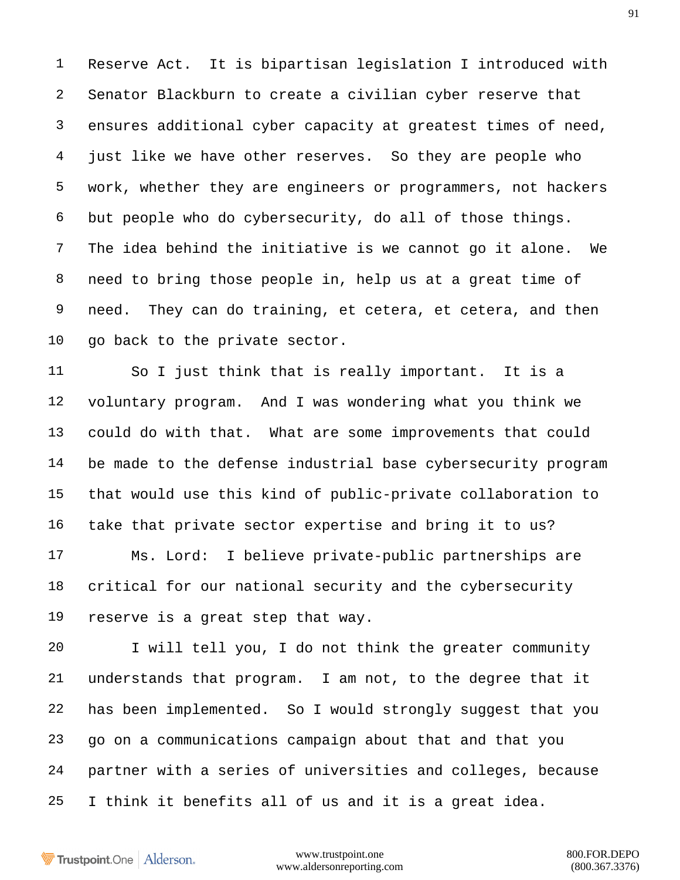Reserve Act. It is bipartisan legislation I introduced with Senator Blackburn to create a civilian cyber reserve that ensures additional cyber capacity at greatest times of need, just like we have other reserves. So they are people who work, whether they are engineers or programmers, not hackers but people who do cybersecurity, do all of those things. The idea behind the initiative is we cannot go it alone. We need to bring those people in, help us at a great time of need. They can do training, et cetera, et cetera, and then go back to the private sector.

So I just think that is really important. It is a voluntary program. And I was wondering what you think we could do with that. What are some improvements that could be made to the defense industrial base cybersecurity program that would use this kind of public-private collaboration to take that private sector expertise and bring it to us?

Ms. Lord: I believe private-public partnerships are critical for our national security and the cybersecurity reserve is a great step that way.

I will tell you, I do not think the greater community understands that program. I am not, to the degree that it has been implemented. So I would strongly suggest that you go on a communications campaign about that and that you partner with a series of universities and colleges, because I think it benefits all of us and it is a great idea.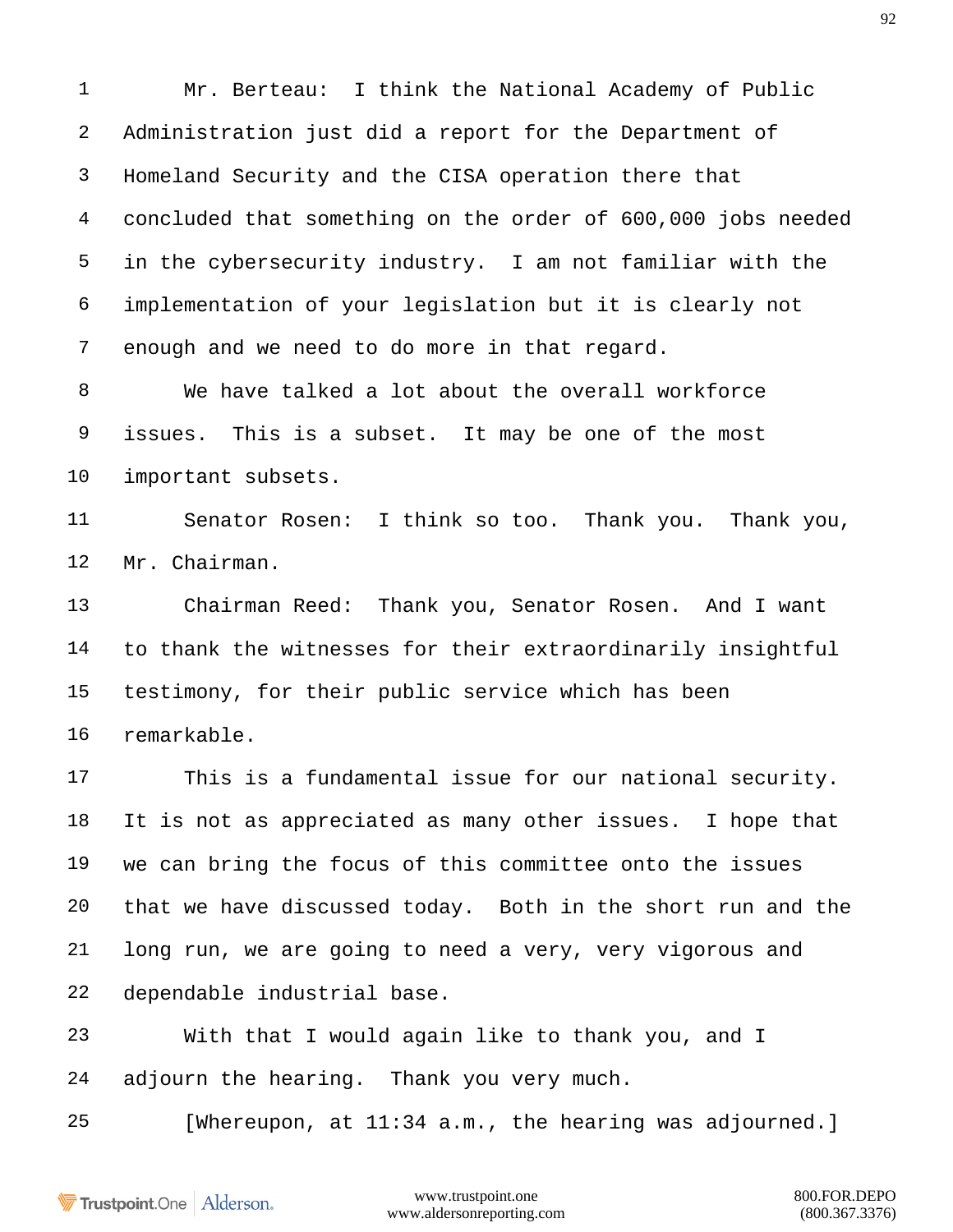Mr. Berteau: I think the National Academy of Public Administration just did a report for the Department of Homeland Security and the CISA operation there that concluded that something on the order of 600,000 jobs needed in the cybersecurity industry. I am not familiar with the implementation of your legislation but it is clearly not enough and we need to do more in that regard.

We have talked a lot about the overall workforce issues. This is a subset. It may be one of the most important subsets.

Senator Rosen: I think so too. Thank you. Thank you, Mr. Chairman.

Chairman Reed: Thank you, Senator Rosen. And I want to thank the witnesses for their extraordinarily insightful testimony, for their public service which has been remarkable.

This is a fundamental issue for our national security. It is not as appreciated as many other issues. I hope that we can bring the focus of this committee onto the issues that we have discussed today. Both in the short run and the long run, we are going to need a very, very vigorous and dependable industrial base.

With that I would again like to thank you, and I adjourn the hearing. Thank you very much.

[Whereupon, at 11:34 a.m., the hearing was adjourned.]